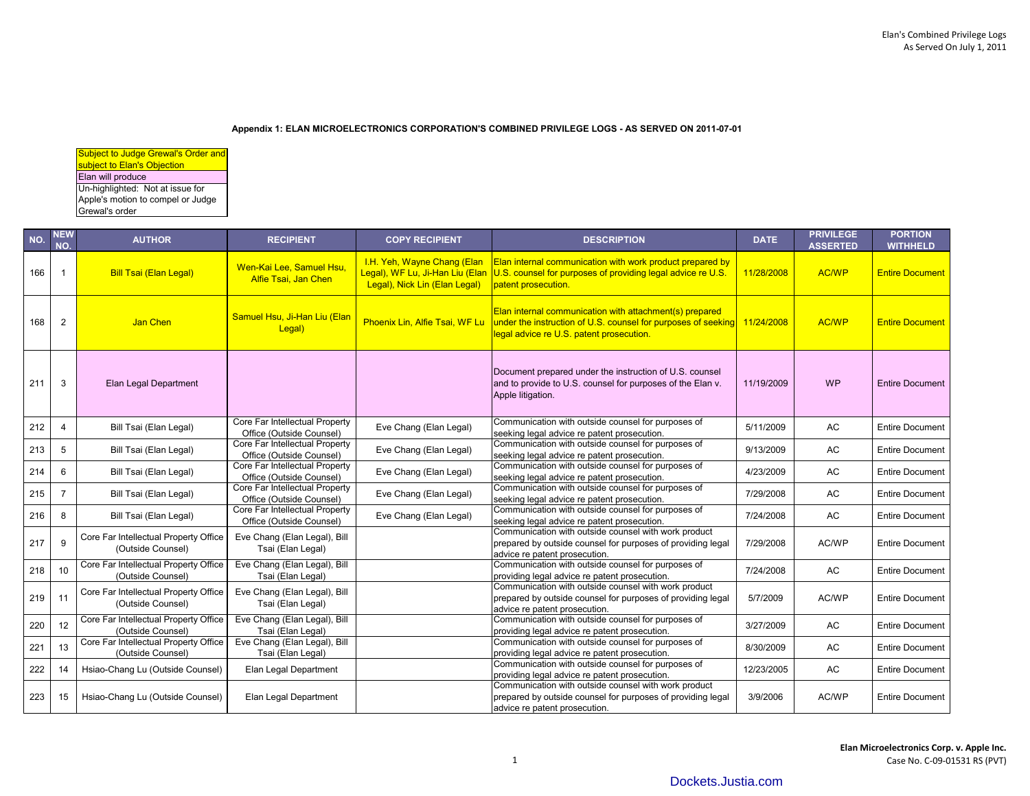Elan's Combined Privilege Logs
As Served On July 1, 2011

**Appendix 1: ELAN MICROELECTRONICS CORPORATION'S COMBINED PRIVILEGE LOGS - AS SERVED ON 2011-07-01**

| Legend |
|---|
| Subject to Judge Grewal's Order and subject to Elan's Objection |
| Elan will produce |
| Un-highlighted: Not at issue for Apple's motion to compel or Judge Grewal's order |

| NO. | NEW NO. | AUTHOR | RECIPIENT | COPY RECIPIENT | DESCRIPTION | DATE | PRIVILEGE ASSERTED | PORTION WITHHELD |
|---|---|---|---|---|---|---|---|---|
| 166 | 1 | Bill Tsai (Elan Legal) | Wen-Kai Lee, Samuel Hsu, Alfie Tsai, Jan Chen | I.H. Yeh, Wayne Chang (Elan Legal), WF Lu, Ji-Han Liu (Elan Legal), Nick Lin (Elan Legal) | Elan internal communication with work product prepared by U.S. counsel for purposes of providing legal advice re U.S. patent prosecution. | 11/28/2008 | AC/WP | Entire Document |
| 168 | 2 | Jan Chen | Samuel Hsu, Ji-Han Liu (Elan Legal) | Phoenix Lin, Alfie Tsai, WF Lu | Elan internal communication with attachment(s) prepared under the instruction of U.S. counsel for purposes of seeking legal advice re U.S. patent prosecution. | 11/24/2008 | AC/WP | Entire Document |
| 211 | 3 | Elan Legal Department | | | Document prepared under the instruction of U.S. counsel and to provide to U.S. counsel for purposes of the Elan v. Apple litigation. | 11/19/2009 | WP | Entire Document |
| 212 | 4 | Bill Tsai (Elan Legal) | Core Far Intellectual Property Office (Outside Counsel) | Eve Chang (Elan Legal) | Communication with outside counsel for purposes of seeking legal advice re patent prosecution. | 5/11/2009 | AC | Entire Document |
| 213 | 5 | Bill Tsai (Elan Legal) | Core Far Intellectual Property Office (Outside Counsel) | Eve Chang (Elan Legal) | Communication with outside counsel for purposes of seeking legal advice re patent prosecution. | 9/13/2009 | AC | Entire Document |
| 214 | 6 | Bill Tsai (Elan Legal) | Core Far Intellectual Property Office (Outside Counsel) | Eve Chang (Elan Legal) | Communication with outside counsel for purposes of seeking legal advice re patent prosecution. | 4/23/2009 | AC | Entire Document |
| 215 | 7 | Bill Tsai (Elan Legal) | Core Far Intellectual Property Office (Outside Counsel) | Eve Chang (Elan Legal) | Communication with outside counsel for purposes of seeking legal advice re patent prosecution. | 7/29/2008 | AC | Entire Document |
| 216 | 8 | Bill Tsai (Elan Legal) | Core Far Intellectual Property Office (Outside Counsel) | Eve Chang (Elan Legal) | Communication with outside counsel for purposes of seeking legal advice re patent prosecution. | 7/24/2008 | AC | Entire Document |
| 217 | 9 | Core Far Intellectual Property Office (Outside Counsel) | Eve Chang (Elan Legal), Bill Tsai (Elan Legal) | | Communication with outside counsel with work product prepared by outside counsel for purposes of providing legal advice re patent prosecution. | 7/29/2008 | AC/WP | Entire Document |
| 218 | 10 | Core Far Intellectual Property Office (Outside Counsel) | Eve Chang (Elan Legal), Bill Tsai (Elan Legal) | | Communication with outside counsel for purposes of providing legal advice re patent prosecution. | 7/24/2008 | AC | Entire Document |
| 219 | 11 | Core Far Intellectual Property Office (Outside Counsel) | Eve Chang (Elan Legal), Bill Tsai (Elan Legal) | | Communication with outside counsel with work product prepared by outside counsel for purposes of providing legal advice re patent prosecution. | 5/7/2009 | AC/WP | Entire Document |
| 220 | 12 | Core Far Intellectual Property Office (Outside Counsel) | Eve Chang (Elan Legal), Bill Tsai (Elan Legal) | | Communication with outside counsel for purposes of providing legal advice re patent prosecution. | 3/27/2009 | AC | Entire Document |
| 221 | 13 | Core Far Intellectual Property Office (Outside Counsel) | Eve Chang (Elan Legal), Bill Tsai (Elan Legal) | | Communication with outside counsel for purposes of providing legal advice re patent prosecution. | 8/30/2009 | AC | Entire Document |
| 222 | 14 | Hsiao-Chang Lu (Outside Counsel) | Elan Legal Department | | Communication with outside counsel for purposes of providing legal advice re patent prosecution. | 12/23/2005 | AC | Entire Document |
| 223 | 15 | Hsiao-Chang Lu (Outside Counsel) | Elan Legal Department | | Communication with outside counsel with work product prepared by outside counsel for purposes of providing legal advice re patent prosecution. | 3/9/2006 | AC/WP | Entire Document |

**Elan Microelectronics Corp. v. Apple Inc.**
Case No. C-09-01531 RS (PVT)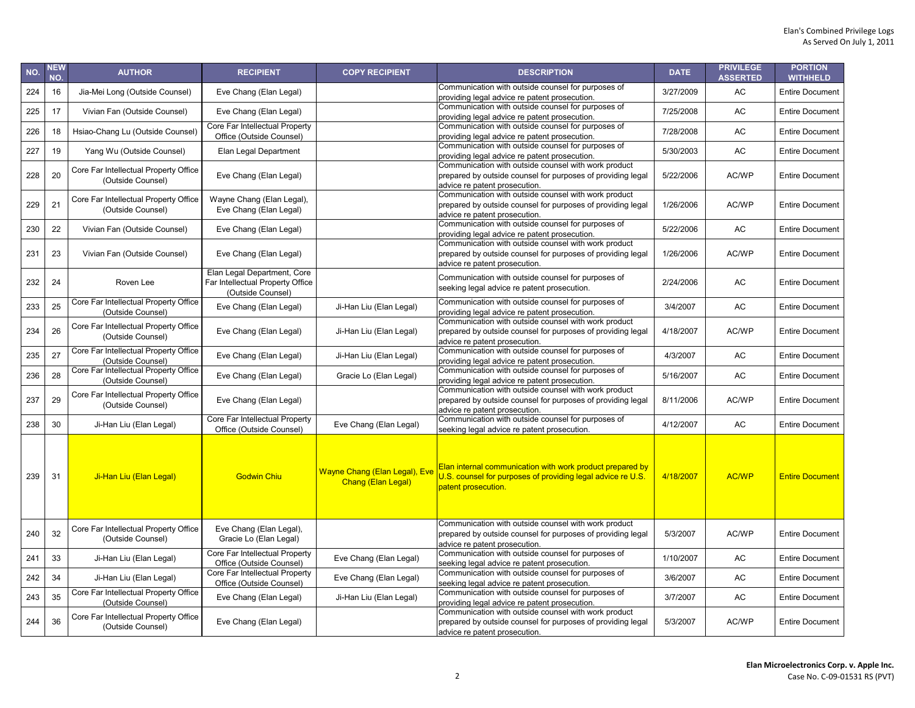| NO. | NEW NO. | AUTHOR | RECIPIENT | COPY RECIPIENT | DESCRIPTION | DATE | PRIVILEGE ASSERTED | PORTION WITHHELD |
|---|---|---|---|---|---|---|---|---|
| 224 | 16 | Jia-Mei Long (Outside Counsel) | Eve Chang (Elan Legal) | | Communication with outside counsel for purposes of providing legal advice re patent prosecution. | 3/27/2009 | AC | Entire Document |
| 225 | 17 | Vivian Fan (Outside Counsel) | Eve Chang (Elan Legal) | | Communication with outside counsel for purposes of providing legal advice re patent prosecution. | 7/25/2008 | AC | Entire Document |
| 226 | 18 | Hsiao-Chang Lu (Outside Counsel) | Core Far Intellectual Property Office (Outside Counsel) | | Communication with outside counsel for purposes of providing legal advice re patent prosecution. | 7/28/2008 | AC | Entire Document |
| 227 | 19 | Yang Wu (Outside Counsel) | Elan Legal Department | | Communication with outside counsel for purposes of providing legal advice re patent prosecution. | 5/30/2003 | AC | Entire Document |
| 228 | 20 | Core Far Intellectual Property Office (Outside Counsel) | Eve Chang (Elan Legal) | | Communication with outside counsel with work product prepared by outside counsel for purposes of providing legal advice re patent prosecution. | 5/22/2006 | AC/WP | Entire Document |
| 229 | 21 | Core Far Intellectual Property Office (Outside Counsel) | Wayne Chang (Elan Legal), Eve Chang (Elan Legal) | | Communication with outside counsel with work product prepared by outside counsel for purposes of providing legal advice re patent prosecution. | 1/26/2006 | AC/WP | Entire Document |
| 230 | 22 | Vivian Fan (Outside Counsel) | Eve Chang (Elan Legal) | | Communication with outside counsel for purposes of providing legal advice re patent prosecution. | 5/22/2006 | AC | Entire Document |
| 231 | 23 | Vivian Fan (Outside Counsel) | Eve Chang (Elan Legal) | | Communication with outside counsel with work product prepared by outside counsel for purposes of providing legal advice re patent prosecution. | 1/26/2006 | AC/WP | Entire Document |
| 232 | 24 | Roven Lee | Elan Legal Department, Core Far Intellectual Property Office (Outside Counsel) | | Communication with outside counsel for purposes of seeking legal advice re patent prosecution. | 2/24/2006 | AC | Entire Document |
| 233 | 25 | Core Far Intellectual Property Office (Outside Counsel) | Eve Chang (Elan Legal) | Ji-Han Liu (Elan Legal) | Communication with outside counsel for purposes of providing legal advice re patent prosecution. | 3/4/2007 | AC | Entire Document |
| 234 | 26 | Core Far Intellectual Property Office (Outside Counsel) | Eve Chang (Elan Legal) | Ji-Han Liu (Elan Legal) | Communication with outside counsel with work product prepared by outside counsel for purposes of providing legal advice re patent prosecution. | 4/18/2007 | AC/WP | Entire Document |
| 235 | 27 | Core Far Intellectual Property Office (Outside Counsel) | Eve Chang (Elan Legal) | Ji-Han Liu (Elan Legal) | Communication with outside counsel for purposes of providing legal advice re patent prosecution. | 4/3/2007 | AC | Entire Document |
| 236 | 28 | Core Far Intellectual Property Office (Outside Counsel) | Eve Chang (Elan Legal) | Gracie Lo (Elan Legal) | Communication with outside counsel for purposes of providing legal advice re patent prosecution. | 5/16/2007 | AC | Entire Document |
| 237 | 29 | Core Far Intellectual Property Office (Outside Counsel) | Eve Chang (Elan Legal) | | Communication with outside counsel with work product prepared by outside counsel for purposes of providing legal advice re patent prosecution. | 8/11/2006 | AC/WP | Entire Document |
| 238 | 30 | Ji-Han Liu (Elan Legal) | Core Far Intellectual Property Office (Outside Counsel) | Eve Chang (Elan Legal) | Communication with outside counsel for purposes of seeking legal advice re patent prosecution. | 4/12/2007 | AC | Entire Document |
| 239 | 31 | Ji-Han Liu (Elan Legal) | Godwin Chiu | Wayne Chang (Elan Legal), Eve Chang (Elan Legal) | Elan internal communication with work product prepared by U.S. counsel for purposes of providing legal advice re U.S. patent prosecution. | 4/18/2007 | AC/WP | Entire Document |
| 240 | 32 | Core Far Intellectual Property Office (Outside Counsel) | Eve Chang (Elan Legal), Gracie Lo (Elan Legal) | | Communication with outside counsel with work product prepared by outside counsel for purposes of providing legal advice re patent prosecution. | 5/3/2007 | AC/WP | Entire Document |
| 241 | 33 | Ji-Han Liu (Elan Legal) | Core Far Intellectual Property Office (Outside Counsel) | Eve Chang (Elan Legal) | Communication with outside counsel for purposes of seeking legal advice re patent prosecution. | 1/10/2007 | AC | Entire Document |
| 242 | 34 | Ji-Han Liu (Elan Legal) | Core Far Intellectual Property Office (Outside Counsel) | Eve Chang (Elan Legal) | Communication with outside counsel for purposes of seeking legal advice re patent prosecution. | 3/6/2007 | AC | Entire Document |
| 243 | 35 | Core Far Intellectual Property Office (Outside Counsel) | Eve Chang (Elan Legal) | Ji-Han Liu (Elan Legal) | Communication with outside counsel for purposes of providing legal advice re patent prosecution. | 3/7/2007 | AC | Entire Document |
| 244 | 36 | Core Far Intellectual Property Office (Outside Counsel) | Eve Chang (Elan Legal) | | Communication with outside counsel with work product prepared by outside counsel for purposes of providing legal advice re patent prosecution. | 5/3/2007 | AC/WP | Entire Document |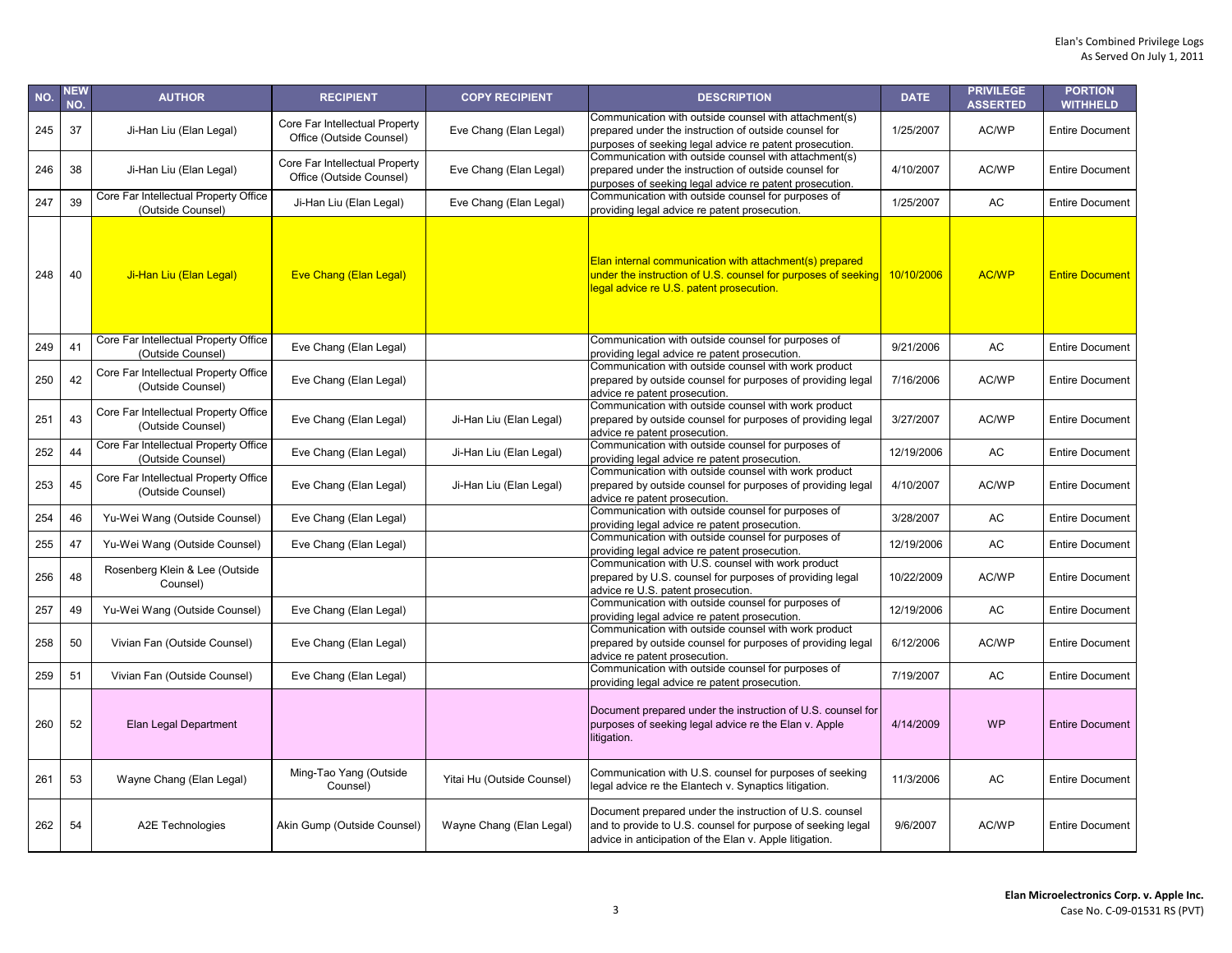| NO. | NEW NO. | AUTHOR | RECIPIENT | COPY RECIPIENT | DESCRIPTION | DATE | PRIVILEGE ASSERTED | PORTION WITHHELD |
|---|---|---|---|---|---|---|---|---|
| 245 | 37 | Ji-Han Liu (Elan Legal) | Core Far Intellectual Property Office (Outside Counsel) | Eve Chang (Elan Legal) | Communication with outside counsel with attachment(s) prepared under the instruction of outside counsel for purposes of seeking legal advice re patent prosecution. | 1/25/2007 | AC/WP | Entire Document |
| 246 | 38 | Ji-Han Liu (Elan Legal) | Core Far Intellectual Property Office (Outside Counsel) | Eve Chang (Elan Legal) | Communication with outside counsel with attachment(s) prepared under the instruction of outside counsel for purposes of seeking legal advice re patent prosecution. | 4/10/2007 | AC/WP | Entire Document |
| 247 | 39 | Core Far Intellectual Property Office (Outside Counsel) | Ji-Han Liu (Elan Legal) | Eve Chang (Elan Legal) | Communication with outside counsel for purposes of providing legal advice re patent prosecution. | 1/25/2007 | AC | Entire Document |
| 248 | 40 | Ji-Han Liu (Elan Legal) | Eve Chang (Elan Legal) | | Elan internal communication with attachment(s) prepared under the instruction of U.S. counsel for purposes of seeking legal advice re U.S. patent prosecution. | 10/10/2006 | AC/WP | Entire Document |
| 249 | 41 | Core Far Intellectual Property Office (Outside Counsel) | Eve Chang (Elan Legal) | | Communication with outside counsel for purposes of providing legal advice re patent prosecution. | 9/21/2006 | AC | Entire Document |
| 250 | 42 | Core Far Intellectual Property Office (Outside Counsel) | Eve Chang (Elan Legal) | | Communication with outside counsel with work product prepared by outside counsel for purposes of providing legal advice re patent prosecution. | 7/16/2006 | AC/WP | Entire Document |
| 251 | 43 | Core Far Intellectual Property Office (Outside Counsel) | Eve Chang (Elan Legal) | Ji-Han Liu (Elan Legal) | Communication with outside counsel with work product prepared by outside counsel for purposes of providing legal advice re patent prosecution. | 3/27/2007 | AC/WP | Entire Document |
| 252 | 44 | Core Far Intellectual Property Office (Outside Counsel) | Eve Chang (Elan Legal) | Ji-Han Liu (Elan Legal) | Communication with outside counsel for purposes of providing legal advice re patent prosecution. | 12/19/2006 | AC | Entire Document |
| 253 | 45 | Core Far Intellectual Property Office (Outside Counsel) | Eve Chang (Elan Legal) | Ji-Han Liu (Elan Legal) | Communication with outside counsel with work product prepared by outside counsel for purposes of providing legal advice re patent prosecution. | 4/10/2007 | AC/WP | Entire Document |
| 254 | 46 | Yu-Wei Wang (Outside Counsel) | Eve Chang (Elan Legal) | | Communication with outside counsel for purposes of providing legal advice re patent prosecution. | 3/28/2007 | AC | Entire Document |
| 255 | 47 | Yu-Wei Wang (Outside Counsel) | Eve Chang (Elan Legal) | | Communication with outside counsel for purposes of providing legal advice re patent prosecution. | 12/19/2006 | AC | Entire Document |
| 256 | 48 | Rosenberg Klein & Lee (Outside Counsel) | | | Communication with U.S. counsel with work product prepared by U.S. counsel for purposes of providing legal advice re U.S. patent prosecution. | 10/22/2009 | AC/WP | Entire Document |
| 257 | 49 | Yu-Wei Wang (Outside Counsel) | Eve Chang (Elan Legal) | | Communication with outside counsel for purposes of providing legal advice re patent prosecution. | 12/19/2006 | AC | Entire Document |
| 258 | 50 | Vivian Fan (Outside Counsel) | Eve Chang (Elan Legal) | | Communication with outside counsel with work product prepared by outside counsel for purposes of providing legal advice re patent prosecution. | 6/12/2006 | AC/WP | Entire Document |
| 259 | 51 | Vivian Fan (Outside Counsel) | Eve Chang (Elan Legal) | | Communication with outside counsel for purposes of providing legal advice re patent prosecution. | 7/19/2007 | AC | Entire Document |
| 260 | 52 | Elan Legal Department | | | Document prepared under the instruction of U.S. counsel for purposes of seeking legal advice re the Elan v. Apple litigation. | 4/14/2009 | WP | Entire Document |
| 261 | 53 | Wayne Chang (Elan Legal) | Ming-Tao Yang (Outside Counsel) | Yitai Hu (Outside Counsel) | Communication with U.S. counsel for purposes of seeking legal advice re the Elantech v. Synaptics litigation. | 11/3/2006 | AC | Entire Document |
| 262 | 54 | A2E Technologies | Akin Gump (Outside Counsel) | Wayne Chang (Elan Legal) | Document prepared under the instruction of U.S. counsel and to provide to U.S. counsel for purpose of seeking legal advice in anticipation of the Elan v. Apple litigation. | 9/6/2007 | AC/WP | Entire Document |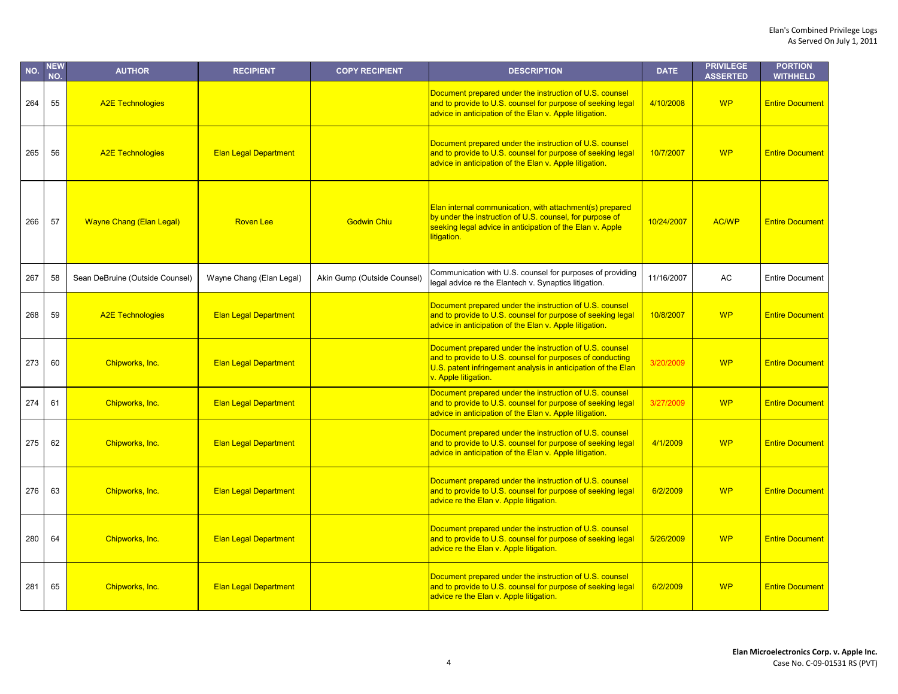| NO. | NEW NO. | AUTHOR | RECIPIENT | COPY RECIPIENT | DESCRIPTION | DATE | PRIVILEGE ASSERTED | PORTION WITHHELD |
|---|---|---|---|---|---|---|---|---|
| 264 | 55 | A2E Technologies | | | Document prepared under the instruction of U.S. counsel and to provide to U.S. counsel for purpose of seeking legal advice in anticipation of the Elan v. Apple litigation. | 4/10/2008 | WP | Entire Document |
| 265 | 56 | A2E Technologies | Elan Legal Department | | Document prepared under the instruction of U.S. counsel and to provide to U.S. counsel for purpose of seeking legal advice in anticipation of the Elan v. Apple litigation. | 10/7/2007 | WP | Entire Document |
| 266 | 57 | Wayne Chang (Elan Legal) | Roven Lee | Godwin Chiu | Elan internal communication, with attachment(s) prepared by under the instruction of U.S. counsel, for purpose of seeking legal advice in anticipation of the Elan v. Apple litigation. | 10/24/2007 | AC/WP | Entire Document |
| 267 | 58 | Sean DeBruine (Outside Counsel) | Wayne Chang (Elan Legal) | Akin Gump (Outside Counsel) | Communication with U.S. counsel for purposes of providing legal advice re the Elantech v. Synaptics litigation. | 11/16/2007 | AC | Entire Document |
| 268 | 59 | A2E Technologies | Elan Legal Department | | Document prepared under the instruction of U.S. counsel and to provide to U.S. counsel for purpose of seeking legal advice in anticipation of the Elan v. Apple litigation. | 10/8/2007 | WP | Entire Document |
| 273 | 60 | Chipworks, Inc. | Elan Legal Department | | Document prepared under the instruction of U.S. counsel and to provide to U.S. counsel for purposes of conducting U.S. patent infringement analysis in anticipation of the Elan v. Apple litigation. | 3/20/2009 | WP | Entire Document |
| 274 | 61 | Chipworks, Inc. | Elan Legal Department | | Document prepared under the instruction of U.S. counsel and to provide to U.S. counsel for purpose of seeking legal advice in anticipation of the Elan v. Apple litigation. | 3/27/2009 | WP | Entire Document |
| 275 | 62 | Chipworks, Inc. | Elan Legal Department | | Document prepared under the instruction of U.S. counsel and to provide to U.S. counsel for purpose of seeking legal advice in anticipation of the Elan v. Apple litigation. | 4/1/2009 | WP | Entire Document |
| 276 | 63 | Chipworks, Inc. | Elan Legal Department | | Document prepared under the instruction of U.S. counsel and to provide to U.S. counsel for purpose of seeking legal advice re the Elan v. Apple litigation. | 6/2/2009 | WP | Entire Document |
| 280 | 64 | Chipworks, Inc. | Elan Legal Department | | Document prepared under the instruction of U.S. counsel and to provide to U.S. counsel for purpose of seeking legal advice re the Elan v. Apple litigation. | 5/26/2009 | WP | Entire Document |
| 281 | 65 | Chipworks, Inc. | Elan Legal Department | | Document prepared under the instruction of U.S. counsel and to provide to U.S. counsel for purpose of seeking legal advice re the Elan v. Apple litigation. | 6/2/2009 | WP | Entire Document |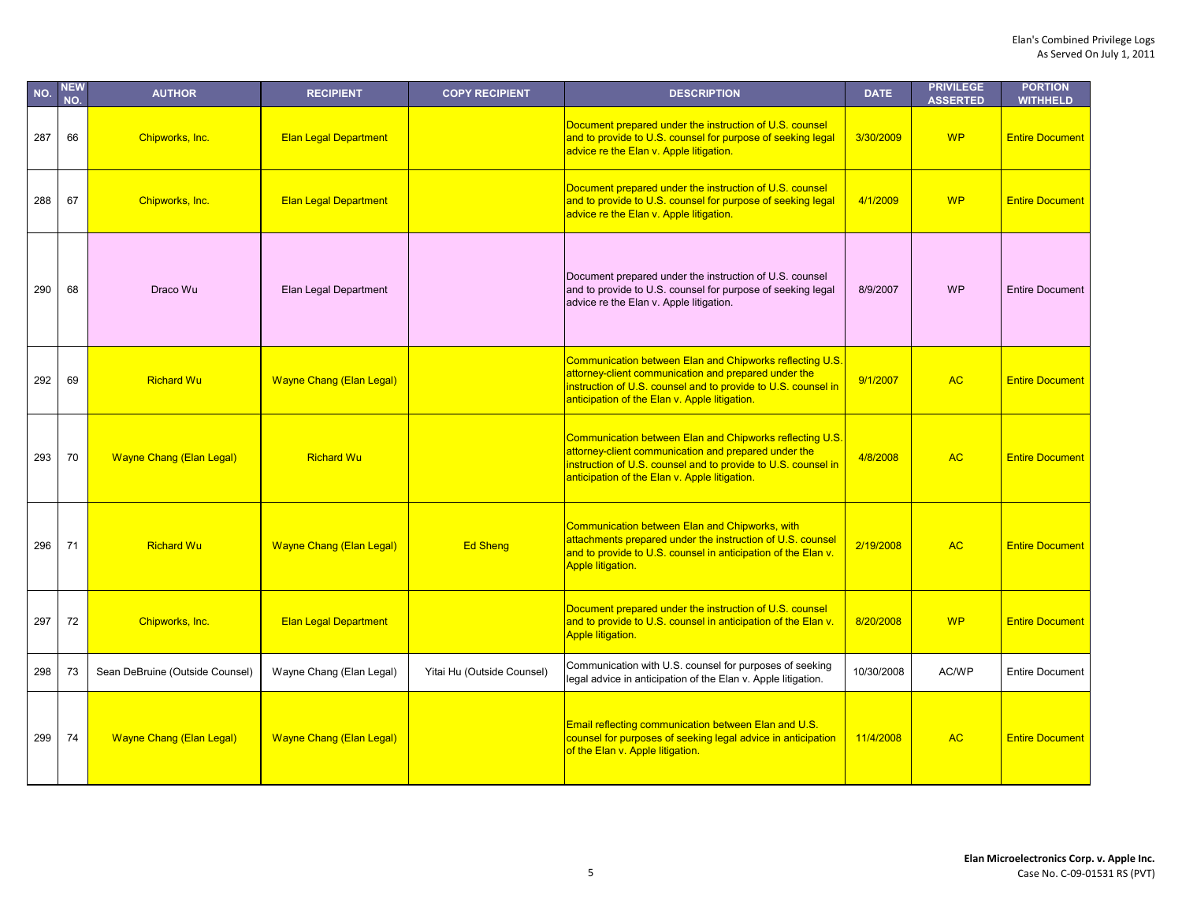| NO. | NEW NO. | AUTHOR | RECIPIENT | COPY RECIPIENT | DESCRIPTION | DATE | PRIVILEGE ASSERTED | PORTION WITHHELD |
|---|---|---|---|---|---|---|---|---|
| 287 | 66 | Chipworks, Inc. | Elan Legal Department | | Document prepared under the instruction of U.S. counsel and to provide to U.S. counsel for purpose of seeking legal advice re the Elan v. Apple litigation. | 3/30/2009 | WP | Entire Document |
| 288 | 67 | Chipworks, Inc. | Elan Legal Department | | Document prepared under the instruction of U.S. counsel and to provide to U.S. counsel for purpose of seeking legal advice re the Elan v. Apple litigation. | 4/1/2009 | WP | Entire Document |
| 290 | 68 | Draco Wu | Elan Legal Department | | Document prepared under the instruction of U.S. counsel and to provide to U.S. counsel for purpose of seeking legal advice re the Elan v. Apple litigation. | 8/9/2007 | WP | Entire Document |
| 292 | 69 | Richard Wu | Wayne Chang (Elan Legal) | | Communication between Elan and Chipworks reflecting U.S. attorney-client communication and prepared under the instruction of U.S. counsel and to provide to U.S. counsel in anticipation of the Elan v. Apple litigation. | 9/1/2007 | AC | Entire Document |
| 293 | 70 | Wayne Chang (Elan Legal) | Richard Wu | | Communication between Elan and Chipworks reflecting U.S. attorney-client communication and prepared under the instruction of U.S. counsel and to provide to U.S. counsel in anticipation of the Elan v. Apple litigation. | 4/8/2008 | AC | Entire Document |
| 296 | 71 | Richard Wu | Wayne Chang (Elan Legal) | Ed Sheng | Communication between Elan and Chipworks, with attachments prepared under the instruction of U.S. counsel and to provide to U.S. counsel in anticipation of the Elan v. Apple litigation. | 2/19/2008 | AC | Entire Document |
| 297 | 72 | Chipworks, Inc. | Elan Legal Department | | Document prepared under the instruction of U.S. counsel and to provide to U.S. counsel in anticipation of the Elan v. Apple litigation. | 8/20/2008 | WP | Entire Document |
| 298 | 73 | Sean DeBruine (Outside Counsel) | Wayne Chang (Elan Legal) | Yitai Hu (Outside Counsel) | Communication with U.S. counsel for purposes of seeking legal advice in anticipation of the Elan v. Apple litigation. | 10/30/2008 | AC/WP | Entire Document |
| 299 | 74 | Wayne Chang (Elan Legal) | Wayne Chang (Elan Legal) | | Email reflecting communication between Elan and U.S. counsel for purposes of seeking legal advice in anticipation of the Elan v. Apple litigation. | 11/4/2008 | AC | Entire Document |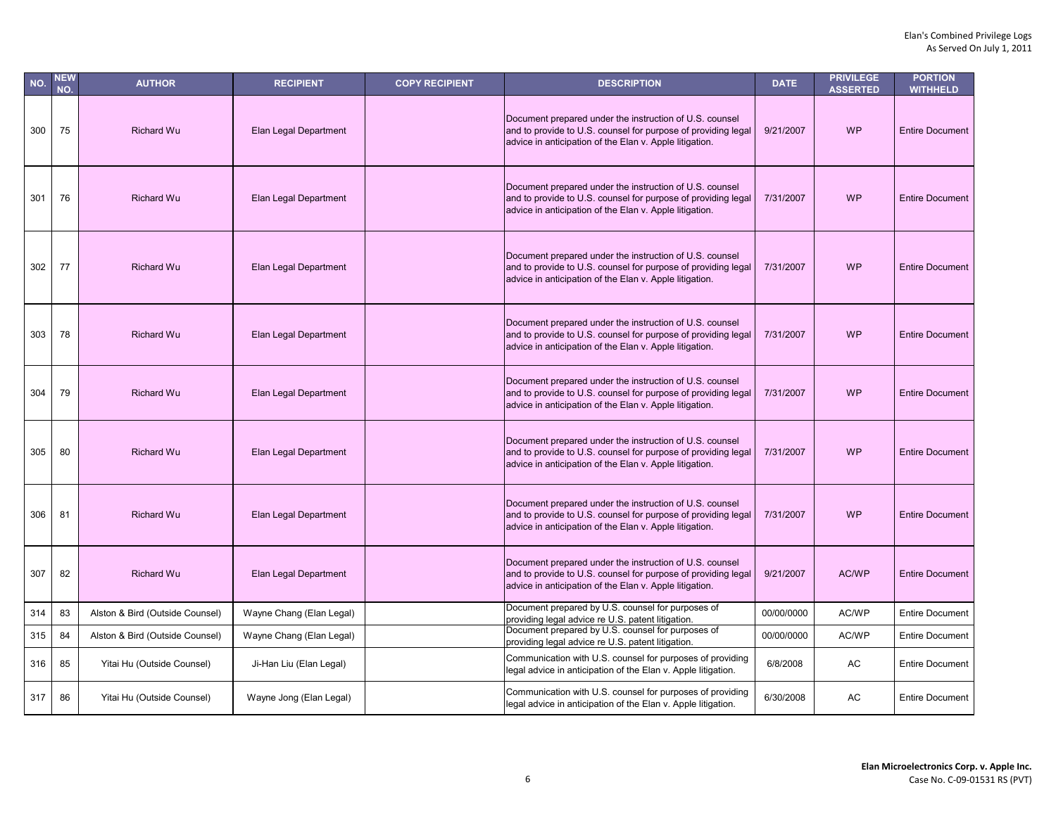| NO. | NEW NO. | AUTHOR | RECIPIENT | COPY RECIPIENT | DESCRIPTION | DATE | PRIVILEGE ASSERTED | PORTION WITHHELD |
|---|---|---|---|---|---|---|---|---|
| 300 | 75 | Richard Wu | Elan Legal Department | | Document prepared under the instruction of U.S. counsel and to provide to U.S. counsel for purpose of providing legal advice in anticipation of the Elan v. Apple litigation. | 9/21/2007 | WP | Entire Document |
| 301 | 76 | Richard Wu | Elan Legal Department | | Document prepared under the instruction of U.S. counsel and to provide to U.S. counsel for purpose of providing legal advice in anticipation of the Elan v. Apple litigation. | 7/31/2007 | WP | Entire Document |
| 302 | 77 | Richard Wu | Elan Legal Department | | Document prepared under the instruction of U.S. counsel and to provide to U.S. counsel for purpose of providing legal advice in anticipation of the Elan v. Apple litigation. | 7/31/2007 | WP | Entire Document |
| 303 | 78 | Richard Wu | Elan Legal Department | | Document prepared under the instruction of U.S. counsel and to provide to U.S. counsel for purpose of providing legal advice in anticipation of the Elan v. Apple litigation. | 7/31/2007 | WP | Entire Document |
| 304 | 79 | Richard Wu | Elan Legal Department | | Document prepared under the instruction of U.S. counsel and to provide to U.S. counsel for purpose of providing legal advice in anticipation of the Elan v. Apple litigation. | 7/31/2007 | WP | Entire Document |
| 305 | 80 | Richard Wu | Elan Legal Department | | Document prepared under the instruction of U.S. counsel and to provide to U.S. counsel for purpose of providing legal advice in anticipation of the Elan v. Apple litigation. | 7/31/2007 | WP | Entire Document |
| 306 | 81 | Richard Wu | Elan Legal Department | | Document prepared under the instruction of U.S. counsel and to provide to U.S. counsel for purpose of providing legal advice in anticipation of the Elan v. Apple litigation. | 7/31/2007 | WP | Entire Document |
| 307 | 82 | Richard Wu | Elan Legal Department | | Document prepared under the instruction of U.S. counsel and to provide to U.S. counsel for purpose of providing legal advice in anticipation of the Elan v. Apple litigation. | 9/21/2007 | AC/WP | Entire Document |
| 314 | 83 | Alston & Bird (Outside Counsel) | Wayne Chang (Elan Legal) | | Document prepared by U.S. counsel for purposes of providing legal advice re U.S. patent litigation. | 00/00/0000 | AC/WP | Entire Document |
| 315 | 84 | Alston & Bird (Outside Counsel) | Wayne Chang (Elan Legal) | | Document prepared by U.S. counsel for purposes of providing legal advice re U.S. patent litigation. | 00/00/0000 | AC/WP | Entire Document |
| 316 | 85 | Yitai Hu (Outside Counsel) | Ji-Han Liu (Elan Legal) | | Communication with U.S. counsel for purposes of providing legal advice in anticipation of the Elan v. Apple litigation. | 6/8/2008 | AC | Entire Document |
| 317 | 86 | Yitai Hu (Outside Counsel) | Wayne Jong (Elan Legal) | | Communication with U.S. counsel for purposes of providing legal advice in anticipation of the Elan v. Apple litigation. | 6/30/2008 | AC | Entire Document |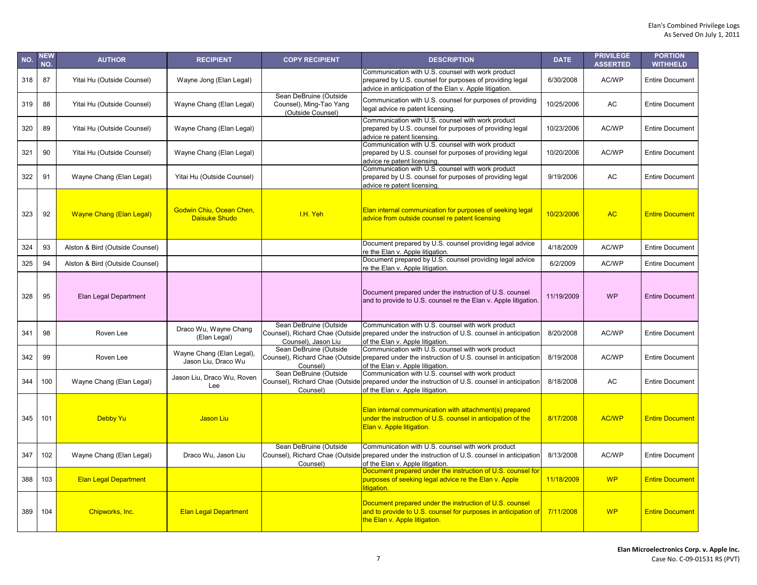| NO. | NEW NO. | AUTHOR | RECIPIENT | COPY RECIPIENT | DESCRIPTION | DATE | PRIVILEGE ASSERTED | PORTION WITHHELD |
|---|---|---|---|---|---|---|---|---|
| 318 | 87 | Yitai Hu (Outside Counsel) | Wayne Jong (Elan Legal) | | Communication with U.S. counsel with work product prepared by U.S. counsel for purposes of providing legal advice in anticipation of the Elan v. Apple litigation. | 6/30/2008 | AC/WP | Entire Document |
| 319 | 88 | Yitai Hu (Outside Counsel) | Wayne Chang (Elan Legal) | Sean DeBruine (Outside Counsel), Ming-Tao Yang (Outside Counsel) | Communication with U.S. counsel for purposes of providing legal advice re patent licensing. | 10/25/2006 | AC | Entire Document |
| 320 | 89 | Yitai Hu (Outside Counsel) | Wayne Chang (Elan Legal) | | Communication with U.S. counsel with work product prepared by U.S. counsel for purposes of providing legal advice re patent licensing. | 10/23/2006 | AC/WP | Entire Document |
| 321 | 90 | Yitai Hu (Outside Counsel) | Wayne Chang (Elan Legal) | | Communication with U.S. counsel with work product prepared by U.S. counsel for purposes of providing legal advice re patent licensing. | 10/20/2006 | AC/WP | Entire Document |
| 322 | 91 | Wayne Chang (Elan Legal) | Yitai Hu (Outside Counsel) | | Communication with U.S. counsel with work product prepared by U.S. counsel for purposes of providing legal advice re patent licensing. | 9/19/2006 | AC | Entire Document |
| 323 | 92 | Wayne Chang (Elan Legal) | Godwin Chiu, Ocean Chen, Daisuke Shudo | I.H. Yeh | Elan internal communication for purposes of seeking legal advice from outside counsel re patent licensing | 10/23/2006 | AC | Entire Document |
| 324 | 93 | Alston & Bird (Outside Counsel) | | | Document prepared by U.S. counsel providing legal advice re the Elan v. Apple litigation. | 4/18/2009 | AC/WP | Entire Document |
| 325 | 94 | Alston & Bird (Outside Counsel) | | | Document prepared by U.S. counsel providing legal advice re the Elan v. Apple litigation. | 6/2/2009 | AC/WP | Entire Document |
| 328 | 95 | Elan Legal Department | | | Document prepared under the instruction of U.S. counsel and to provide to U.S. counsel re the Elan v. Apple litigation. | 11/19/2009 | WP | Entire Document |
| 341 | 98 | Roven Lee | Draco Wu, Wayne Chang (Elan Legal) | Sean DeBruine (Outside Counsel), Richard Chae (Outside Counsel), Jason Liu | Communication with U.S. counsel with work product prepared under the instruction of U.S. counsel in anticipation of the Elan v. Apple litigation. | 8/20/2008 | AC/WP | Entire Document |
| 342 | 99 | Roven Lee | Wayne Chang (Elan Legal), Jason Liu, Draco Wu | Sean DeBruine (Outside Counsel), Richard Chae (Outside Counsel) | Communication with U.S. counsel with work product prepared under the instruction of U.S. counsel in anticipation of the Elan v. Apple litigation. | 8/19/2008 | AC/WP | Entire Document |
| 344 | 100 | Wayne Chang (Elan Legal) | Jason Liu, Draco Wu, Roven Lee | Sean DeBruine (Outside Counsel), Richard Chae (Outside Counsel) | Communication with U.S. counsel with work product prepared under the instruction of U.S. counsel in anticipation of the Elan v. Apple litigation. | 8/18/2008 | AC | Entire Document |
| 345 | 101 | Debby Yu | Jason Liu | | Elan internal communication with attachment(s) prepared under the instruction of U.S. counsel in anticipation of the Elan v. Apple litigation. | 8/17/2008 | AC/WP | Entire Document |
| 347 | 102 | Wayne Chang (Elan Legal) | Draco Wu, Jason Liu | Sean DeBruine (Outside Counsel), Richard Chae (Outside Counsel) | Communication with U.S. counsel with work product prepared under the instruction of U.S. counsel in anticipation of the Elan v. Apple litigation. | 8/13/2008 | AC/WP | Entire Document |
| 388 | 103 | Elan Legal Department | | | Document prepared under the instruction of U.S. counsel for purposes of seeking legal advice re the Elan v. Apple litigation. | 11/18/2009 | WP | Entire Document |
| 389 | 104 | Chipworks, Inc. | Elan Legal Department | | Document prepared under the instruction of U.S. counsel and to provide to U.S. counsel for purposes in anticipation of the Elan v. Apple litigation. | 7/11/2008 | WP | Entire Document |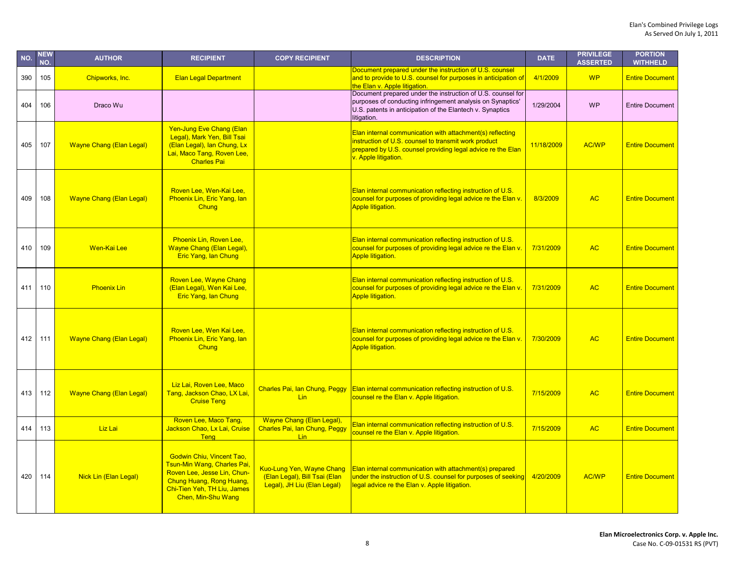| NO. | NEW NO. | AUTHOR | RECIPIENT | COPY RECIPIENT | DESCRIPTION | DATE | PRIVILEGE ASSERTED | PORTION WITHHELD |
|---|---|---|---|---|---|---|---|---|
| 390 | 105 | Chipworks, Inc. | Elan Legal Department | | Document prepared under the instruction of U.S. counsel and to provide to U.S. counsel for purposes in anticipation of the Elan v. Apple litigation. | 4/1/2009 | WP | Entire Document |
| 404 | 106 | Draco Wu | | | Document prepared under the instruction of U.S. counsel for purposes of conducting infringement analysis on Synaptics' U.S. patents in anticipation of the Elantech v. Synaptics litigation. | 1/29/2004 | WP | Entire Document |
| 405 | 107 | Wayne Chang (Elan Legal) | Yen-Jung Eve Chang (Elan Legal), Mark Yen, Bill Tsai (Elan Legal), Ian Chung, Lx Lai, Maco Tang, Roven Lee, Charles Pai | | Elan internal communication with attachment(s) reflecting instruction of U.S. counsel to transmit work product prepared by U.S. counsel providing legal advice re the Elan v. Apple litigation. | 11/18/2009 | AC/WP | Entire Document |
| 409 | 108 | Wayne Chang (Elan Legal) | Roven Lee, Wen-Kai Lee, Phoenix Lin, Eric Yang, Ian Chung | | Elan internal communication reflecting instruction of U.S. counsel for purposes of providing legal advice re the Elan v. Apple litigation. | 8/3/2009 | AC | Entire Document |
| 410 | 109 | Wen-Kai Lee | Phoenix Lin, Roven Lee, Wayne Chang (Elan Legal), Eric Yang, Ian Chung | | Elan internal communication reflecting instruction of U.S. counsel for purposes of providing legal advice re the Elan v. Apple litigation. | 7/31/2009 | AC | Entire Document |
| 411 | 110 | Phoenix Lin | Roven Lee, Wayne Chang (Elan Legal), Wen Kai Lee, Eric Yang, Ian Chung | | Elan internal communication reflecting instruction of U.S. counsel for purposes of providing legal advice re the Elan v. Apple litigation. | 7/31/2009 | AC | Entire Document |
| 412 | 111 | Wayne Chang (Elan Legal) | Roven Lee, Wen Kai Lee, Phoenix Lin, Eric Yang, Ian Chung | | Elan internal communication reflecting instruction of U.S. counsel for purposes of providing legal advice re the Elan v. Apple litigation. | 7/30/2009 | AC | Entire Document |
| 413 | 112 | Wayne Chang (Elan Legal) | Liz Lai, Roven Lee, Maco Tang, Jackson Chao, LX Lai, Cruise Teng | Charles Pai, Ian Chung, Peggy Lin | Elan internal communication reflecting instruction of U.S. counsel re the Elan v. Apple litigation. | 7/15/2009 | AC | Entire Document |
| 414 | 113 | Liz Lai | Roven Lee, Maco Tang, Jackson Chao, Lx Lai, Cruise Teng | Wayne Chang (Elan Legal), Charles Pai, Ian Chung, Peggy Lin | Elan internal communication reflecting instruction of U.S. counsel re the Elan v. Apple litigation. | 7/15/2009 | AC | Entire Document |
| 420 | 114 | Nick Lin (Elan Legal) | Godwin Chiu, Vincent Tao, Tsun-Min Wang, Charles Pai, Roven Lee, Jesse Lin, Chun-Chung Huang, Rong Huang, Chi-Tien Yeh, TH Liu, James Chen, Min-Shu Wang | Kuo-Lung Yen, Wayne Chang (Elan Legal), Bill Tsai (Elan Legal), JH Liu (Elan Legal) | Elan internal communication with attachment(s) prepared under the instruction of U.S. counsel for purposes of seeking legal advice re the Elan v. Apple litigation. | 4/20/2009 | AC/WP | Entire Document |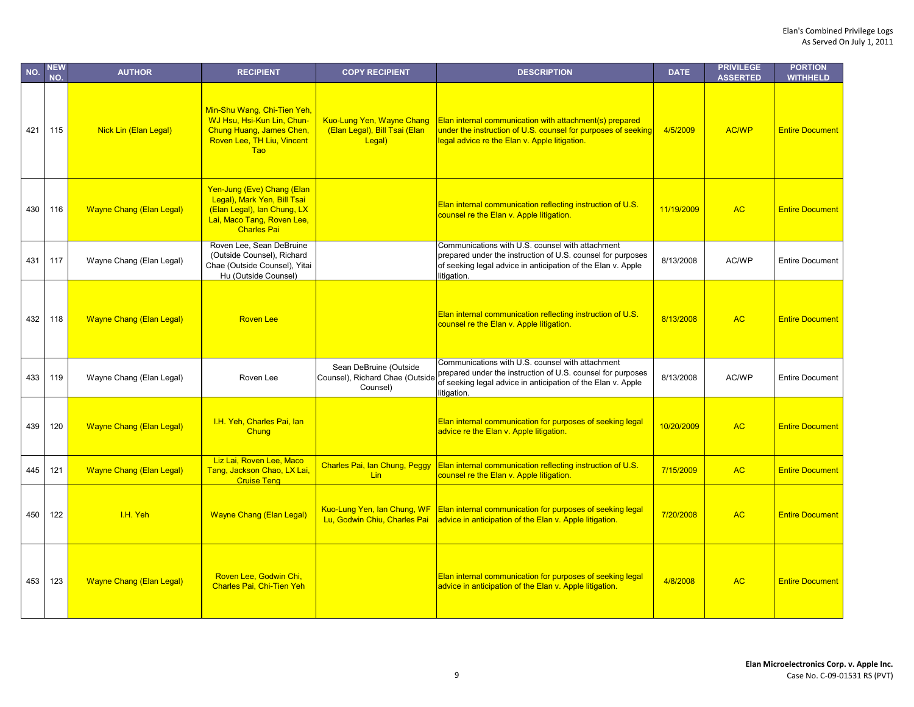| NO. | NEW NO. | AUTHOR | RECIPIENT | COPY RECIPIENT | DESCRIPTION | DATE | PRIVILEGE ASSERTED | PORTION WITHHELD |
|---|---|---|---|---|---|---|---|---|
| 421 | 115 | Nick Lin (Elan Legal) | Min-Shu Wang, Chi-Tien Yeh, WJ Hsu, Hsi-Kun Lin, Chun-Chung Huang, James Chen, Roven Lee, TH Liu, Vincent Tao | Kuo-Lung Yen, Wayne Chang (Elan Legal), Bill Tsai (Elan Legal) | Elan internal communication with attachment(s) prepared under the instruction of U.S. counsel for purposes of seeking legal advice re the Elan v. Apple litigation. | 4/5/2009 | AC/WP | Entire Document |
| 430 | 116 | Wayne Chang (Elan Legal) | Yen-Jung (Eve) Chang (Elan Legal), Mark Yen, Bill Tsai (Elan Legal), Ian Chung, LX Lai, Maco Tang, Roven Lee, Charles Pai | | Elan internal communication reflecting instruction of U.S. counsel re the Elan v. Apple litigation. | 11/19/2009 | AC | Entire Document |
| 431 | 117 | Wayne Chang (Elan Legal) | Roven Lee, Sean DeBruine (Outside Counsel), Richard Chae (Outside Counsel), Yitai Hu (Outside Counsel) | | Communications with U.S. counsel with attachment prepared under the instruction of U.S. counsel for purposes of seeking legal advice in anticipation of the Elan v. Apple litigation. | 8/13/2008 | AC/WP | Entire Document |
| 432 | 118 | Wayne Chang (Elan Legal) | Roven Lee | | Elan internal communication reflecting instruction of U.S. counsel re the Elan v. Apple litigation. | 8/13/2008 | AC | Entire Document |
| 433 | 119 | Wayne Chang (Elan Legal) | Roven Lee | Sean DeBruine (Outside Counsel), Richard Chae (Outside Counsel) | Communications with U.S. counsel with attachment prepared under the instruction of U.S. counsel for purposes of seeking legal advice in anticipation of the Elan v. Apple litigation. | 8/13/2008 | AC/WP | Entire Document |
| 439 | 120 | Wayne Chang (Elan Legal) | I.H. Yeh, Charles Pai, Ian Chung | | Elan internal communication for purposes of seeking legal advice re the Elan v. Apple litigation. | 10/20/2009 | AC | Entire Document |
| 445 | 121 | Wayne Chang (Elan Legal) | Liz Lai, Roven Lee, Maco Tang, Jackson Chao, LX Lai, Cruise Teng | Charles Pai, Ian Chung, Peggy Lin | Elan internal communication reflecting instruction of U.S. counsel re the Elan v. Apple litigation. | 7/15/2009 | AC | Entire Document |
| 450 | 122 | I.H. Yeh | Wayne Chang (Elan Legal) | Kuo-Lung Yen, Ian Chung, WF Lu, Godwin Chiu, Charles Pai | Elan internal communication for purposes of seeking legal advice in anticipation of the Elan v. Apple litigation. | 7/20/2008 | AC | Entire Document |
| 453 | 123 | Wayne Chang (Elan Legal) | Roven Lee, Godwin Chi, Charles Pai, Chi-Tien Yeh | | Elan internal communication for purposes of seeking legal advice in anticipation of the Elan v. Apple litigation. | 4/8/2008 | AC | Entire Document |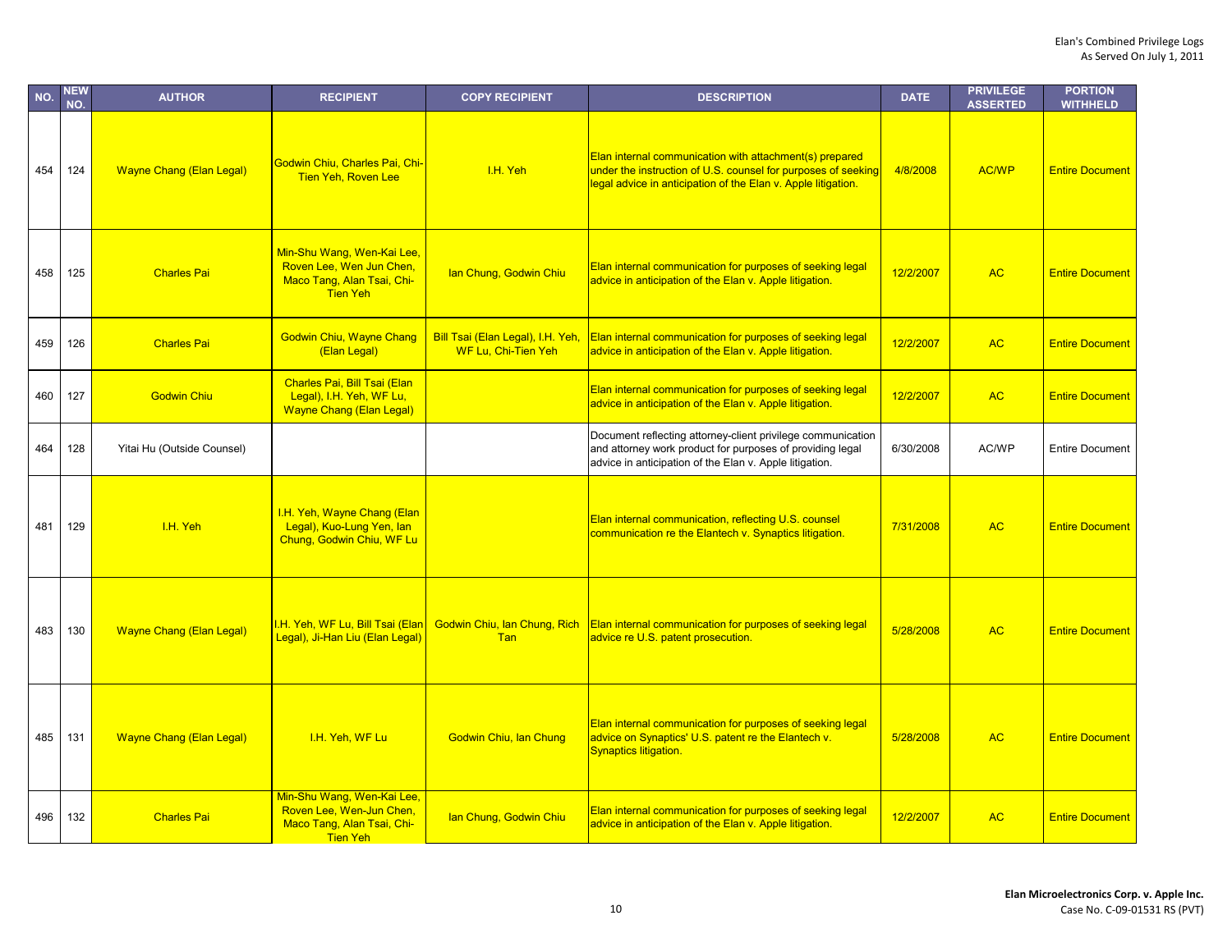| NO. | NEW NO. | AUTHOR | RECIPIENT | COPY RECIPIENT | DESCRIPTION | DATE | PRIVILEGE ASSERTED | PORTION WITHHELD |
|---|---|---|---|---|---|---|---|---|
| 454 | 124 | Wayne Chang (Elan Legal) | Godwin Chiu, Charles Pai, Chi-Tien Yeh, Roven Lee | I.H. Yeh | Elan internal communication with attachment(s) prepared under the instruction of U.S. counsel for purposes of seeking legal advice in anticipation of the Elan v. Apple litigation. | 4/8/2008 | AC/WP | Entire Document |
| 458 | 125 | Charles Pai | Min-Shu Wang, Wen-Kai Lee, Roven Lee, Wen Jun Chen, Maco Tang, Alan Tsai, Chi-Tien Yeh | Ian Chung, Godwin Chiu | Elan internal communication for purposes of seeking legal advice in anticipation of the Elan v. Apple litigation. | 12/2/2007 | AC | Entire Document |
| 459 | 126 | Charles Pai | Godwin Chiu, Wayne Chang (Elan Legal) | Bill Tsai (Elan Legal), I.H. Yeh, WF Lu, Chi-Tien Yeh | Elan internal communication for purposes of seeking legal advice in anticipation of the Elan v. Apple litigation. | 12/2/2007 | AC | Entire Document |
| 460 | 127 | Godwin Chiu | Charles Pai, Bill Tsai (Elan Legal), I.H. Yeh, WF Lu, Wayne Chang (Elan Legal) | | Elan internal communication for purposes of seeking legal advice in anticipation of the Elan v. Apple litigation. | 12/2/2007 | AC | Entire Document |
| 464 | 128 | Yitai Hu (Outside Counsel) | | | Document reflecting attorney-client privilege communication and attorney work product for purposes of providing legal advice in anticipation of the Elan v. Apple litigation. | 6/30/2008 | AC/WP | Entire Document |
| 481 | 129 | I.H. Yeh | I.H. Yeh, Wayne Chang (Elan Legal), Kuo-Lung Yen, Ian Chung, Godwin Chiu, WF Lu | | Elan internal communication, reflecting U.S. counsel communication re the Elantech v. Synaptics litigation. | 7/31/2008 | AC | Entire Document |
| 483 | 130 | Wayne Chang (Elan Legal) | I.H. Yeh, WF Lu, Bill Tsai (Elan Legal), Ji-Han Liu (Elan Legal) | Godwin Chiu, Ian Chung, Rich Tan | Elan internal communication for purposes of seeking legal advice re U.S. patent prosecution. | 5/28/2008 | AC | Entire Document |
| 485 | 131 | Wayne Chang (Elan Legal) | I.H. Yeh, WF Lu | Godwin Chiu, Ian Chung | Elan internal communication for purposes of seeking legal advice on Synaptics' U.S. patent re the Elantech v. Synaptics litigation. | 5/28/2008 | AC | Entire Document |
| 496 | 132 | Charles Pai | Min-Shu Wang, Wen-Kai Lee, Roven Lee, Wen-Jun Chen, Maco Tang, Alan Tsai, Chi-Tien Yeh | Ian Chung, Godwin Chiu | Elan internal communication for purposes of seeking legal advice in anticipation of the Elan v. Apple litigation. | 12/2/2007 | AC | Entire Document |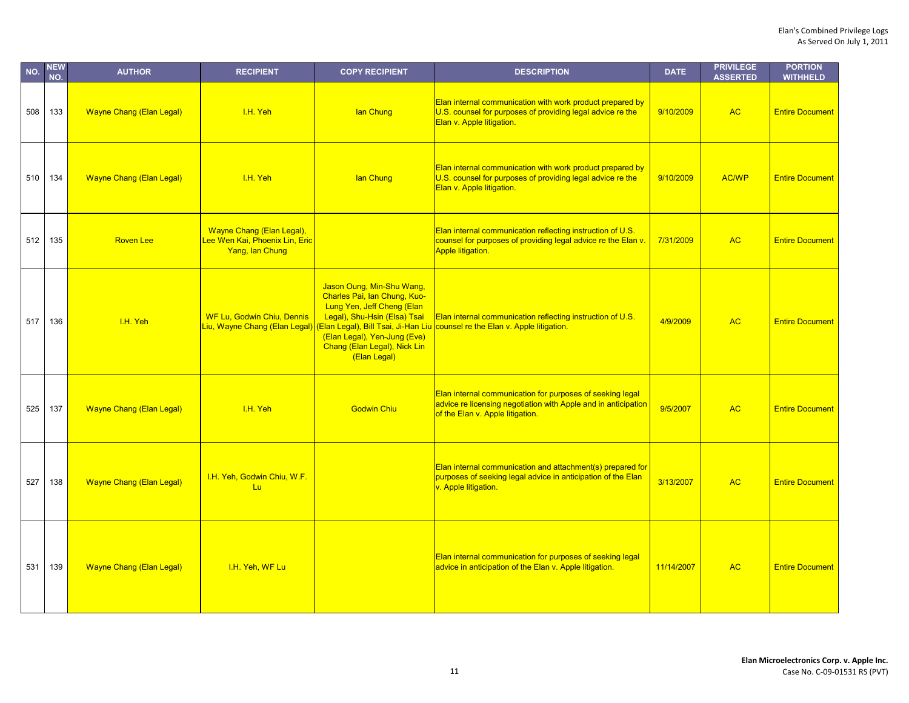| NO. | NEW NO. | AUTHOR | RECIPIENT | COPY RECIPIENT | DESCRIPTION | DATE | PRIVILEGE ASSERTED | PORTION WITHHELD |
|---|---|---|---|---|---|---|---|---|
| 508 | 133 | Wayne Chang (Elan Legal) | I.H. Yeh | Ian Chung | Elan internal communication with work product prepared by U.S. counsel for purposes of providing legal advice re the Elan v. Apple litigation. | 9/10/2009 | AC | Entire Document |
| 510 | 134 | Wayne Chang (Elan Legal) | I.H. Yeh | Ian Chung | Elan internal communication with work product prepared by U.S. counsel for purposes of providing legal advice re the Elan v. Apple litigation. | 9/10/2009 | AC/WP | Entire Document |
| 512 | 135 | Roven Lee | Wayne Chang (Elan Legal), Lee Wen Kai, Phoenix Lin, Eric Yang, Ian Chung | | Elan internal communication reflecting instruction of U.S. counsel for purposes of providing legal advice re the Elan v. Apple litigation. | 7/31/2009 | AC | Entire Document |
| 517 | 136 | I.H. Yeh | WF Lu, Godwin Chiu, Dennis Liu, Wayne Chang (Elan Legal) | Jason Oung, Min-Shu Wang, Charles Pai, Ian Chung, Kuo-Lung Yen, Jeff Cheng (Elan Legal), Shu-Hsin (Elsa) Tsai (Elan Legal), Bill Tsai, Ji-Han Liu (Elan Legal), Yen-Jung (Eve) Chang (Elan Legal), Nick Lin (Elan Legal) | Elan internal communication reflecting instruction of U.S. counsel re the Elan v. Apple litigation. | 4/9/2009 | AC | Entire Document |
| 525 | 137 | Wayne Chang (Elan Legal) | I.H. Yeh | Godwin Chiu | Elan internal communication for purposes of seeking legal advice re licensing negotiation with Apple and in anticipation of the Elan v. Apple litigation. | 9/5/2007 | AC | Entire Document |
| 527 | 138 | Wayne Chang (Elan Legal) | I.H. Yeh, Godwin Chiu, W.F. Lu | | Elan internal communication and attachment(s) prepared for purposes of seeking legal advice in anticipation of the Elan v. Apple litigation. | 3/13/2007 | AC | Entire Document |
| 531 | 139 | Wayne Chang (Elan Legal) | I.H. Yeh, WF Lu | | Elan internal communication for purposes of seeking legal advice in anticipation of the Elan v. Apple litigation. | 11/14/2007 | AC | Entire Document |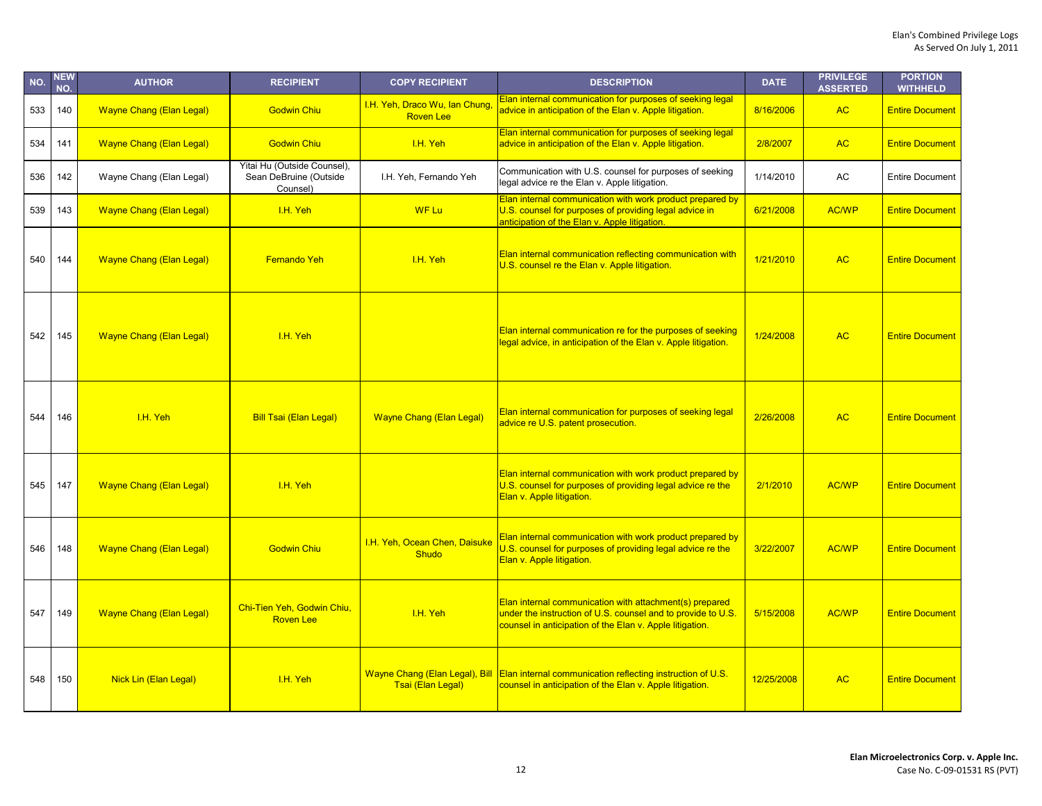Elan's Combined Privilege Logs
As Served On July 1, 2011

| NO. | NEW NO. | AUTHOR | RECIPIENT | COPY RECIPIENT | DESCRIPTION | DATE | PRIVILEGE ASSERTED | PORTION WITHHELD |
|---|---|---|---|---|---|---|---|---|
| 533 | 140 | Wayne Chang (Elan Legal) | Godwin Chiu | I.H. Yeh, Draco Wu, Ian Chung, Roven Lee | Elan internal communication for purposes of seeking legal advice in anticipation of the Elan v. Apple litigation. | 8/16/2006 | AC | Entire Document |
| 534 | 141 | Wayne Chang (Elan Legal) | Godwin Chiu | I.H. Yeh | Elan internal communication for purposes of seeking legal advice in anticipation of the Elan v. Apple litigation. | 2/8/2007 | AC | Entire Document |
| 536 | 142 | Wayne Chang (Elan Legal) | Yitai Hu (Outside Counsel), Sean DeBruine (Outside Counsel) | I.H. Yeh, Fernando Yeh | Communication with U.S. counsel for purposes of seeking legal advice re the Elan v. Apple litigation. | 1/14/2010 | AC | Entire Document |
| 539 | 143 | Wayne Chang (Elan Legal) | I.H. Yeh | WF Lu | Elan internal communication with work product prepared by U.S. counsel for purposes of providing legal advice in anticipation of the Elan v. Apple litigation. | 6/21/2008 | AC/WP | Entire Document |
| 540 | 144 | Wayne Chang (Elan Legal) | Fernando Yeh | I.H. Yeh | Elan internal communication reflecting communication with U.S. counsel re the Elan v. Apple litigation. | 1/21/2010 | AC | Entire Document |
| 542 | 145 | Wayne Chang (Elan Legal) | I.H. Yeh | | Elan internal communication re for the purposes of seeking legal advice, in anticipation of the Elan v. Apple litigation. | 1/24/2008 | AC | Entire Document |
| 544 | 146 | I.H. Yeh | Bill Tsai (Elan Legal) | Wayne Chang (Elan Legal) | Elan internal communication for purposes of seeking legal advice re U.S. patent prosecution. | 2/26/2008 | AC | Entire Document |
| 545 | 147 | Wayne Chang (Elan Legal) | I.H. Yeh | | Elan internal communication with work product prepared by U.S. counsel for purposes of providing legal advice re the Elan v. Apple litigation. | 2/1/2010 | AC/WP | Entire Document |
| 546 | 148 | Wayne Chang (Elan Legal) | Godwin Chiu | I.H. Yeh, Ocean Chen, Daisuke Shudo | Elan internal communication with work product prepared by U.S. counsel for purposes of providing legal advice re the Elan v. Apple litigation. | 3/22/2007 | AC/WP | Entire Document |
| 547 | 149 | Wayne Chang (Elan Legal) | Chi-Tien Yeh, Godwin Chiu, Roven Lee | I.H. Yeh | Elan internal communication with attachment(s) prepared under the instruction of U.S. counsel and to provide to U.S. counsel in anticipation of the Elan v. Apple litigation. | 5/15/2008 | AC/WP | Entire Document |
| 548 | 150 | Nick Lin (Elan Legal) | I.H. Yeh | Wayne Chang (Elan Legal), Bill Tsai (Elan Legal) | Elan internal communication reflecting instruction of U.S. counsel in anticipation of the Elan v. Apple litigation. | 12/25/2008 | AC | Entire Document |

**Elan Microelectronics Corp. v. Apple Inc.**
Case No. C-09-01531 RS (PVT)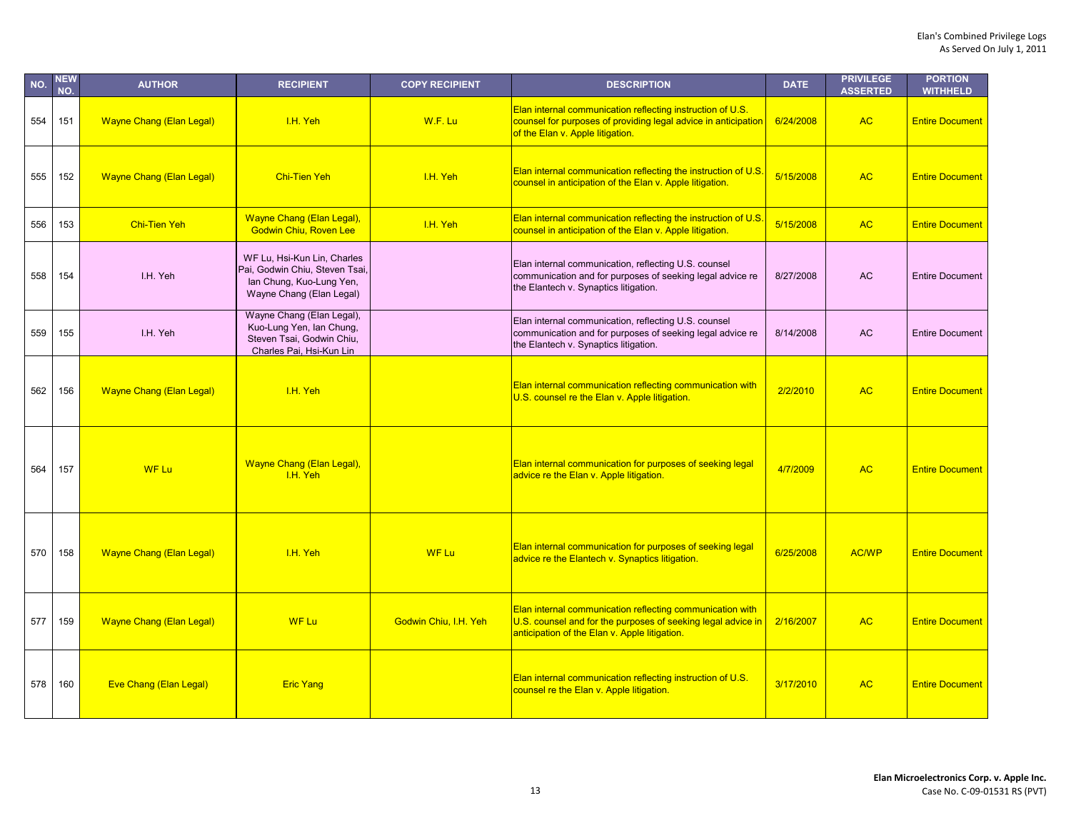| NO. | NEW NO. | AUTHOR | RECIPIENT | COPY RECIPIENT | DESCRIPTION | DATE | PRIVILEGE ASSERTED | PORTION WITHHELD |
|---|---|---|---|---|---|---|---|---|
| 554 | 151 | Wayne Chang (Elan Legal) | I.H. Yeh | W.F. Lu | Elan internal communication reflecting instruction of U.S. counsel for purposes of providing legal advice in anticipation of the Elan v. Apple litigation. | 6/24/2008 | AC | Entire Document |
| 555 | 152 | Wayne Chang (Elan Legal) | Chi-Tien Yeh | I.H. Yeh | Elan internal communication reflecting the instruction of U.S. counsel in anticipation of the Elan v. Apple litigation. | 5/15/2008 | AC | Entire Document |
| 556 | 153 | Chi-Tien Yeh | Wayne Chang (Elan Legal), Godwin Chiu, Roven Lee | I.H. Yeh | Elan internal communication reflecting the instruction of U.S. counsel in anticipation of the Elan v. Apple litigation. | 5/15/2008 | AC | Entire Document |
| 558 | 154 | I.H. Yeh | WF Lu, Hsi-Kun Lin, Charles Pai, Godwin Chiu, Steven Tsai, Ian Chung, Kuo-Lung Yen, Wayne Chang (Elan Legal) | | Elan internal communication, reflecting U.S. counsel communication and for purposes of seeking legal advice re the Elantech v. Synaptics litigation. | 8/27/2008 | AC | Entire Document |
| 559 | 155 | I.H. Yeh | Wayne Chang (Elan Legal), Kuo-Lung Yen, Ian Chung, Steven Tsai, Godwin Chiu, Charles Pai, Hsi-Kun Lin | | Elan internal communication, reflecting U.S. counsel communication and for purposes of seeking legal advice re the Elantech v. Synaptics litigation. | 8/14/2008 | AC | Entire Document |
| 562 | 156 | Wayne Chang (Elan Legal) | I.H. Yeh | | Elan internal communication reflecting communication with U.S. counsel re the Elan v. Apple litigation. | 2/2/2010 | AC | Entire Document |
| 564 | 157 | WF Lu | Wayne Chang (Elan Legal), I.H. Yeh | | Elan internal communication for purposes of seeking legal advice re the Elan v. Apple litigation. | 4/7/2009 | AC | Entire Document |
| 570 | 158 | Wayne Chang (Elan Legal) | I.H. Yeh | WF Lu | Elan internal communication for purposes of seeking legal advice re the Elantech v. Synaptics litigation. | 6/25/2008 | AC/WP | Entire Document |
| 577 | 159 | Wayne Chang (Elan Legal) | WF Lu | Godwin Chiu, I.H. Yeh | Elan internal communication reflecting communication with U.S. counsel and for the purposes of seeking legal advice in anticipation of the Elan v. Apple litigation. | 2/16/2007 | AC | Entire Document |
| 578 | 160 | Eve Chang (Elan Legal) | Eric Yang | | Elan internal communication reflecting instruction of U.S. counsel re the Elan v. Apple litigation. | 3/17/2010 | AC | Entire Document |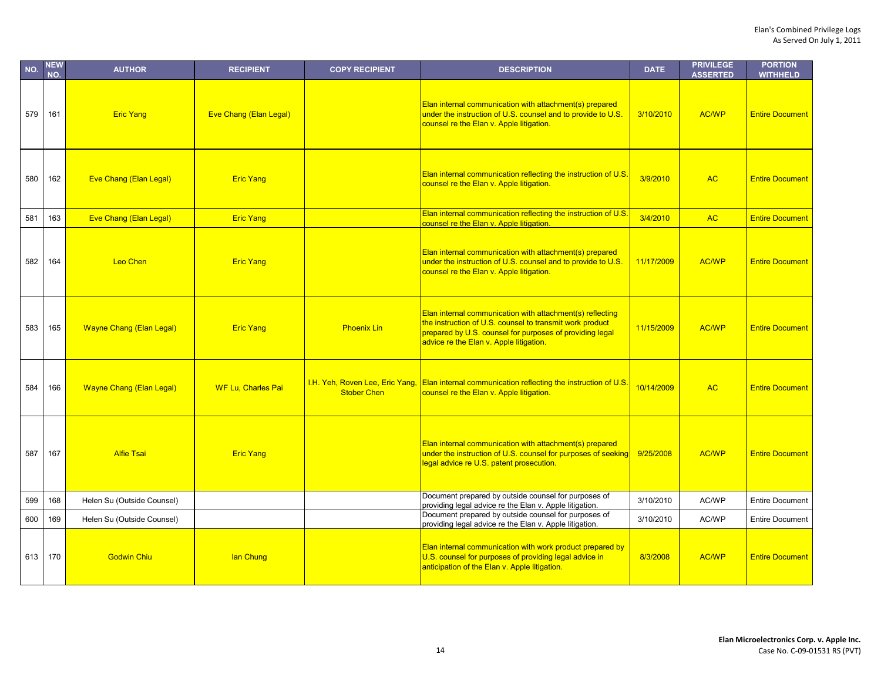| NO. | NEW NO. | AUTHOR | RECIPIENT | COPY RECIPIENT | DESCRIPTION | DATE | PRIVILEGE ASSERTED | PORTION WITHHELD |
|---|---|---|---|---|---|---|---|---|
| 579 | 161 | Eric Yang | Eve Chang (Elan Legal) | | Elan internal communication with attachment(s) prepared under the instruction of U.S. counsel and to provide to U.S. counsel re the Elan v. Apple litigation. | 3/10/2010 | AC/WP | Entire Document |
| 580 | 162 | Eve Chang (Elan Legal) | Eric Yang | | Elan internal communication reflecting the instruction of U.S. counsel re the Elan v. Apple litigation. | 3/9/2010 | AC | Entire Document |
| 581 | 163 | Eve Chang (Elan Legal) | Eric Yang | | Elan internal communication reflecting the instruction of U.S. counsel re the Elan v. Apple litigation. | 3/4/2010 | AC | Entire Document |
| 582 | 164 | Leo Chen | Eric Yang | | Elan internal communication with attachment(s) prepared under the instruction of U.S. counsel and to provide to U.S. counsel re the Elan v. Apple litigation. | 11/17/2009 | AC/WP | Entire Document |
| 583 | 165 | Wayne Chang (Elan Legal) | Eric Yang | Phoenix Lin | Elan internal communication with attachment(s) reflecting the instruction of U.S. counsel to transmit work product prepared by U.S. counsel for purposes of providing legal advice re the Elan v. Apple litigation. | 11/15/2009 | AC/WP | Entire Document |
| 584 | 166 | Wayne Chang (Elan Legal) | WF Lu, Charles Pai | I.H. Yeh, Roven Lee, Eric Yang, Stober Chen | Elan internal communication reflecting the instruction of U.S. counsel re the Elan v. Apple litigation. | 10/14/2009 | AC | Entire Document |
| 587 | 167 | Alfie Tsai | Eric Yang | | Elan internal communication with attachment(s) prepared under the instruction of U.S. counsel for purposes of seeking legal advice re U.S. patent prosecution. | 9/25/2008 | AC/WP | Entire Document |
| 599 | 168 | Helen Su (Outside Counsel) | | | Document prepared by outside counsel for purposes of providing legal advice re the Elan v. Apple litigation. | 3/10/2010 | AC/WP | Entire Document |
| 600 | 169 | Helen Su (Outside Counsel) | | | Document prepared by outside counsel for purposes of providing legal advice re the Elan v. Apple litigation. | 3/10/2010 | AC/WP | Entire Document |
| 613 | 170 | Godwin Chiu | Ian Chung | | Elan internal communication with work product prepared by U.S. counsel for purposes of providing legal advice in anticipation of the Elan v. Apple litigation. | 8/3/2008 | AC/WP | Entire Document |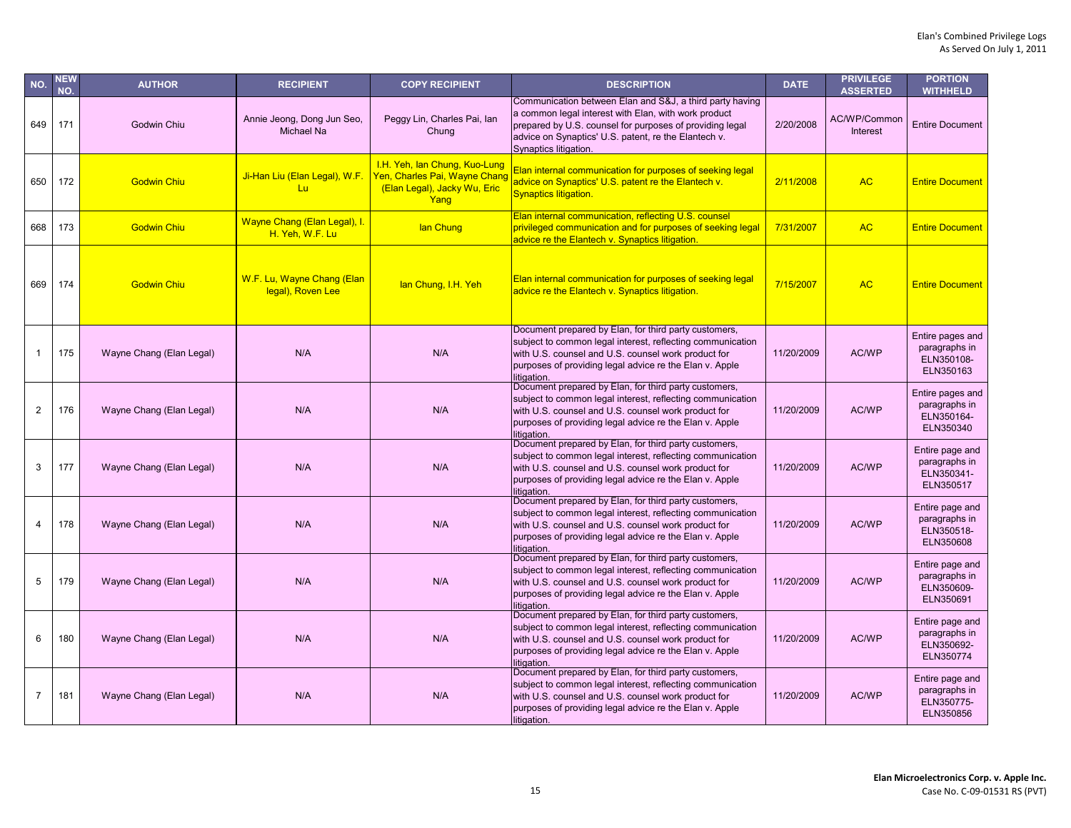| NO. | NEW NO. | AUTHOR | RECIPIENT | COPY RECIPIENT | DESCRIPTION | DATE | PRIVILEGE ASSERTED | PORTION WITHHELD |
|---|---|---|---|---|---|---|---|---|
| 649 | 171 | Godwin Chiu | Annie Jeong, Dong Jun Seo, Michael Na | Peggy Lin, Charles Pai, Ian Chung | Communication between Elan and S&J, a third party having a common legal interest with Elan, with work product prepared by U.S. counsel for purposes of providing legal advice on Synaptics' U.S. patent, re the Elantech v. Synaptics litigation. | 2/20/2008 | AC/WP/Common Interest | Entire Document |
| 650 | 172 | Godwin Chiu | Ji-Han Liu (Elan Legal), W.F. Lu | I.H. Yeh, Ian Chung, Kuo-Lung Yen, Charles Pai, Wayne Chang (Elan Legal), Jacky Wu, Eric Yang | Elan internal communication for purposes of seeking legal advice on Synaptics' U.S. patent re the Elantech v. Synaptics litigation. | 2/11/2008 | AC | Entire Document |
| 668 | 173 | Godwin Chiu | Wayne Chang (Elan Legal), I. H. Yeh, W.F. Lu | Ian Chung | Elan internal communication, reflecting U.S. counsel privileged communication and for purposes of seeking legal advice re the Elantech v. Synaptics litigation. | 7/31/2007 | AC | Entire Document |
| 669 | 174 | Godwin Chiu | W.F. Lu, Wayne Chang (Elan legal), Roven Lee | Ian Chung, I.H. Yeh | Elan internal communication for purposes of seeking legal advice re the Elantech v. Synaptics litigation. | 7/15/2007 | AC | Entire Document |
| 1 | 175 | Wayne Chang (Elan Legal) | N/A | N/A | Document prepared by Elan, for third party customers, subject to common legal interest, reflecting communication with U.S. counsel and U.S. counsel work product for purposes of providing legal advice re the Elan v. Apple litigation. | 11/20/2009 | AC/WP | Entire pages and paragraphs in ELN350108-ELN350163 |
| 2 | 176 | Wayne Chang (Elan Legal) | N/A | N/A | Document prepared by Elan, for third party customers, subject to common legal interest, reflecting communication with U.S. counsel and U.S. counsel work product for purposes of providing legal advice re the Elan v. Apple litigation. | 11/20/2009 | AC/WP | Entire pages and paragraphs in ELN350164-ELN350340 |
| 3 | 177 | Wayne Chang (Elan Legal) | N/A | N/A | Document prepared by Elan, for third party customers, subject to common legal interest, reflecting communication with U.S. counsel and U.S. counsel work product for purposes of providing legal advice re the Elan v. Apple litigation. | 11/20/2009 | AC/WP | Entire page and paragraphs in ELN350341-ELN350517 |
| 4 | 178 | Wayne Chang (Elan Legal) | N/A | N/A | Document prepared by Elan, for third party customers, subject to common legal interest, reflecting communication with U.S. counsel and U.S. counsel work product for purposes of providing legal advice re the Elan v. Apple litigation. | 11/20/2009 | AC/WP | Entire page and paragraphs in ELN350518-ELN350608 |
| 5 | 179 | Wayne Chang (Elan Legal) | N/A | N/A | Document prepared by Elan, for third party customers, subject to common legal interest, reflecting communication with U.S. counsel and U.S. counsel work product for purposes of providing legal advice re the Elan v. Apple litigation. | 11/20/2009 | AC/WP | Entire page and paragraphs in ELN350609-ELN350691 |
| 6 | 180 | Wayne Chang (Elan Legal) | N/A | N/A | Document prepared by Elan, for third party customers, subject to common legal interest, reflecting communication with U.S. counsel and U.S. counsel work product for purposes of providing legal advice re the Elan v. Apple litigation. | 11/20/2009 | AC/WP | Entire page and paragraphs in ELN350692-ELN350774 |
| 7 | 181 | Wayne Chang (Elan Legal) | N/A | N/A | Document prepared by Elan, for third party customers, subject to common legal interest, reflecting communication with U.S. counsel and U.S. counsel work product for purposes of providing legal advice re the Elan v. Apple litigation. | 11/20/2009 | AC/WP | Entire page and paragraphs in ELN350775-ELN350856 |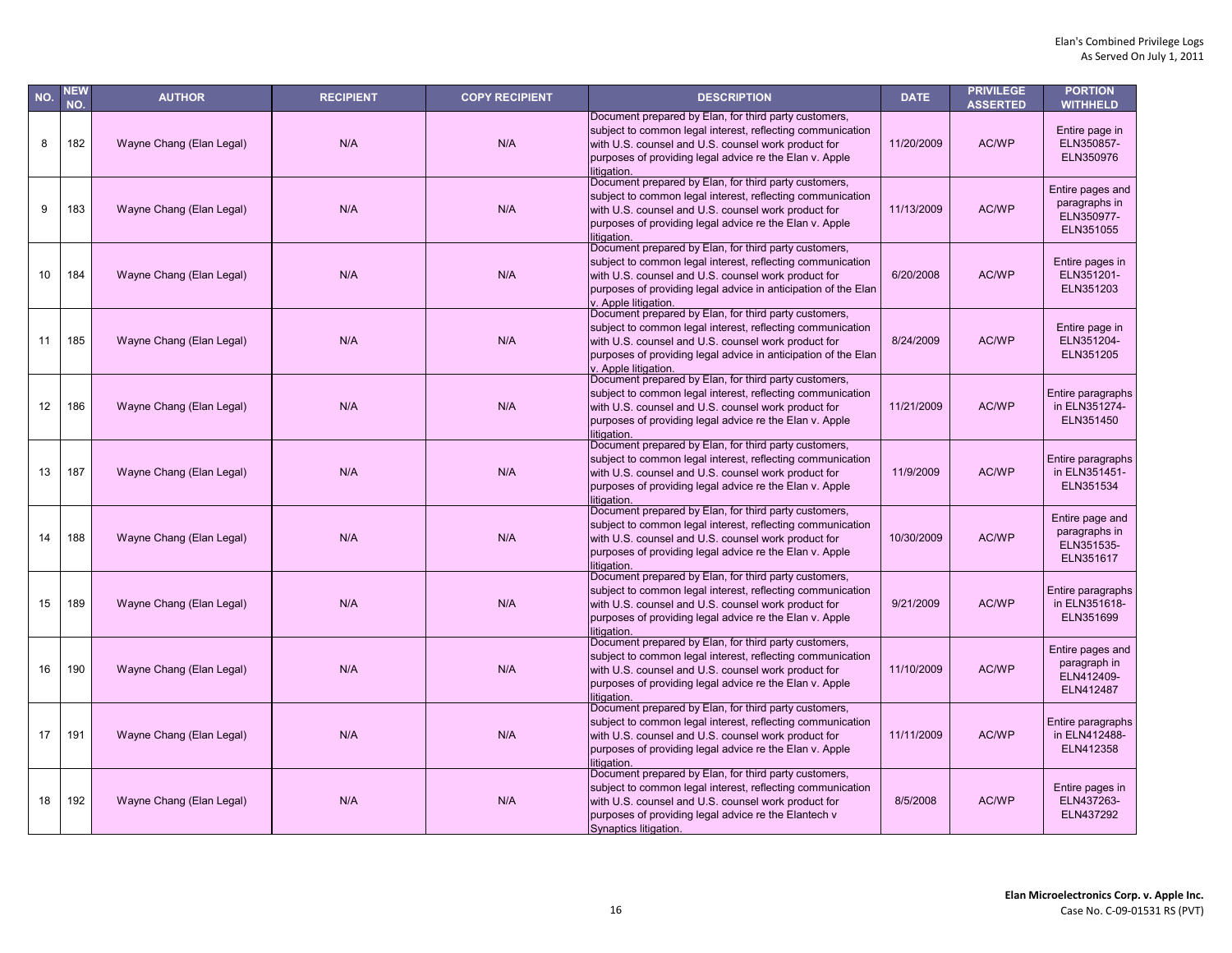| NO. | NEW NO. | AUTHOR | RECIPIENT | COPY RECIPIENT | DESCRIPTION | DATE | PRIVILEGE ASSERTED | PORTION WITHHELD |
|---|---|---|---|---|---|---|---|---|
| 8 | 182 | Wayne Chang (Elan Legal) | N/A | N/A | Document prepared by Elan, for third party customers, subject to common legal interest, reflecting communication with U.S. counsel and U.S. counsel work product for purposes of providing legal advice re the Elan v. Apple litigation. | 11/20/2009 | AC/WP | Entire page in ELN350857-ELN350976 |
| 9 | 183 | Wayne Chang (Elan Legal) | N/A | N/A | Document prepared by Elan, for third party customers, subject to common legal interest, reflecting communication with U.S. counsel and U.S. counsel work product for purposes of providing legal advice re the Elan v. Apple litigation. | 11/13/2009 | AC/WP | Entire pages and paragraphs in ELN350977-ELN351055 |
| 10 | 184 | Wayne Chang (Elan Legal) | N/A | N/A | Document prepared by Elan, for third party customers, subject to common legal interest, reflecting communication with U.S. counsel and U.S. counsel work product for purposes of providing legal advice in anticipation of the Elan v. Apple litigation. | 6/20/2008 | AC/WP | Entire pages in ELN351201-ELN351203 |
| 11 | 185 | Wayne Chang (Elan Legal) | N/A | N/A | Document prepared by Elan, for third party customers, subject to common legal interest, reflecting communication with U.S. counsel and U.S. counsel work product for purposes of providing legal advice in anticipation of the Elan v. Apple litigation. | 8/24/2009 | AC/WP | Entire page in ELN351204-ELN351205 |
| 12 | 186 | Wayne Chang (Elan Legal) | N/A | N/A | Document prepared by Elan, for third party customers, subject to common legal interest, reflecting communication with U.S. counsel and U.S. counsel work product for purposes of providing legal advice re the Elan v. Apple litigation. | 11/21/2009 | AC/WP | Entire paragraphs in ELN351274-ELN351450 |
| 13 | 187 | Wayne Chang (Elan Legal) | N/A | N/A | Document prepared by Elan, for third party customers, subject to common legal interest, reflecting communication with U.S. counsel and U.S. counsel work product for purposes of providing legal advice re the Elan v. Apple litigation. | 11/9/2009 | AC/WP | Entire paragraphs in ELN351451-ELN351534 |
| 14 | 188 | Wayne Chang (Elan Legal) | N/A | N/A | Document prepared by Elan, for third party customers, subject to common legal interest, reflecting communication with U.S. counsel and U.S. counsel work product for purposes of providing legal advice re the Elan v. Apple litigation. | 10/30/2009 | AC/WP | Entire page and paragraphs in ELN351535-ELN351617 |
| 15 | 189 | Wayne Chang (Elan Legal) | N/A | N/A | Document prepared by Elan, for third party customers, subject to common legal interest, reflecting communication with U.S. counsel and U.S. counsel work product for purposes of providing legal advice re the Elan v. Apple litigation. | 9/21/2009 | AC/WP | Entire paragraphs in ELN351618-ELN351699 |
| 16 | 190 | Wayne Chang (Elan Legal) | N/A | N/A | Document prepared by Elan, for third party customers, subject to common legal interest, reflecting communication with U.S. counsel and U.S. counsel work product for purposes of providing legal advice re the Elan v. Apple litigation. | 11/10/2009 | AC/WP | Entire pages and paragraph in ELN412409-ELN412487 |
| 17 | 191 | Wayne Chang (Elan Legal) | N/A | N/A | Document prepared by Elan, for third party customers, subject to common legal interest, reflecting communication with U.S. counsel and U.S. counsel work product for purposes of providing legal advice re the Elan v. Apple litigation. | 11/11/2009 | AC/WP | Entire paragraphs in ELN412488-ELN412358 |
| 18 | 192 | Wayne Chang (Elan Legal) | N/A | N/A | Document prepared by Elan, for third party customers, subject to common legal interest, reflecting communication with U.S. counsel and U.S. counsel work product for purposes of providing legal advice re the Elantech v Synaptics litigation. | 8/5/2008 | AC/WP | Entire pages in ELN437263-ELN437292 |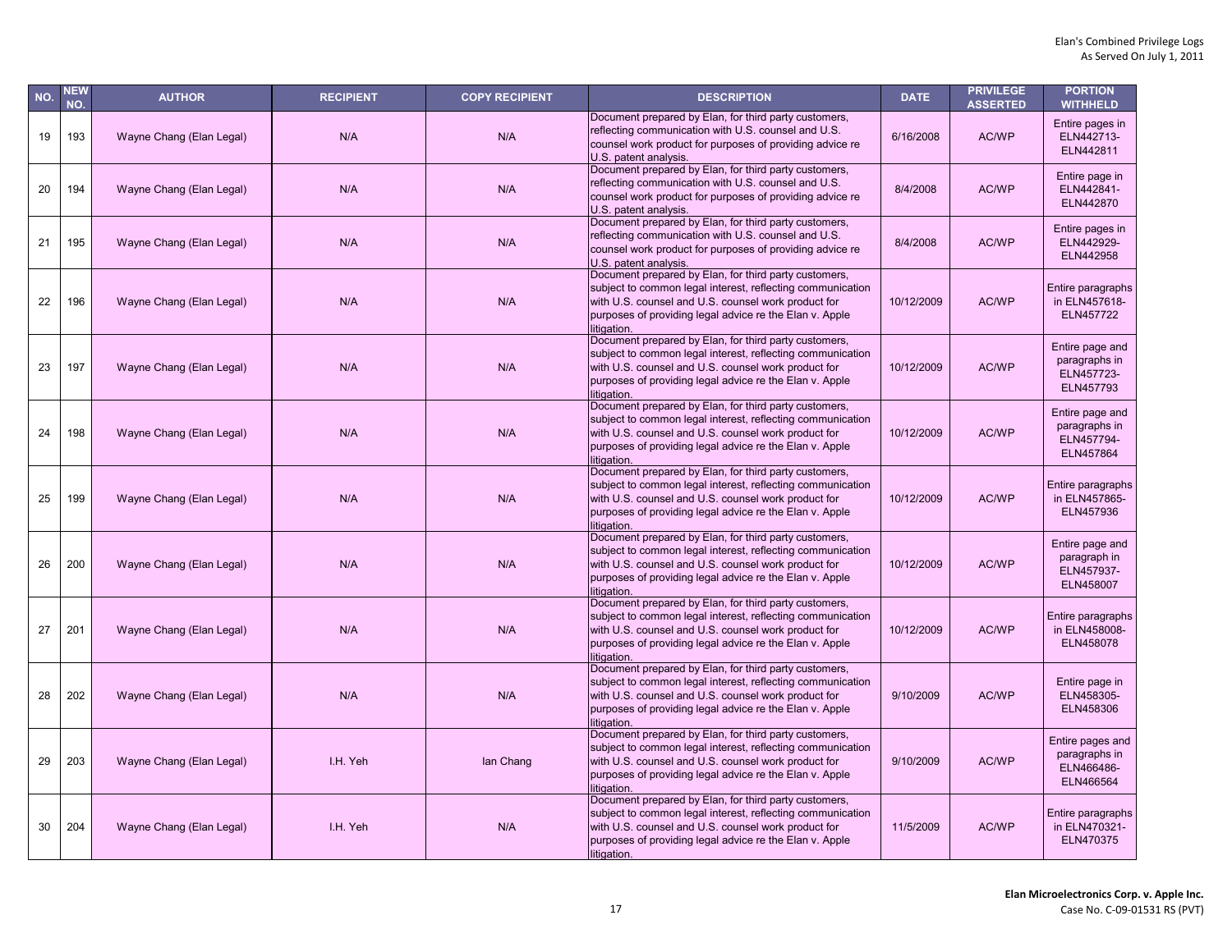| NO. | NEW NO. | AUTHOR | RECIPIENT | COPY RECIPIENT | DESCRIPTION | DATE | PRIVILEGE ASSERTED | PORTION WITHHELD |
|---|---|---|---|---|---|---|---|---|
| 19 | 193 | Wayne Chang (Elan Legal) | N/A | N/A | Document prepared by Elan, for third party customers, reflecting communication with U.S. counsel and U.S. counsel work product for purposes of providing advice re U.S. patent analysis. | 6/16/2008 | AC/WP | Entire pages in ELN442713-ELN442811 |
| 20 | 194 | Wayne Chang (Elan Legal) | N/A | N/A | Document prepared by Elan, for third party customers, reflecting communication with U.S. counsel and U.S. counsel work product for purposes of providing advice re U.S. patent analysis. | 8/4/2008 | AC/WP | Entire page in ELN442841-ELN442870 |
| 21 | 195 | Wayne Chang (Elan Legal) | N/A | N/A | Document prepared by Elan, for third party customers, reflecting communication with U.S. counsel and U.S. counsel work product for purposes of providing advice re U.S. patent analysis. | 8/4/2008 | AC/WP | Entire pages in ELN442929-ELN442958 |
| 22 | 196 | Wayne Chang (Elan Legal) | N/A | N/A | Document prepared by Elan, for third party customers, subject to common legal interest, reflecting communication with U.S. counsel and U.S. counsel work product for purposes of providing legal advice re the Elan v. Apple litigation. | 10/12/2009 | AC/WP | Entire paragraphs in ELN457618-ELN457722 |
| 23 | 197 | Wayne Chang (Elan Legal) | N/A | N/A | Document prepared by Elan, for third party customers, subject to common legal interest, reflecting communication with U.S. counsel and U.S. counsel work product for purposes of providing legal advice re the Elan v. Apple litigation. | 10/12/2009 | AC/WP | Entire page and paragraphs in ELN457723-ELN457793 |
| 24 | 198 | Wayne Chang (Elan Legal) | N/A | N/A | Document prepared by Elan, for third party customers, subject to common legal interest, reflecting communication with U.S. counsel and U.S. counsel work product for purposes of providing legal advice re the Elan v. Apple litigation. | 10/12/2009 | AC/WP | Entire page and paragraphs in ELN457794-ELN457864 |
| 25 | 199 | Wayne Chang (Elan Legal) | N/A | N/A | Document prepared by Elan, for third party customers, subject to common legal interest, reflecting communication with U.S. counsel and U.S. counsel work product for purposes of providing legal advice re the Elan v. Apple litigation. | 10/12/2009 | AC/WP | Entire paragraphs in ELN457865-ELN457936 |
| 26 | 200 | Wayne Chang (Elan Legal) | N/A | N/A | Document prepared by Elan, for third party customers, subject to common legal interest, reflecting communication with U.S. counsel and U.S. counsel work product for purposes of providing legal advice re the Elan v. Apple litigation. | 10/12/2009 | AC/WP | Entire page and paragraph in ELN457937-ELN458007 |
| 27 | 201 | Wayne Chang (Elan Legal) | N/A | N/A | Document prepared by Elan, for third party customers, subject to common legal interest, reflecting communication with U.S. counsel and U.S. counsel work product for purposes of providing legal advice re the Elan v. Apple litigation. | 10/12/2009 | AC/WP | Entire paragraphs in ELN458008-ELN458078 |
| 28 | 202 | Wayne Chang (Elan Legal) | N/A | N/A | Document prepared by Elan, for third party customers, subject to common legal interest, reflecting communication with U.S. counsel and U.S. counsel work product for purposes of providing legal advice re the Elan v. Apple litigation. | 9/10/2009 | AC/WP | Entire page in ELN458305-ELN458306 |
| 29 | 203 | Wayne Chang (Elan Legal) | I.H. Yeh | Ian Chang | Document prepared by Elan, for third party customers, subject to common legal interest, reflecting communication with U.S. counsel and U.S. counsel work product for purposes of providing legal advice re the Elan v. Apple litigation. | 9/10/2009 | AC/WP | Entire pages and paragraphs in ELN466486-ELN466564 |
| 30 | 204 | Wayne Chang (Elan Legal) | I.H. Yeh | N/A | Document prepared by Elan, for third party customers, subject to common legal interest, reflecting communication with U.S. counsel and U.S. counsel work product for purposes of providing legal advice re the Elan v. Apple litigation. | 11/5/2009 | AC/WP | Entire paragraphs in ELN470321-ELN470375 |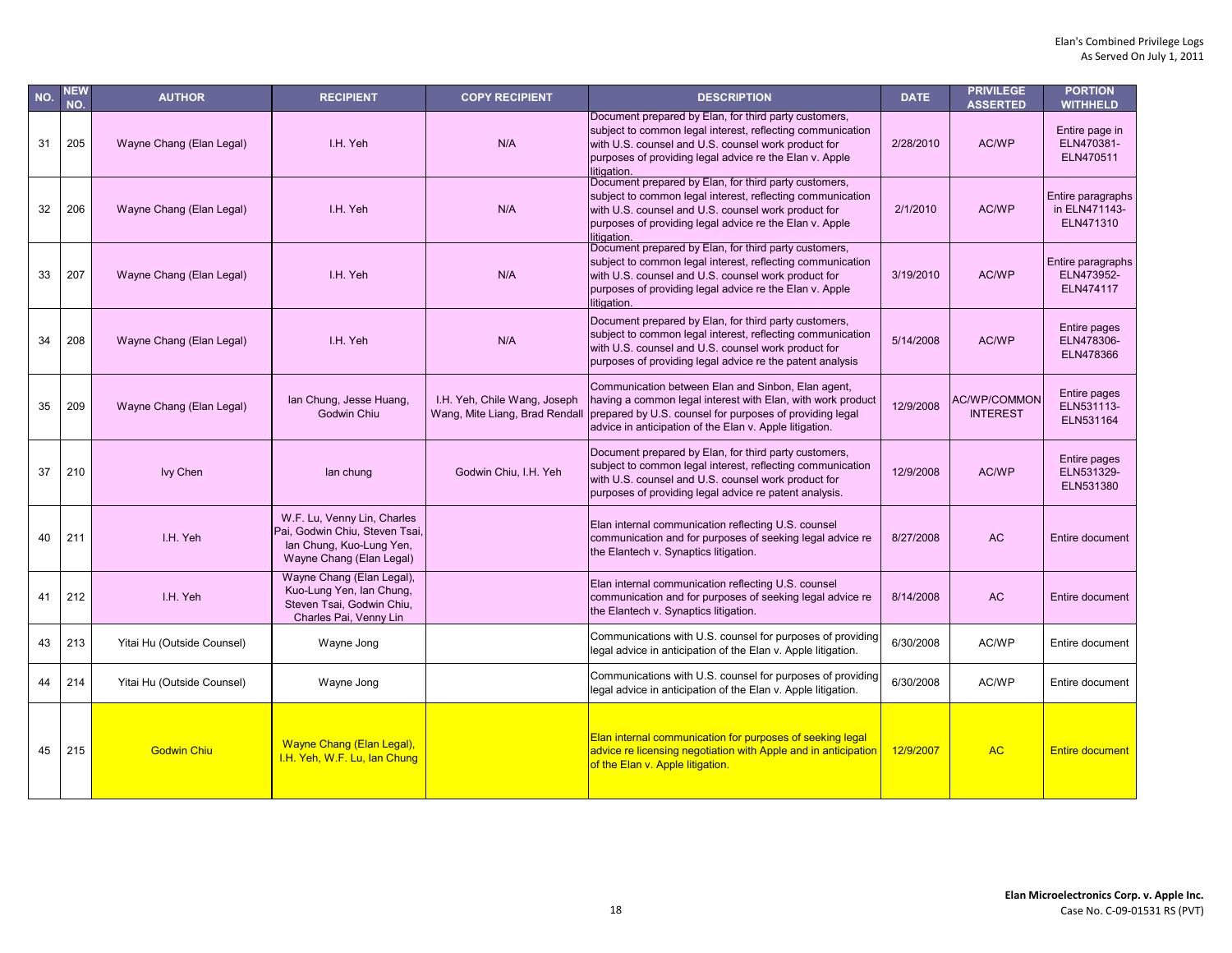Elan's Combined Privilege Logs
As Served On July 1, 2011

| NO. | NEW NO. | AUTHOR | RECIPIENT | COPY RECIPIENT | DESCRIPTION | DATE | PRIVILEGE ASSERTED | PORTION WITHHELD |
|---|---|---|---|---|---|---|---|---|
| 31 | 205 | Wayne Chang (Elan Legal) | I.H. Yeh | N/A | Document prepared by Elan, for third party customers, subject to common legal interest, reflecting communication with U.S. counsel and U.S. counsel work product for purposes of providing legal advice re the Elan v. Apple litigation. | 2/28/2010 | AC/WP | Entire page in ELN470381-ELN470511 |
| 32 | 206 | Wayne Chang (Elan Legal) | I.H. Yeh | N/A | Document prepared by Elan, for third party customers, subject to common legal interest, reflecting communication with U.S. counsel and U.S. counsel work product for purposes of providing legal advice re the Elan v. Apple litigation. | 2/1/2010 | AC/WP | Entire paragraphs in ELN471143-ELN471310 |
| 33 | 207 | Wayne Chang (Elan Legal) | I.H. Yeh | N/A | Document prepared by Elan, for third party customers, subject to common legal interest, reflecting communication with U.S. counsel and U.S. counsel work product for purposes of providing legal advice re the Elan v. Apple litigation. | 3/19/2010 | AC/WP | Entire paragraphs ELN473952-ELN474117 |
| 34 | 208 | Wayne Chang (Elan Legal) | I.H. Yeh | N/A | Document prepared by Elan, for third party customers, subject to common legal interest, reflecting communication with U.S. counsel and U.S. counsel work product for purposes of providing legal advice re the patent analysis | 5/14/2008 | AC/WP | Entire pages ELN478306-ELN478366 |
| 35 | 209 | Wayne Chang (Elan Legal) | Ian Chung, Jesse Huang, Godwin Chiu | I.H. Yeh, Chile Wang, Joseph Wang, Mite Liang, Brad Rendall | Communication between Elan and Sinbon, Elan agent, having a common legal interest with Elan, with work product prepared by U.S. counsel for purposes of providing legal advice in anticipation of the Elan v. Apple litigation. | 12/9/2008 | AC/WP/COMMON INTEREST | Entire pages ELN531113-ELN531164 |
| 37 | 210 | Ivy Chen | Ian chung | Godwin Chiu, I.H. Yeh | Document prepared by Elan, for third party customers, subject to common legal interest, reflecting communication with U.S. counsel and U.S. counsel work product for purposes of providing legal advice re patent analysis. | 12/9/2008 | AC/WP | Entire pages ELN531329-ELN531380 |
| 40 | 211 | I.H. Yeh | W.F. Lu, Venny Lin, Charles Pai, Godwin Chiu, Steven Tsai, Ian Chung, Kuo-Lung Yen, Wayne Chang (Elan Legal) | | Elan internal communication reflecting U.S. counsel communication and for purposes of seeking legal advice re the Elantech v. Synaptics litigation. | 8/27/2008 | AC | Entire document |
| 41 | 212 | I.H. Yeh | Wayne Chang (Elan Legal), Kuo-Lung Yen, Ian Chung, Steven Tsai, Godwin Chiu, Charles Pai, Venny Lin | | Elan internal communication reflecting U.S. counsel communication and for purposes of seeking legal advice re the Elantech v. Synaptics litigation. | 8/14/2008 | AC | Entire document |
| 43 | 213 | Yitai Hu (Outside Counsel) | Wayne Jong | | Communications with U.S. counsel for purposes of providing legal advice in anticipation of the Elan v. Apple litigation. | 6/30/2008 | AC/WP | Entire document |
| 44 | 214 | Yitai Hu (Outside Counsel) | Wayne Jong | | Communications with U.S. counsel for purposes of providing legal advice in anticipation of the Elan v. Apple litigation. | 6/30/2008 | AC/WP | Entire document |
| 45 | 215 | Godwin Chiu | Wayne Chang (Elan Legal), I.H. Yeh, W.F. Lu, Ian Chung | | Elan internal communication for purposes of seeking legal advice re licensing negotiation with Apple and in anticipation of the Elan v. Apple litigation. | 12/9/2007 | AC | Entire document |

**Elan Microelectronics Corp. v. Apple Inc.**
Case No. C-09-01531 RS (PVT)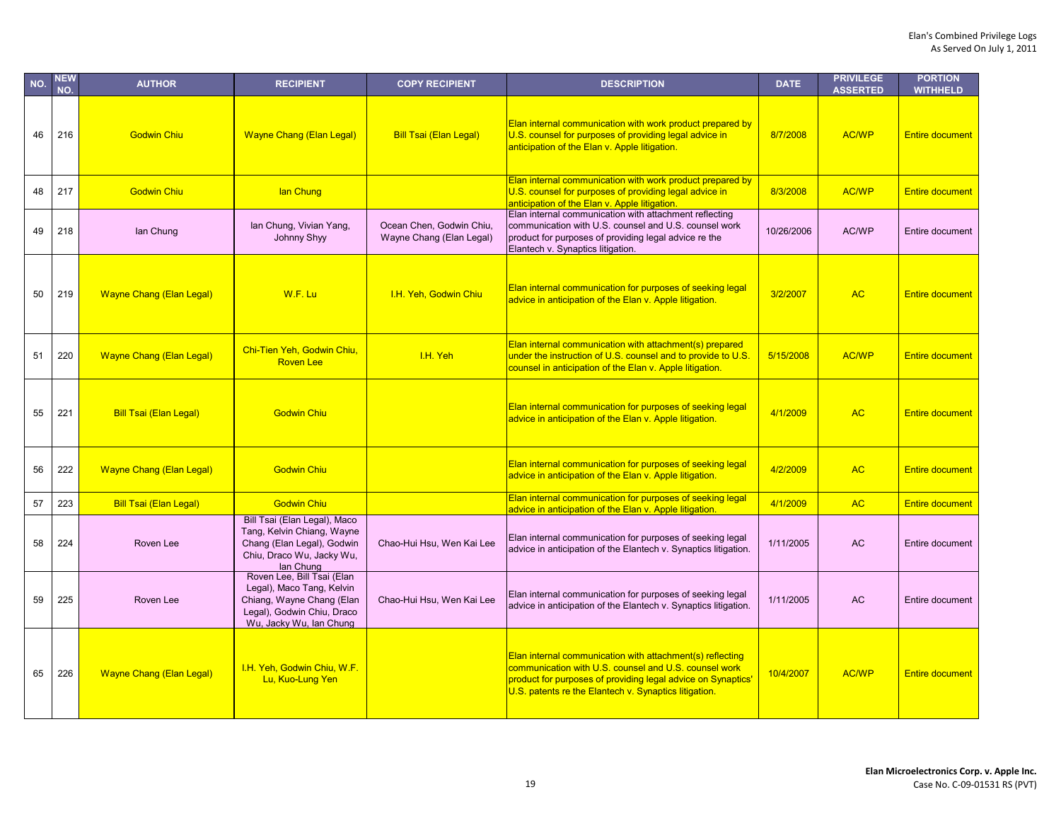| NO. | NEW NO. | AUTHOR | RECIPIENT | COPY RECIPIENT | DESCRIPTION | DATE | PRIVILEGE ASSERTED | PORTION WITHHELD |
|---|---|---|---|---|---|---|---|---|
| 46 | 216 | Godwin Chiu | Wayne Chang (Elan Legal) | Bill Tsai (Elan Legal) | Elan internal communication with work product prepared by U.S. counsel for purposes of providing legal advice in anticipation of the Elan v. Apple litigation. | 8/7/2008 | AC/WP | Entire document |
| 48 | 217 | Godwin Chiu | Ian Chung | | Elan internal communication with work product prepared by U.S. counsel for purposes of providing legal advice in anticipation of the Elan v. Apple litigation. | 8/3/2008 | AC/WP | Entire document |
| 49 | 218 | Ian Chung | Ian Chung, Vivian Yang, Johnny Shyy | Ocean Chen, Godwin Chiu, Wayne Chang (Elan Legal) | Elan internal communication with attachment reflecting communication with U.S. counsel and U.S. counsel work product for purposes of providing legal advice re the Elantech v. Synaptics litigation. | 10/26/2006 | AC/WP | Entire document |
| 50 | 219 | Wayne Chang (Elan Legal) | W.F. Lu | I.H. Yeh, Godwin Chiu | Elan internal communication for purposes of seeking legal advice in anticipation of the Elan v. Apple litigation. | 3/2/2007 | AC | Entire document |
| 51 | 220 | Wayne Chang (Elan Legal) | Chi-Tien Yeh, Godwin Chiu, Roven Lee | I.H. Yeh | Elan internal communication with attachment(s) prepared under the instruction of U.S. counsel and to provide to U.S. counsel in anticipation of the Elan v. Apple litigation. | 5/15/2008 | AC/WP | Entire document |
| 55 | 221 | Bill Tsai (Elan Legal) | Godwin Chiu | | Elan internal communication for purposes of seeking legal advice in anticipation of the Elan v. Apple litigation. | 4/1/2009 | AC | Entire document |
| 56 | 222 | Wayne Chang (Elan Legal) | Godwin Chiu | | Elan internal communication for purposes of seeking legal advice in anticipation of the Elan v. Apple litigation. | 4/2/2009 | AC | Entire document |
| 57 | 223 | Bill Tsai (Elan Legal) | Godwin Chiu | | Elan internal communication for purposes of seeking legal advice in anticipation of the Elan v. Apple litigation. | 4/1/2009 | AC | Entire document |
| 58 | 224 | Roven Lee | Bill Tsai (Elan Legal), Maco Tang, Kelvin Chiang, Wayne Chang (Elan Legal), Godwin Chiu, Draco Wu, Jacky Wu, Ian Chung | Chao-Hui Hsu, Wen Kai Lee | Elan internal communication for purposes of seeking legal advice in anticipation of the Elantech v. Synaptics litigation. | 1/11/2005 | AC | Entire document |
| 59 | 225 | Roven Lee | Roven Lee, Bill Tsai (Elan Legal), Maco Tang, Kelvin Chiang, Wayne Chang (Elan Legal), Godwin Chiu, Draco Wu, Jacky Wu, Ian Chung | Chao-Hui Hsu, Wen Kai Lee | Elan internal communication for purposes of seeking legal advice in anticipation of the Elantech v. Synaptics litigation. | 1/11/2005 | AC | Entire document |
| 65 | 226 | Wayne Chang (Elan Legal) | I.H. Yeh, Godwin Chiu, W.F. Lu, Kuo-Lung Yen | | Elan internal communication with attachment(s) reflecting communication with U.S. counsel and U.S. counsel work product for purposes of providing legal advice on Synaptics' U.S. patents re the Elantech v. Synaptics litigation. | 10/4/2007 | AC/WP | Entire document |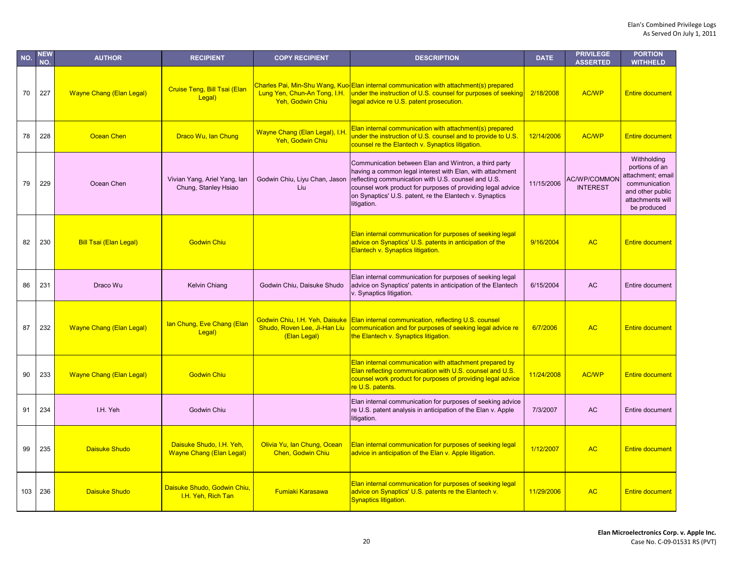| NO. | NEW NO. | AUTHOR | RECIPIENT | COPY RECIPIENT | DESCRIPTION | DATE | PRIVILEGE ASSERTED | PORTION WITHHELD |
|---|---|---|---|---|---|---|---|---|
| 70 | 227 | Wayne Chang (Elan Legal) | Cruise Teng, Bill Tsai (Elan Legal) | Charles Pai, Min-Shu Wang, Kuo-Lung Yen, Chun-An Tong, I.H. Yeh, Godwin Chiu | Elan internal communication with attachment(s) prepared under the instruction of U.S. counsel for purposes of seeking legal advice re U.S. patent prosecution. | 2/18/2008 | AC/WP | Entire document |
| 78 | 228 | Ocean Chen | Draco Wu, Ian Chung | Wayne Chang (Elan Legal), I.H. Yeh, Godwin Chiu | Elan internal communication with attachment(s) prepared under the instruction of U.S. counsel and to provide to U.S. counsel re the Elantech v. Synaptics litigation. | 12/14/2006 | AC/WP | Entire document |
| 79 | 229 | Ocean Chen | Vivian Yang, Ariel Yang, Ian Chung, Stanley Hsiao | Godwin Chiu, Liyu Chan, Jason Liu | Communication between Elan and Wintron, a third party having a common legal interest with Elan, with attachment reflecting communication with U.S. counsel and U.S. counsel work product for purposes of providing legal advice on Synaptics' U.S. patent, re the Elantech v. Synaptics litigation. | 11/15/2006 | AC/WP/COMMON INTEREST | Withholding portions of an attachment; email communication and other public attachments will be produced |
| 82 | 230 | Bill Tsai (Elan Legal) | Godwin Chiu | | Elan internal communication for purposes of seeking legal advice on Synaptics' U.S. patents in anticipation of the Elantech v. Synaptics litigation. | 9/16/2004 | AC | Entire document |
| 86 | 231 | Draco Wu | Kelvin Chiang | Godwin Chiu, Daisuke Shudo | Elan internal communication for purposes of seeking legal advice on Synaptics' patents in anticipation of the Elantech v. Synaptics litigation. | 6/15/2004 | AC | Entire document |
| 87 | 232 | Wayne Chang (Elan Legal) | Ian Chung, Eve Chang (Elan Legal) | Godwin Chiu, I.H. Yeh, Daisuke Shudo, Roven Lee, Ji-Han Liu (Elan Legal) | Elan internal communication, reflecting U.S. counsel communication and for purposes of seeking legal advice re the Elantech v. Synaptics litigation. | 6/7/2006 | AC | Entire document |
| 90 | 233 | Wayne Chang (Elan Legal) | Godwin Chiu | | Elan internal communication with attachment prepared by Elan reflecting communication with U.S. counsel and U.S. counsel work product for purposes of providing legal advice re U.S. patents. | 11/24/2008 | AC/WP | Entire document |
| 91 | 234 | I.H. Yeh | Godwin Chiu | | Elan internal communication for purposes of seeking advice re U.S. patent analysis in anticipation of the Elan v. Apple litigation. | 7/3/2007 | AC | Entire document |
| 99 | 235 | Daisuke Shudo | Daisuke Shudo, I.H. Yeh, Wayne Chang (Elan Legal) | Olivia Yu, Ian Chung, Ocean Chen, Godwin Chiu | Elan internal communication for purposes of seeking legal advice in anticipation of the Elan v. Apple litigation. | 1/12/2007 | AC | Entire document |
| 103 | 236 | Daisuke Shudo | Daisuke Shudo, Godwin Chiu, I.H. Yeh, Rich Tan | Fumiaki Karasawa | Elan internal communication for purposes of seeking legal advice on Synaptics' U.S. patents re the Elantech v. Synaptics litigation. | 11/29/2006 | AC | Entire document |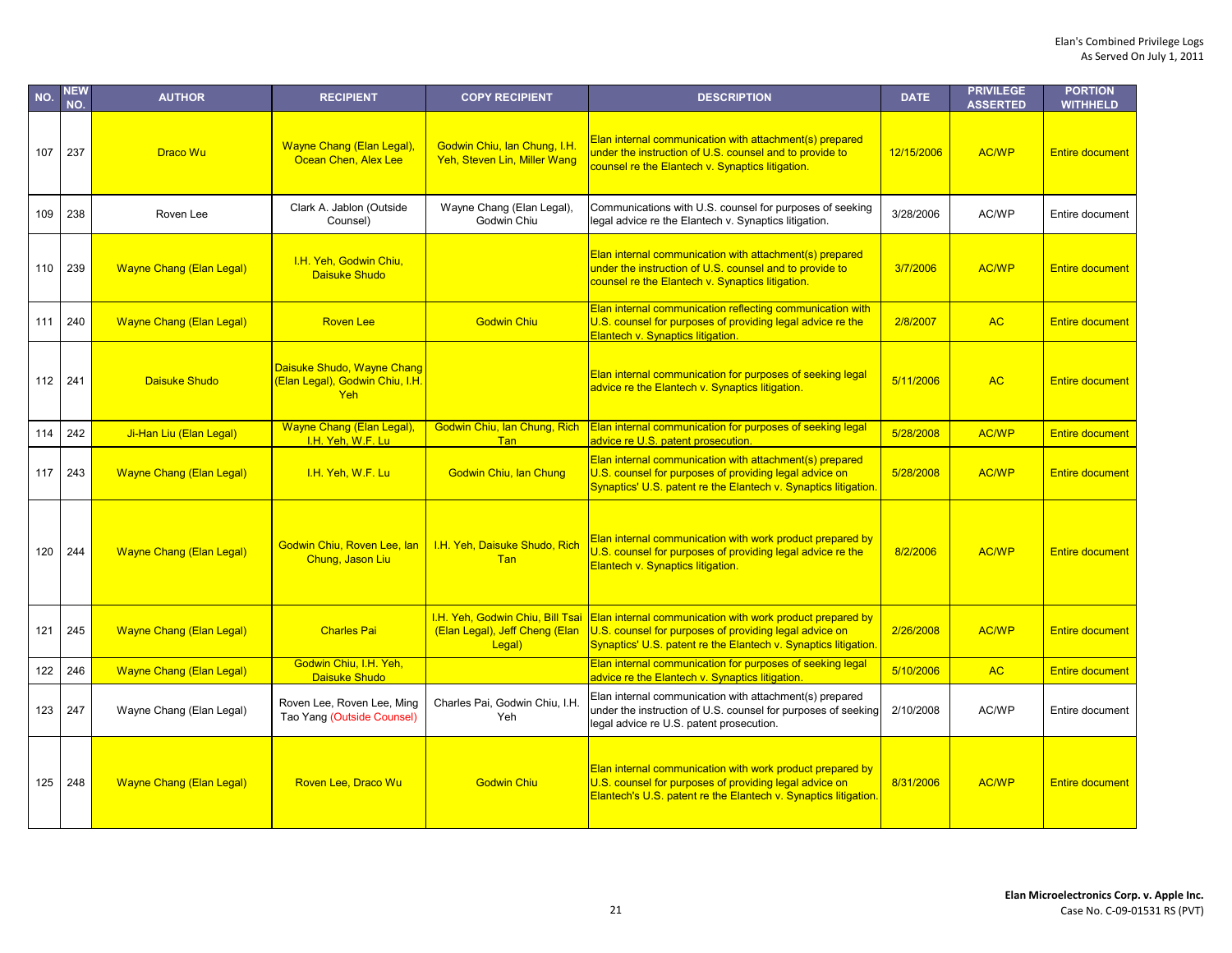Elan's Combined Privilege Logs
As Served On July 1, 2011

| NO. | NEW NO. | AUTHOR | RECIPIENT | COPY RECIPIENT | DESCRIPTION | DATE | PRIVILEGE ASSERTED | PORTION WITHHELD |
|---|---|---|---|---|---|---|---|---|
| 107 | 237 | Draco Wu | Wayne Chang (Elan Legal), Ocean Chen, Alex Lee | Godwin Chiu, Ian Chung, I.H. Yeh, Steven Lin, Miller Wang | Elan internal communication with attachment(s) prepared under the instruction of U.S. counsel and to provide to counsel re the Elantech v. Synaptics litigation. | 12/15/2006 | AC/WP | Entire document |
| 109 | 238 | Roven Lee | Clark A. Jablon (Outside Counsel) | Wayne Chang (Elan Legal), Godwin Chiu | Communications with U.S. counsel for purposes of seeking legal advice re the Elantech v. Synaptics litigation. | 3/28/2006 | AC/WP | Entire document |
| 110 | 239 | Wayne Chang (Elan Legal) | I.H. Yeh, Godwin Chiu, Daisuke Shudo | | Elan internal communication with attachment(s) prepared under the instruction of U.S. counsel and to provide to counsel re the Elantech v. Synaptics litigation. | 3/7/2006 | AC/WP | Entire document |
| 111 | 240 | Wayne Chang (Elan Legal) | Roven Lee | Godwin Chiu | Elan internal communication reflecting communication with U.S. counsel for purposes of providing legal advice re the Elantech v. Synaptics litigation. | 2/8/2007 | AC | Entire document |
| 112 | 241 | Daisuke Shudo | Daisuke Shudo, Wayne Chang (Elan Legal), Godwin Chiu, I.H. Yeh | | Elan internal communication for purposes of seeking legal advice re the Elantech v. Synaptics litigation. | 5/11/2006 | AC | Entire document |
| 114 | 242 | Ji-Han Liu (Elan Legal) | Wayne Chang (Elan Legal), I.H. Yeh, W.F. Lu | Godwin Chiu, Ian Chung, Rich Tan | Elan internal communication for purposes of seeking legal advice re U.S. patent prosecution. | 5/28/2008 | AC/WP | Entire document |
| 117 | 243 | Wayne Chang (Elan Legal) | I.H. Yeh, W.F. Lu | Godwin Chiu, Ian Chung | Elan internal communication with attachment(s) prepared U.S. counsel for purposes of providing legal advice on Synaptics' U.S. patent re the Elantech v. Synaptics litigation. | 5/28/2008 | AC/WP | Entire document |
| 120 | 244 | Wayne Chang (Elan Legal) | Godwin Chiu, Roven Lee, Ian Chung, Jason Liu | I.H. Yeh, Daisuke Shudo, Rich Tan | Elan internal communication with work product prepared by U.S. counsel for purposes of providing legal advice re the Elantech v. Synaptics litigation. | 8/2/2006 | AC/WP | Entire document |
| 121 | 245 | Wayne Chang (Elan Legal) | Charles Pai | I.H. Yeh, Godwin Chiu, Bill Tsai (Elan Legal), Jeff Cheng (Elan Legal) | Elan internal communication with work product prepared by U.S. counsel for purposes of providing legal advice on Synaptics' U.S. patent re the Elantech v. Synaptics litigation. | 2/26/2008 | AC/WP | Entire document |
| 122 | 246 | Wayne Chang (Elan Legal) | Godwin Chiu, I.H. Yeh, Daisuke Shudo | | Elan internal communication for purposes of seeking legal advice re the Elantech v. Synaptics litigation. | 5/10/2006 | AC | Entire document |
| 123 | 247 | Wayne Chang (Elan Legal) | Roven Lee, Roven Lee, Ming Tao Yang (Outside Counsel) | Charles Pai, Godwin Chiu, I.H. Yeh | Elan internal communication with attachment(s) prepared under the instruction of U.S. counsel for purposes of seeking legal advice re U.S. patent prosecution. | 2/10/2008 | AC/WP | Entire document |
| 125 | 248 | Wayne Chang (Elan Legal) | Roven Lee, Draco Wu | Godwin Chiu | Elan internal communication with work product prepared by U.S. counsel for purposes of providing legal advice on Elantech's U.S. patent re the Elantech v. Synaptics litigation. | 8/31/2006 | AC/WP | Entire document |

**Elan Microelectronics Corp. v. Apple Inc.**
Case No. C-09-01531 RS (PVT)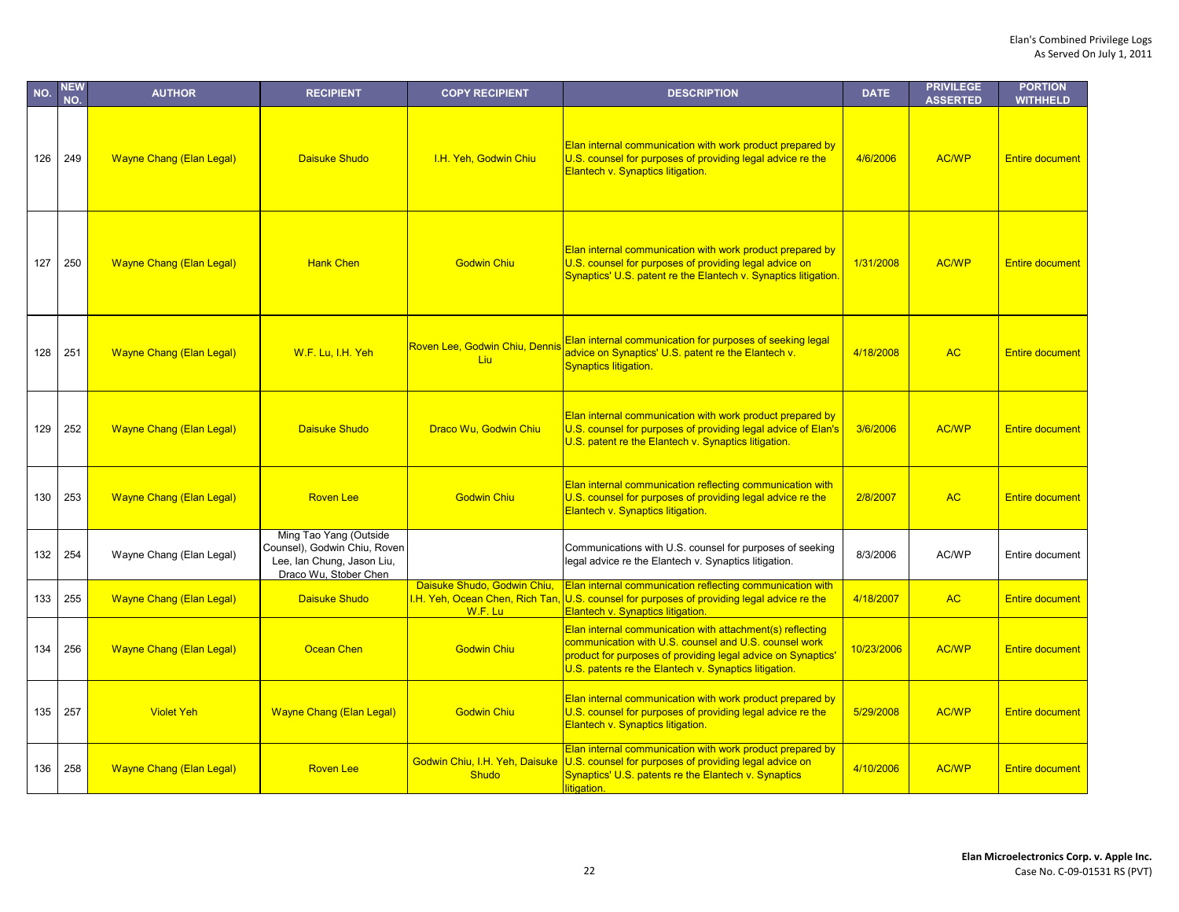| NO. | NEW NO. | AUTHOR | RECIPIENT | COPY RECIPIENT | DESCRIPTION | DATE | PRIVILEGE ASSERTED | PORTION WITHHELD |
|---|---|---|---|---|---|---|---|---|
| 126 | 249 | Wayne Chang (Elan Legal) | Daisuke Shudo | I.H. Yeh, Godwin Chiu | Elan internal communication with work product prepared by U.S. counsel for purposes of providing legal advice re the Elantech v. Synaptics litigation. | 4/6/2006 | AC/WP | Entire document |
| 127 | 250 | Wayne Chang (Elan Legal) | Hank Chen | Godwin Chiu | Elan internal communication with work product prepared by U.S. counsel for purposes of providing legal advice on Synaptics' U.S. patent re the Elantech v. Synaptics litigation. | 1/31/2008 | AC/WP | Entire document |
| 128 | 251 | Wayne Chang (Elan Legal) | W.F. Lu, I.H. Yeh | Roven Lee, Godwin Chiu, Dennis Liu | Elan internal communication for purposes of seeking legal advice on Synaptics' U.S. patent re the Elantech v. Synaptics litigation. | 4/18/2008 | AC | Entire document |
| 129 | 252 | Wayne Chang (Elan Legal) | Daisuke Shudo | Draco Wu, Godwin Chiu | Elan internal communication with work product prepared by U.S. counsel for purposes of providing legal advice of Elan's U.S. patent re the Elantech v. Synaptics litigation. | 3/6/2006 | AC/WP | Entire document |
| 130 | 253 | Wayne Chang (Elan Legal) | Roven Lee | Godwin Chiu | Elan internal communication reflecting communication with U.S. counsel for purposes of providing legal advice re the Elantech v. Synaptics litigation. | 2/8/2007 | AC | Entire document |
| 132 | 254 | Wayne Chang (Elan Legal) | Ming Tao Yang (Outside Counsel), Godwin Chiu, Roven Lee, Ian Chung, Jason Liu, Draco Wu, Stober Chen | | Communications with U.S. counsel for purposes of seeking legal advice re the Elantech v. Synaptics litigation. | 8/3/2006 | AC/WP | Entire document |
| 133 | 255 | Wayne Chang (Elan Legal) | Daisuke Shudo | Daisuke Shudo, Godwin Chiu, I.H. Yeh, Ocean Chen, Rich Tan, W.F. Lu | Elan internal communication reflecting communication with U.S. counsel for purposes of providing legal advice re the Elantech v. Synaptics litigation. | 4/18/2007 | AC | Entire document |
| 134 | 256 | Wayne Chang (Elan Legal) | Ocean Chen | Godwin Chiu | Elan internal communication with attachment(s) reflecting communication with U.S. counsel and U.S. counsel work product for purposes of providing legal advice on Synaptics' U.S. patents re the Elantech v. Synaptics litigation. | 10/23/2006 | AC/WP | Entire document |
| 135 | 257 | Violet Yeh | Wayne Chang (Elan Legal) | Godwin Chiu | Elan internal communication with work product prepared by U.S. counsel for purposes of providing legal advice re the Elantech v. Synaptics litigation. | 5/29/2008 | AC/WP | Entire document |
| 136 | 258 | Wayne Chang (Elan Legal) | Roven Lee | Godwin Chiu, I.H. Yeh, Daisuke Shudo | Elan internal communication with work product prepared by U.S. counsel for purposes of providing legal advice on Synaptics' U.S. patents re the Elantech v. Synaptics litigation. | 4/10/2006 | AC/WP | Entire document |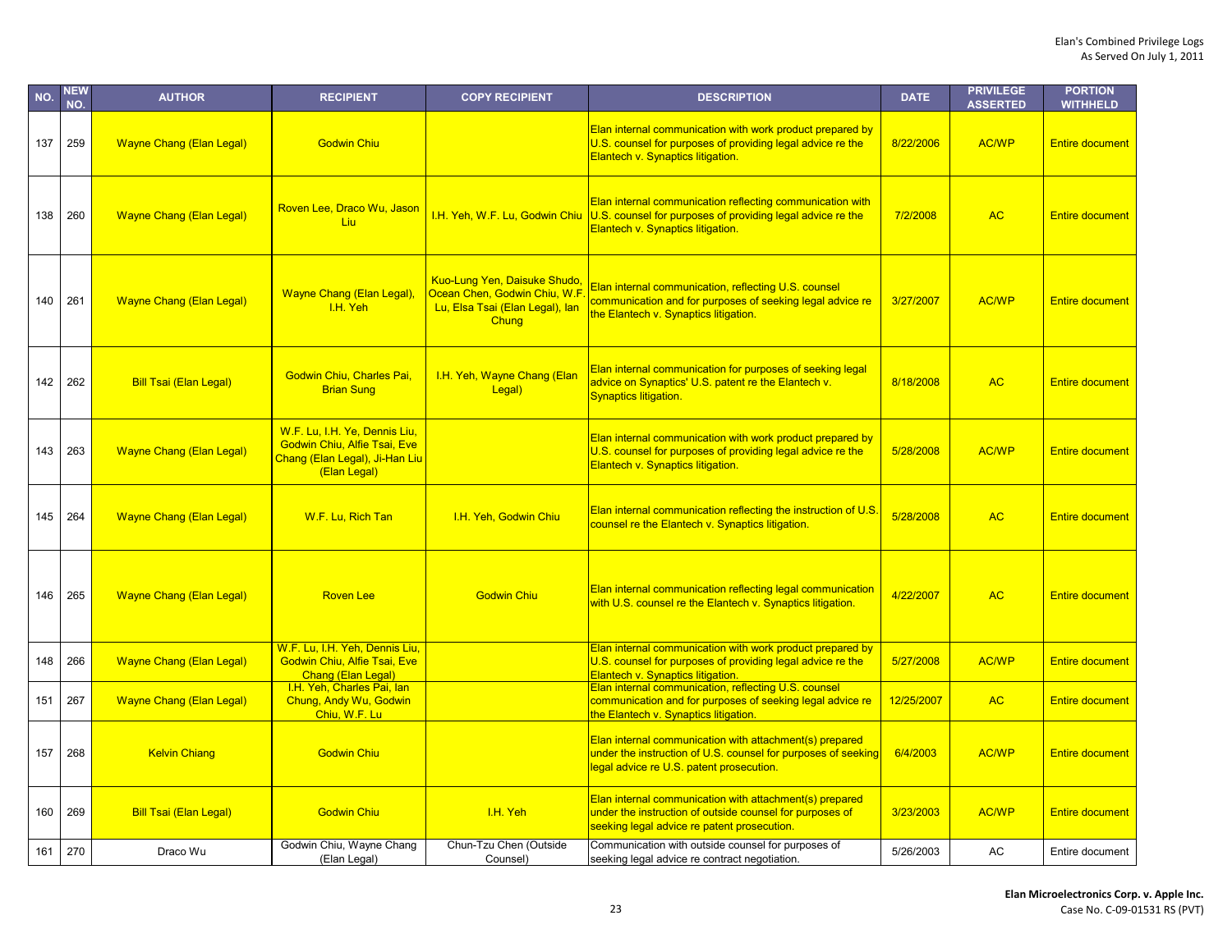| NO. | NEW NO. | AUTHOR | RECIPIENT | COPY RECIPIENT | DESCRIPTION | DATE | PRIVILEGE ASSERTED | PORTION WITHHELD |
|---|---|---|---|---|---|---|---|---|
| 137 | 259 | Wayne Chang (Elan Legal) | Godwin Chiu | | Elan internal communication with work product prepared by U.S. counsel for purposes of providing legal advice re the Elantech v. Synaptics litigation. | 8/22/2006 | AC/WP | Entire document |
| 138 | 260 | Wayne Chang (Elan Legal) | Roven Lee, Draco Wu, Jason Liu | I.H. Yeh, W.F. Lu, Godwin Chiu | Elan internal communication reflecting communication with U.S. counsel for purposes of providing legal advice re the Elantech v. Synaptics litigation. | 7/2/2008 | AC | Entire document |
| 140 | 261 | Wayne Chang (Elan Legal) | Wayne Chang (Elan Legal), I.H. Yeh | Kuo-Lung Yen, Daisuke Shudo, Ocean Chen, Godwin Chiu, W.F. Lu, Elsa Tsai (Elan Legal), Ian Chung | Elan internal communication, reflecting U.S. counsel communication and for purposes of seeking legal advice re the Elantech v. Synaptics litigation. | 3/27/2007 | AC/WP | Entire document |
| 142 | 262 | Bill Tsai (Elan Legal) | Godwin Chiu, Charles Pai, Brian Sung | I.H. Yeh, Wayne Chang (Elan Legal) | Elan internal communication for purposes of seeking legal advice on Synaptics' U.S. patent re the Elantech v. Synaptics litigation. | 8/18/2008 | AC | Entire document |
| 143 | 263 | Wayne Chang (Elan Legal) | W.F. Lu, I.H. Ye, Dennis Liu, Godwin Chiu, Alfie Tsai, Eve Chang (Elan Legal), Ji-Han Liu (Elan Legal) | | Elan internal communication with work product prepared by U.S. counsel for purposes of providing legal advice re the Elantech v. Synaptics litigation. | 5/28/2008 | AC/WP | Entire document |
| 145 | 264 | Wayne Chang (Elan Legal) | W.F. Lu, Rich Tan | I.H. Yeh, Godwin Chiu | Elan internal communication reflecting the instruction of U.S. counsel re the Elantech v. Synaptics litigation. | 5/28/2008 | AC | Entire document |
| 146 | 265 | Wayne Chang (Elan Legal) | Roven Lee | Godwin Chiu | Elan internal communication reflecting legal communication with U.S. counsel re the Elantech v. Synaptics litigation. | 4/22/2007 | AC | Entire document |
| 148 | 266 | Wayne Chang (Elan Legal) | W.F. Lu, I.H. Yeh, Dennis Liu, Godwin Chiu, Alfie Tsai, Eve Chang (Elan Legal) | | Elan internal communication with work product prepared by U.S. counsel for purposes of providing legal advice re the Elantech v. Synaptics litigation. | 5/27/2008 | AC/WP | Entire document |
| 151 | 267 | Wayne Chang (Elan Legal) | I.H. Yeh, Charles Pai, Ian Chung, Andy Wu, Godwin Chiu, W.F. Lu | | Elan internal communication, reflecting U.S. counsel communication and for purposes of seeking legal advice re the Elantech v. Synaptics litigation. | 12/25/2007 | AC | Entire document |
| 157 | 268 | Kelvin Chiang | Godwin Chiu | | Elan internal communication with attachment(s) prepared under the instruction of U.S. counsel for purposes of seeking legal advice re U.S. patent prosecution. | 6/4/2003 | AC/WP | Entire document |
| 160 | 269 | Bill Tsai (Elan Legal) | Godwin Chiu | I.H. Yeh | Elan internal communication with attachment(s) prepared under the instruction of outside counsel for purposes of seeking legal advice re patent prosecution. | 3/23/2003 | AC/WP | Entire document |
| 161 | 270 | Draco Wu | Godwin Chiu, Wayne Chang (Elan Legal) | Chun-Tzu Chen (Outside Counsel) | Communication with outside counsel for purposes of seeking legal advice re contract negotiation. | 5/26/2003 | AC | Entire document |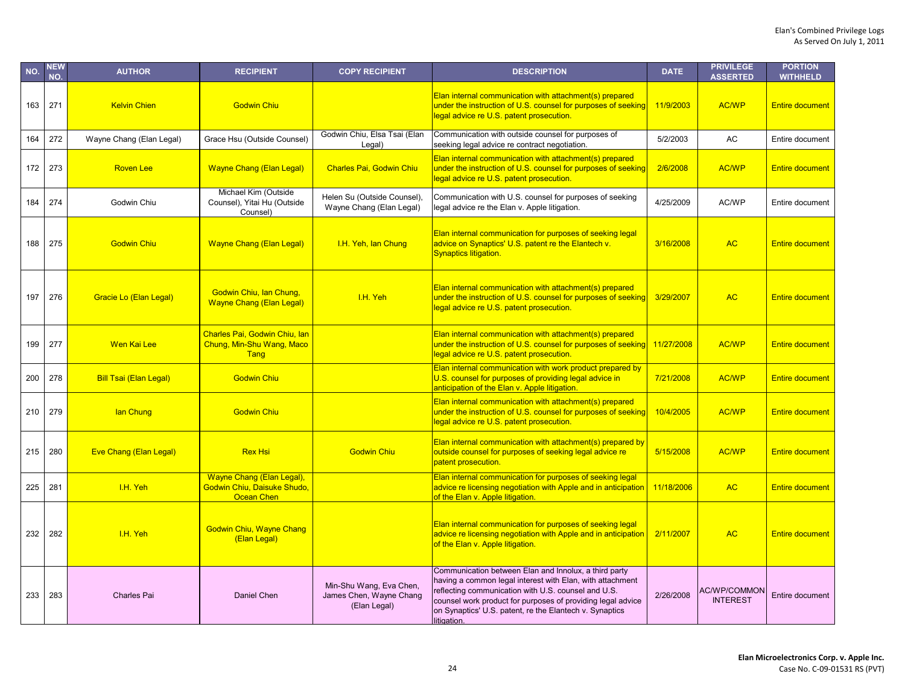| NO. | NEW NO. | AUTHOR | RECIPIENT | COPY RECIPIENT | DESCRIPTION | DATE | PRIVILEGE ASSERTED | PORTION WITHHELD |
|---|---|---|---|---|---|---|---|---|
| 163 | 271 | Kelvin Chien | Godwin Chiu | | Elan internal communication with attachment(s) prepared under the instruction of U.S. counsel for purposes of seeking legal advice re U.S. patent prosecution. | 11/9/2003 | AC/WP | Entire document |
| 164 | 272 | Wayne Chang (Elan Legal) | Grace Hsu (Outside Counsel) | Godwin Chiu, Elsa Tsai (Elan Legal) | Communication with outside counsel for purposes of seeking legal advice re contract negotiation. | 5/2/2003 | AC | Entire document |
| 172 | 273 | Roven Lee | Wayne Chang (Elan Legal) | Charles Pai, Godwin Chiu | Elan internal communication with attachment(s) prepared under the instruction of U.S. counsel for purposes of seeking legal advice re U.S. patent prosecution. | 2/6/2008 | AC/WP | Entire document |
| 184 | 274 | Godwin Chiu | Michael Kim (Outside Counsel), Yitai Hu (Outside Counsel) | Helen Su (Outside Counsel), Wayne Chang (Elan Legal) | Communication with U.S. counsel for purposes of seeking legal advice re the Elan v. Apple litigation. | 4/25/2009 | AC/WP | Entire document |
| 188 | 275 | Godwin Chiu | Wayne Chang (Elan Legal) | I.H. Yeh, Ian Chung | Elan internal communication for purposes of seeking legal advice on Synaptics' U.S. patent re the Elantech v. Synaptics litigation. | 3/16/2008 | AC | Entire document |
| 197 | 276 | Gracie Lo (Elan Legal) | Godwin Chiu, Ian Chung, Wayne Chang (Elan Legal) | I.H. Yeh | Elan internal communication with attachment(s) prepared under the instruction of U.S. counsel for purposes of seeking legal advice re U.S. patent prosecution. | 3/29/2007 | AC | Entire document |
| 199 | 277 | Wen Kai Lee | Charles Pai, Godwin Chiu, Ian Chung, Min-Shu Wang, Maco Tang | | Elan internal communication with attachment(s) prepared under the instruction of U.S. counsel for purposes of seeking legal advice re U.S. patent prosecution. | 11/27/2008 | AC/WP | Entire document |
| 200 | 278 | Bill Tsai (Elan Legal) | Godwin Chiu | | Elan internal communication with work product prepared by U.S. counsel for purposes of providing legal advice in anticipation of the Elan v. Apple litigation. | 7/21/2008 | AC/WP | Entire document |
| 210 | 279 | Ian Chung | Godwin Chiu | | Elan internal communication with attachment(s) prepared under the instruction of U.S. counsel for purposes of seeking legal advice re U.S. patent prosecution. | 10/4/2005 | AC/WP | Entire document |
| 215 | 280 | Eve Chang (Elan Legal) | Rex Hsi | Godwin Chiu | Elan internal communication with attachment(s) prepared by outside counsel for purposes of seeking legal advice re patent prosecution. | 5/15/2008 | AC/WP | Entire document |
| 225 | 281 | I.H. Yeh | Wayne Chang (Elan Legal), Godwin Chiu, Daisuke Shudo, Ocean Chen | | Elan internal communication for purposes of seeking legal advice re licensing negotiation with Apple and in anticipation of the Elan v. Apple litigation. | 11/18/2006 | AC | Entire document |
| 232 | 282 | I.H. Yeh | Godwin Chiu, Wayne Chang (Elan Legal) | | Elan internal communication for purposes of seeking legal advice re licensing negotiation with Apple and in anticipation of the Elan v. Apple litigation. | 2/11/2007 | AC | Entire document |
| 233 | 283 | Charles Pai | Daniel Chen | Min-Shu Wang, Eva Chen, James Chen, Wayne Chang (Elan Legal) | Communication between Elan and Innolux, a third party having a common legal interest with Elan, with attachment reflecting communication with U.S. counsel and U.S. counsel work product for purposes of providing legal advice on Synaptics' U.S. patent, re the Elantech v. Synaptics litigation. | 2/26/2008 | AC/WP/COMMON INTEREST | Entire document |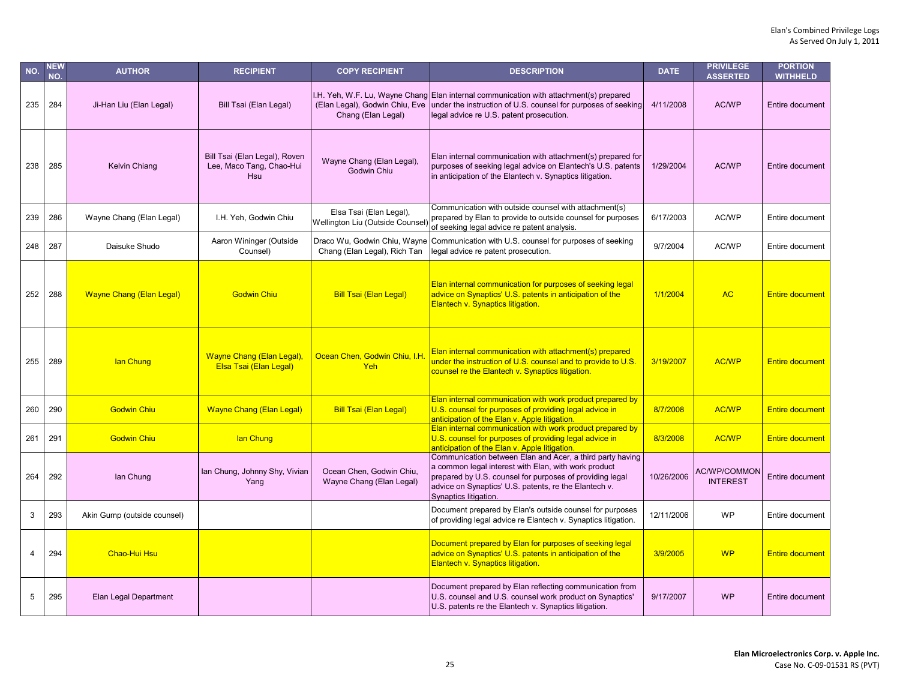| NO. | NEW NO. | AUTHOR | RECIPIENT | COPY RECIPIENT | DESCRIPTION | DATE | PRIVILEGE ASSERTED | PORTION WITHHELD |
|---|---|---|---|---|---|---|---|---|
| 235 | 284 | Ji-Han Liu (Elan Legal) | Bill Tsai (Elan Legal) | I.H. Yeh, W.F. Lu, Wayne Chang (Elan Legal), Godwin Chiu, Eve Chang (Elan Legal) | Elan internal communication with attachment(s) prepared under the instruction of U.S. counsel for purposes of seeking legal advice re U.S. patent prosecution. | 4/11/2008 | AC/WP | Entire document |
| 238 | 285 | Kelvin Chiang | Bill Tsai (Elan Legal), Roven Lee, Maco Tang, Chao-Hui Hsu | Wayne Chang (Elan Legal), Godwin Chiu | Elan internal communication with attachment(s) prepared for purposes of seeking legal advice on Elantech's U.S. patents in anticipation of the Elantech v. Synaptics litigation. | 1/29/2004 | AC/WP | Entire document |
| 239 | 286 | Wayne Chang (Elan Legal) | I.H. Yeh, Godwin Chiu | Elsa Tsai (Elan Legal), Wellington Liu (Outside Counsel) | Communication with outside counsel with attachment(s) prepared by Elan to provide to outside counsel for purposes of seeking legal advice re patent analysis. | 6/17/2003 | AC/WP | Entire document |
| 248 | 287 | Daisuke Shudo | Aaron Wininger (Outside Counsel) | Draco Wu, Godwin Chiu, Wayne Chang (Elan Legal), Rich Tan | Communication with U.S. counsel for purposes of seeking legal advice re patent prosecution. | 9/7/2004 | AC/WP | Entire document |
| 252 | 288 | Wayne Chang (Elan Legal) | Godwin Chiu | Bill Tsai (Elan Legal) | Elan internal communication for purposes of seeking legal advice on Synaptics' U.S. patents in anticipation of the Elantech v. Synaptics litigation. | 1/1/2004 | AC | Entire document |
| 255 | 289 | Ian Chung | Wayne Chang (Elan Legal), Elsa Tsai (Elan Legal) | Ocean Chen, Godwin Chiu, I.H. Yeh | Elan internal communication with attachment(s) prepared under the instruction of U.S. counsel and to provide to U.S. counsel re the Elantech v. Synaptics litigation. | 3/19/2007 | AC/WP | Entire document |
| 260 | 290 | Godwin Chiu | Wayne Chang (Elan Legal) | Bill Tsai (Elan Legal) | Elan internal communication with work product prepared by U.S. counsel for purposes of providing legal advice in anticipation of the Elan v. Apple litigation. | 8/7/2008 | AC/WP | Entire document |
| 261 | 291 | Godwin Chiu | Ian Chung | | Elan internal communication with work product prepared by U.S. counsel for purposes of providing legal advice in anticipation of the Elan v. Apple litigation. | 8/3/2008 | AC/WP | Entire document |
| 264 | 292 | Ian Chung | Ian Chung, Johnny Shy, Vivian Yang | Ocean Chen, Godwin Chiu, Wayne Chang (Elan Legal) | Communication between Elan and Acer, a third party having a common legal interest with Elan, with work product prepared by U.S. counsel for purposes of providing legal advice on Synaptics' U.S. patents, re the Elantech v. Synaptics litigation. | 10/26/2006 | AC/WP/COMMON INTEREST | Entire document |
| 3 | 293 | Akin Gump (outside counsel) | | | Document prepared by Elan's outside counsel for purposes of providing legal advice re Elantech v. Synaptics litigation. | 12/11/2006 | WP | Entire document |
| 4 | 294 | Chao-Hui Hsu | | | Document prepared by Elan for purposes of seeking legal advice on Synaptics' U.S. patents in anticipation of the Elantech v. Synaptics litigation. | 3/9/2005 | WP | Entire document |
| 5 | 295 | Elan Legal Department | | | Document prepared by Elan reflecting communication from U.S. counsel and U.S. counsel work product on Synaptics' U.S. patents re the Elantech v. Synaptics litigation. | 9/17/2007 | WP | Entire document |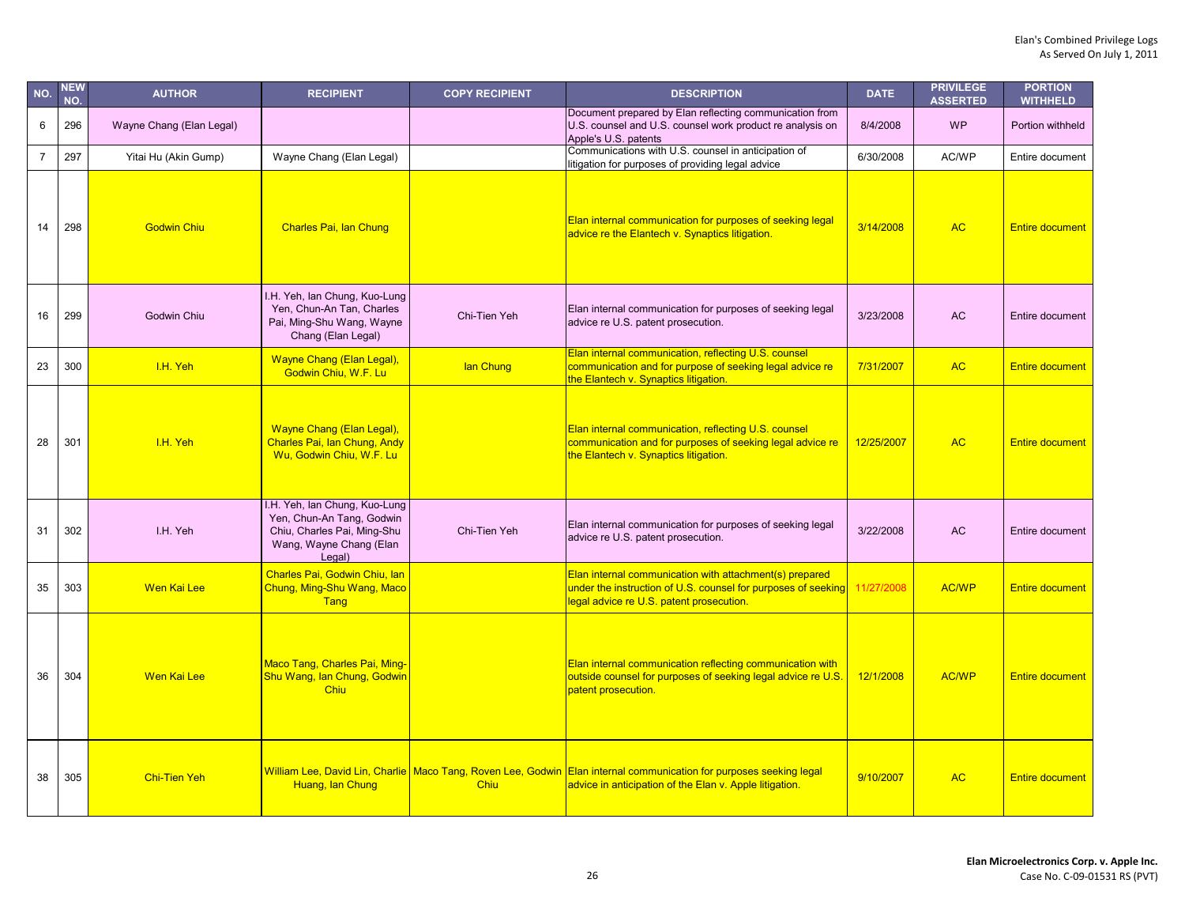| NO. | NEW NO. | AUTHOR | RECIPIENT | COPY RECIPIENT | DESCRIPTION | DATE | PRIVILEGE ASSERTED | PORTION WITHHELD |
|---|---|---|---|---|---|---|---|---|
| 6 | 296 | Wayne Chang (Elan Legal) | | | Document prepared by Elan reflecting communication from U.S. counsel and U.S. counsel work product re analysis on Apple's U.S. patents | 8/4/2008 | WP | Portion withheld |
| 7 | 297 | Yitai Hu (Akin Gump) | Wayne Chang (Elan Legal) | | Communications with U.S. counsel in anticipation of litigation for purposes of providing legal advice | 6/30/2008 | AC/WP | Entire document |
| 14 | 298 | Godwin Chiu | Charles Pai, Ian Chung | | Elan internal communication for purposes of seeking legal advice re the Elantech v. Synaptics litigation. | 3/14/2008 | AC | Entire document |
| 16 | 299 | Godwin Chiu | I.H. Yeh, Ian Chung, Kuo-Lung Yen, Chun-An Tan, Charles Pai, Ming-Shu Wang, Wayne Chang (Elan Legal) | Chi-Tien Yeh | Elan internal communication for purposes of seeking legal advice re U.S. patent prosecution. | 3/23/2008 | AC | Entire document |
| 23 | 300 | I.H. Yeh | Wayne Chang (Elan Legal), Godwin Chiu, W.F. Lu | Ian Chung | Elan internal communication, reflecting U.S. counsel communication and for purpose of seeking legal advice re the Elantech v. Synaptics litigation. | 7/31/2007 | AC | Entire document |
| 28 | 301 | I.H. Yeh | Wayne Chang (Elan Legal), Charles Pai, Ian Chung, Andy Wu, Godwin Chiu, W.F. Lu | | Elan internal communication, reflecting U.S. counsel communication and for purposes of seeking legal advice re the Elantech v. Synaptics litigation. | 12/25/2007 | AC | Entire document |
| 31 | 302 | I.H. Yeh | I.H. Yeh, Ian Chung, Kuo-Lung Yen, Chun-An Tang, Godwin Chiu, Charles Pai, Ming-Shu Wang, Wayne Chang (Elan Legal) | Chi-Tien Yeh | Elan internal communication for purposes of seeking legal advice re U.S. patent prosecution. | 3/22/2008 | AC | Entire document |
| 35 | 303 | Wen Kai Lee | Charles Pai, Godwin Chiu, Ian Chung, Ming-Shu Wang, Maco Tang | | Elan internal communication with attachment(s) prepared under the instruction of U.S. counsel for purposes of seeking legal advice re U.S. patent prosecution. | 11/27/2008 | AC/WP | Entire document |
| 36 | 304 | Wen Kai Lee | Maco Tang, Charles Pai, Ming-Shu Wang, Ian Chung, Godwin Chiu | | Elan internal communication reflecting communication with outside counsel for purposes of seeking legal advice re U.S. patent prosecution. | 12/1/2008 | AC/WP | Entire document |
| 38 | 305 | Chi-Tien Yeh | William Lee, David Lin, Charlie Huang, Ian Chung | Maco Tang, Roven Lee, Godwin Chiu | Elan internal communication for purposes seeking legal advice in anticipation of the Elan v. Apple litigation. | 9/10/2007 | AC | Entire document |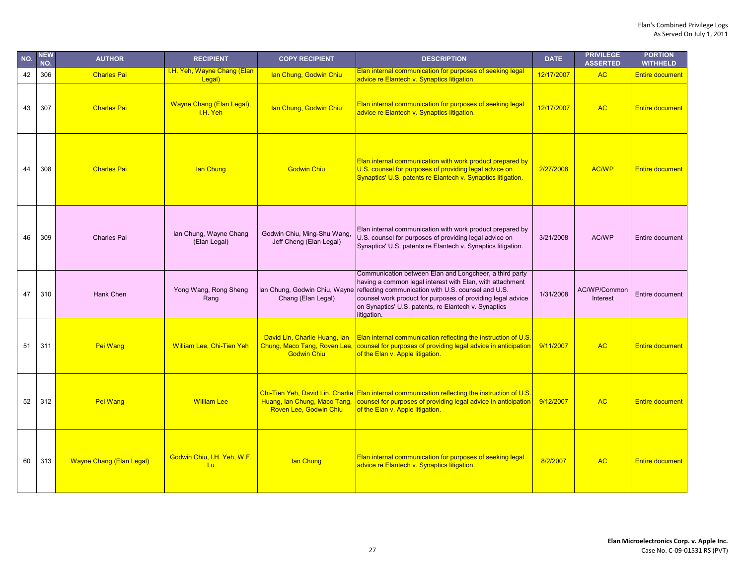| NO. | NEW NO. | AUTHOR | RECIPIENT | COPY RECIPIENT | DESCRIPTION | DATE | PRIVILEGE ASSERTED | PORTION WITHHELD |
|---|---|---|---|---|---|---|---|---|
| 42 | 306 | Charles Pai | I.H. Yeh, Wayne Chang (Elan Legal) | Ian Chung, Godwin Chiu | Elan internal communication for purposes of seeking legal advice re Elantech v. Synaptics litigation. | 12/17/2007 | AC | Entire document |
| 43 | 307 | Charles Pai | Wayne Chang (Elan Legal), I.H. Yeh | Ian Chung, Godwin Chiu | Elan internal communication for purposes of seeking legal advice re Elantech v. Synaptics litigation. | 12/17/2007 | AC | Entire document |
| 44 | 308 | Charles Pai | Ian Chung | Godwin Chiu | Elan internal communication with work product prepared by U.S. counsel for purposes of providing legal advice on Synaptics' U.S. patents re Elantech v. Synaptics litigation. | 2/27/2008 | AC/WP | Entire document |
| 46 | 309 | Charles Pai | Ian Chung, Wayne Chang (Elan Legal) | Godwin Chiu, Ming-Shu Wang, Jeff Cheng (Elan Legal) | Elan internal communication with work product prepared by U.S. counsel for purposes of providing legal advice on Synaptics' U.S. patents re Elantech v. Synaptics litigation. | 3/21/2008 | AC/WP | Entire document |
| 47 | 310 | Hank Chen | Yong Wang, Rong Sheng Rang | Ian Chung, Godwin Chiu, Wayne Chang (Elan Legal) | Communication between Elan and Longcheer, a third party having a common legal interest with Elan, with attachment reflecting communication with U.S. counsel and U.S. counsel work product for purposes of providing legal advice on Synaptics' U.S. patents, re Elantech v. Synaptics litigation. | 1/31/2008 | AC/WP/Common Interest | Entire document |
| 51 | 311 | Pei Wang | William Lee, Chi-Tien Yeh | David Lin, Charlie Huang, Ian Chung, Maco Tang, Roven Lee, Godwin Chiu | Elan internal communication reflecting the instruction of U.S. counsel for purposes of providing legal advice in anticipation of the Elan v. Apple litigation. | 9/11/2007 | AC | Entire document |
| 52 | 312 | Pei Wang | William Lee | Chi-Tien Yeh, David Lin, Charlie Huang, Ian Chung, Maco Tang, Roven Lee, Godwin Chiu | Elan internal communication reflecting the instruction of U.S. counsel for purposes of providing legal advice in anticipation of the Elan v. Apple litigation. | 9/12/2007 | AC | Entire document |
| 60 | 313 | Wayne Chang (Elan Legal) | Godwin Chiu, I.H. Yeh, W.F. Lu | Ian Chung | Elan internal communication for purposes of seeking legal advice re Elantech v. Synaptics litigation. | 8/2/2007 | AC | Entire document |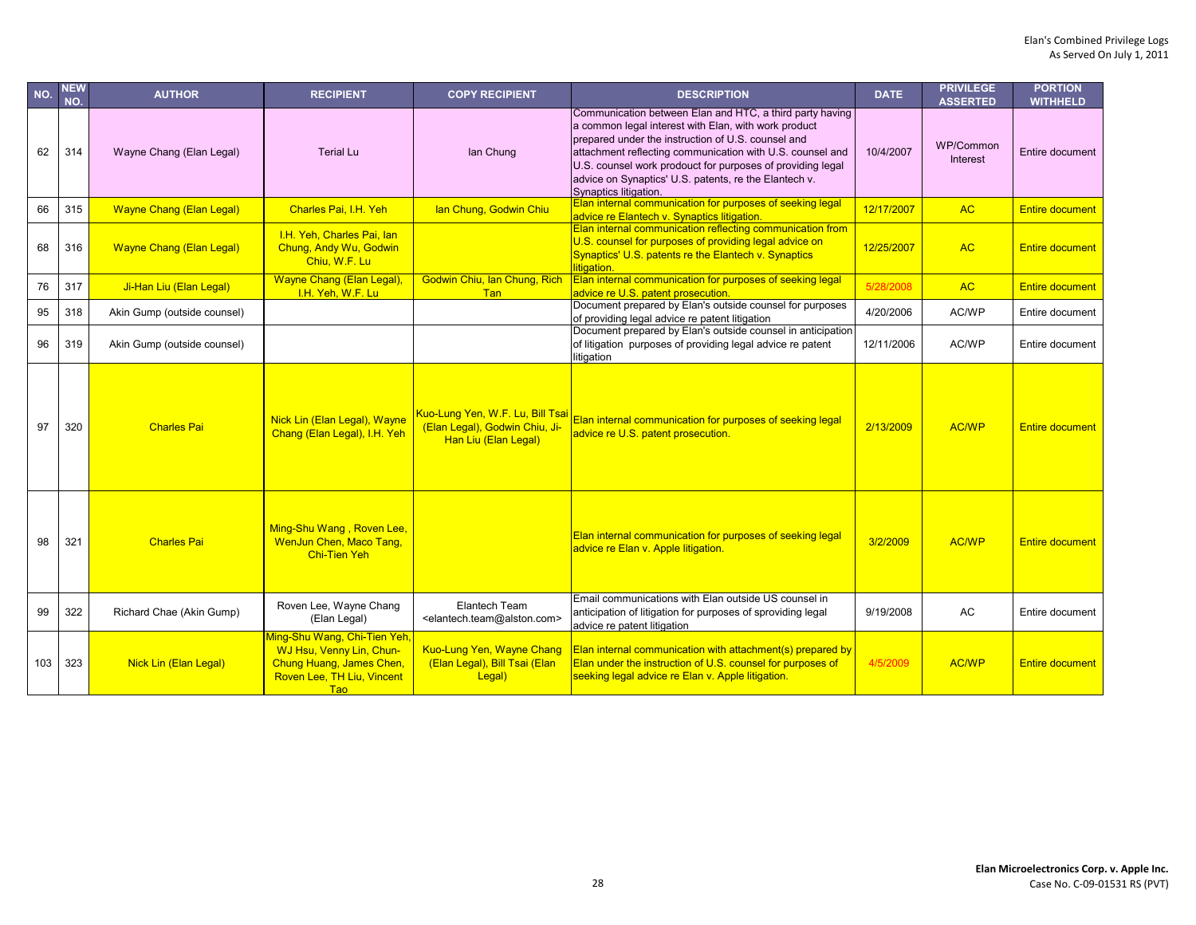Elan's Combined Privilege Logs
As Served On July 1, 2011

| NO. | NEW NO. | AUTHOR | RECIPIENT | COPY RECIPIENT | DESCRIPTION | DATE | PRIVILEGE ASSERTED | PORTION WITHHELD |
|---|---|---|---|---|---|---|---|---|
| 62 | 314 | Wayne Chang (Elan Legal) | Terial Lu | Ian Chung | Communication between Elan and HTC, a third party having a common legal interest with Elan, with work product prepared under the instruction of U.S. counsel and attachment reflecting communication with U.S. counsel and U.S. counsel work prodouct for purposes of providing legal advice on Synaptics' U.S. patents, re the Elantech v. Synaptics litigation. | 10/4/2007 | WP/Common Interest | Entire document |
| 66 | 315 | Wayne Chang (Elan Legal) | Charles Pai, I.H. Yeh | Ian Chung, Godwin Chiu | Elan internal communication for purposes of seeking legal advice re Elantech v. Synaptics litigation. | 12/17/2007 | AC | Entire document |
| 68 | 316 | Wayne Chang (Elan Legal) | I.H. Yeh, Charles Pai, Ian Chung, Andy Wu, Godwin Chiu, W.F. Lu | | Elan internal communication reflecting communication from U.S. counsel for purposes of providing legal advice on Synaptics' U.S. patents re the Elantech v. Synaptics litigation. | 12/25/2007 | AC | Entire document |
| 76 | 317 | Ji-Han Liu (Elan Legal) | Wayne Chang (Elan Legal), I.H. Yeh, W.F. Lu | Godwin Chiu, Ian Chung, Rich Tan | Elan internal communication for purposes of seeking legal advice re U.S. patent prosecution. | 5/28/2008 | AC | Entire document |
| 95 | 318 | Akin Gump (outside counsel) | | | Document prepared by Elan's outside counsel for purposes of providing legal advice re patent litigation | 4/20/2006 | AC/WP | Entire document |
| 96 | 319 | Akin Gump (outside counsel) | | | Document prepared by Elan's outside counsel in anticipation of litigation purposes of providing legal advice re patent litigation | 12/11/2006 | AC/WP | Entire document |
| 97 | 320 | Charles Pai | Nick Lin (Elan Legal), Wayne Chang (Elan Legal), I.H. Yeh | Kuo-Lung Yen, W.F. Lu, Bill Tsai (Elan Legal), Godwin Chiu, Ji-Han Liu (Elan Legal) | Elan internal communication for purposes of seeking legal advice re U.S. patent prosecution. | 2/13/2009 | AC/WP | Entire document |
| 98 | 321 | Charles Pai | Ming-Shu Wang , Roven Lee, WenJun Chen, Maco Tang, Chi-Tien Yeh | | Elan internal communication for purposes of seeking legal advice re Elan v. Apple litigation. | 3/2/2009 | AC/WP | Entire document |
| 99 | 322 | Richard Chae (Akin Gump) | Roven Lee, Wayne Chang (Elan Legal) | Elantech Team <elantech.team@alston.com> | Email communications with Elan outside US counsel in anticipation of litigation for purposes of sproviding legal advice re patent litigation | 9/19/2008 | AC | Entire document |
| 103 | 323 | Nick Lin (Elan Legal) | Ming-Shu Wang, Chi-Tien Yeh, WJ Hsu, Venny Lin, Chun-Chung Huang, James Chen, Roven Lee, TH Liu, Vincent Tao | Kuo-Lung Yen, Wayne Chang (Elan Legal), Bill Tsai (Elan Legal) | Elan internal communication with attachment(s) prepared by Elan under the instruction of U.S. counsel for purposes of seeking legal advice re Elan v. Apple litigation. | 4/5/2009 | AC/WP | Entire document |

**Elan Microelectronics Corp. v. Apple Inc.**
Case No. C-09-01531 RS (PVT)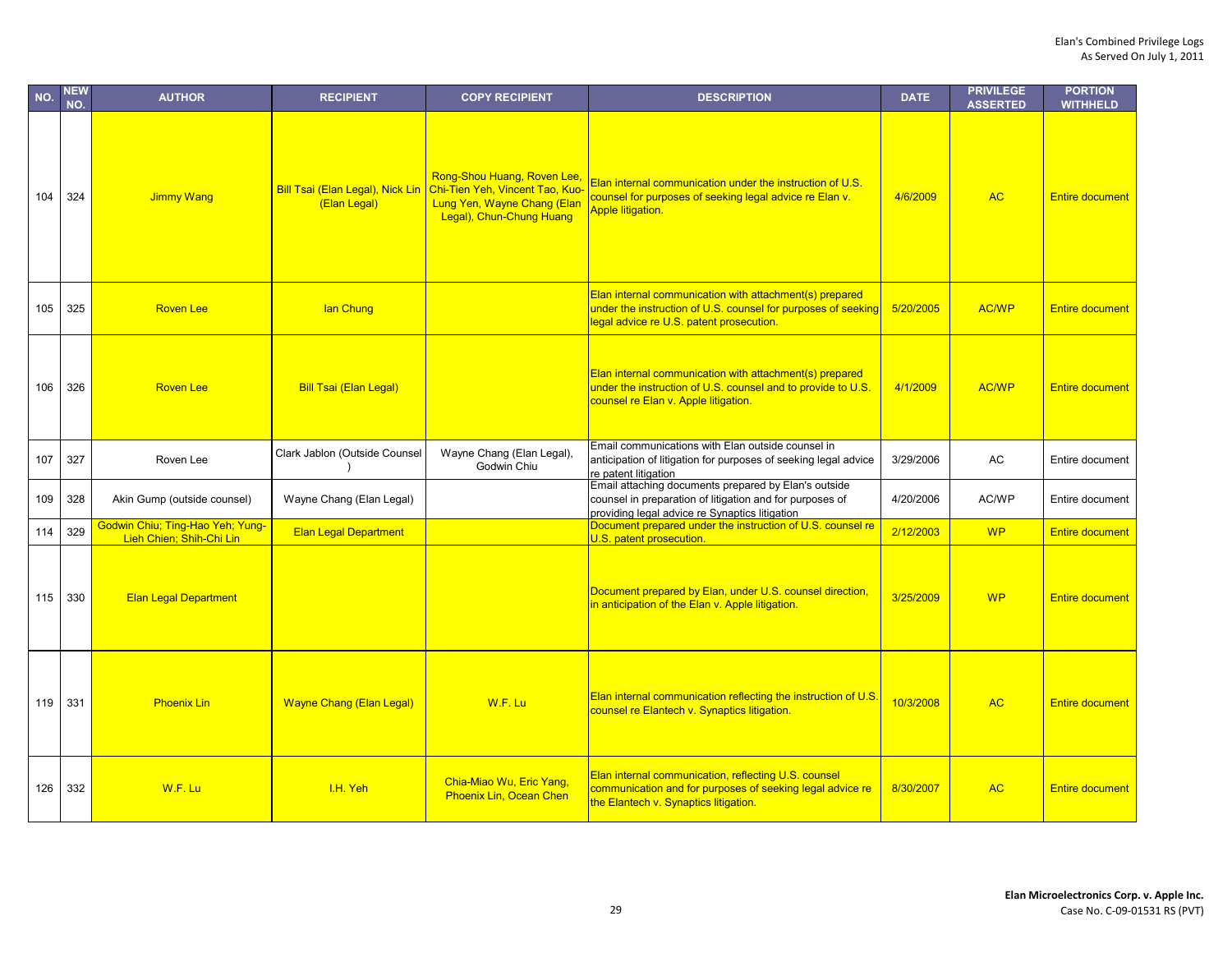| NO. | NEW NO. | AUTHOR | RECIPIENT | COPY RECIPIENT | DESCRIPTION | DATE | PRIVILEGE ASSERTED | PORTION WITHHELD |
|---|---|---|---|---|---|---|---|---|
| 104 | 324 | Jimmy Wang | Bill Tsai (Elan Legal), Nick Lin (Elan Legal) | Rong-Shou Huang, Roven Lee, Chi-Tien Yeh, Vincent Tao, Kuo-Lung Yen, Wayne Chang (Elan Legal), Chun-Chung Huang | Elan internal communication under the instruction of U.S. counsel for purposes of seeking legal advice re Elan v. Apple litigation. | 4/6/2009 | AC | Entire document |
| 105 | 325 | Roven Lee | Ian Chung | | Elan internal communication with attachment(s) prepared under the instruction of U.S. counsel for purposes of seeking legal advice re U.S. patent prosecution. | 5/20/2005 | AC/WP | Entire document |
| 106 | 326 | Roven Lee | Bill Tsai (Elan Legal) | | Elan internal communication with attachment(s) prepared under the instruction of U.S. counsel and to provide to U.S. counsel re Elan v. Apple litigation. | 4/1/2009 | AC/WP | Entire document |
| 107 | 327 | Roven Lee | Clark Jablon (Outside Counsel ) | Wayne Chang (Elan Legal), Godwin Chiu | Email communications with Elan outside counsel in anticipation of litigation for purposes of seeking legal advice re patent litigation | 3/29/2006 | AC | Entire document |
| 109 | 328 | Akin Gump (outside counsel) | Wayne Chang (Elan Legal) | | Email attaching documents prepared by Elan's outside counsel in preparation of litigation and for purposes of providing legal advice re Synaptics litigation | 4/20/2006 | AC/WP | Entire document |
| 114 | 329 | Godwin Chiu; Ting-Hao Yeh; Yung-Lieh Chien; Shih-Chi Lin | Elan Legal Department | | Document prepared under the instruction of U.S. counsel re U.S. patent prosecution. | 2/12/2003 | WP | Entire document |
| 115 | 330 | Elan Legal Department | | | Document prepared by Elan, under U.S. counsel direction, in anticipation of the Elan v. Apple litigation. | 3/25/2009 | WP | Entire document |
| 119 | 331 | Phoenix Lin | Wayne Chang (Elan Legal) | W.F. Lu | Elan internal communication reflecting the instruction of U.S. counsel re Elantech v. Synaptics litigation. | 10/3/2008 | AC | Entire document |
| 126 | 332 | W.F. Lu | I.H. Yeh | Chia-Miao Wu, Eric Yang, Phoenix Lin, Ocean Chen | Elan internal communication, reflecting U.S. counsel communication and for purposes of seeking legal advice re the Elantech v. Synaptics litigation. | 8/30/2007 | AC | Entire document |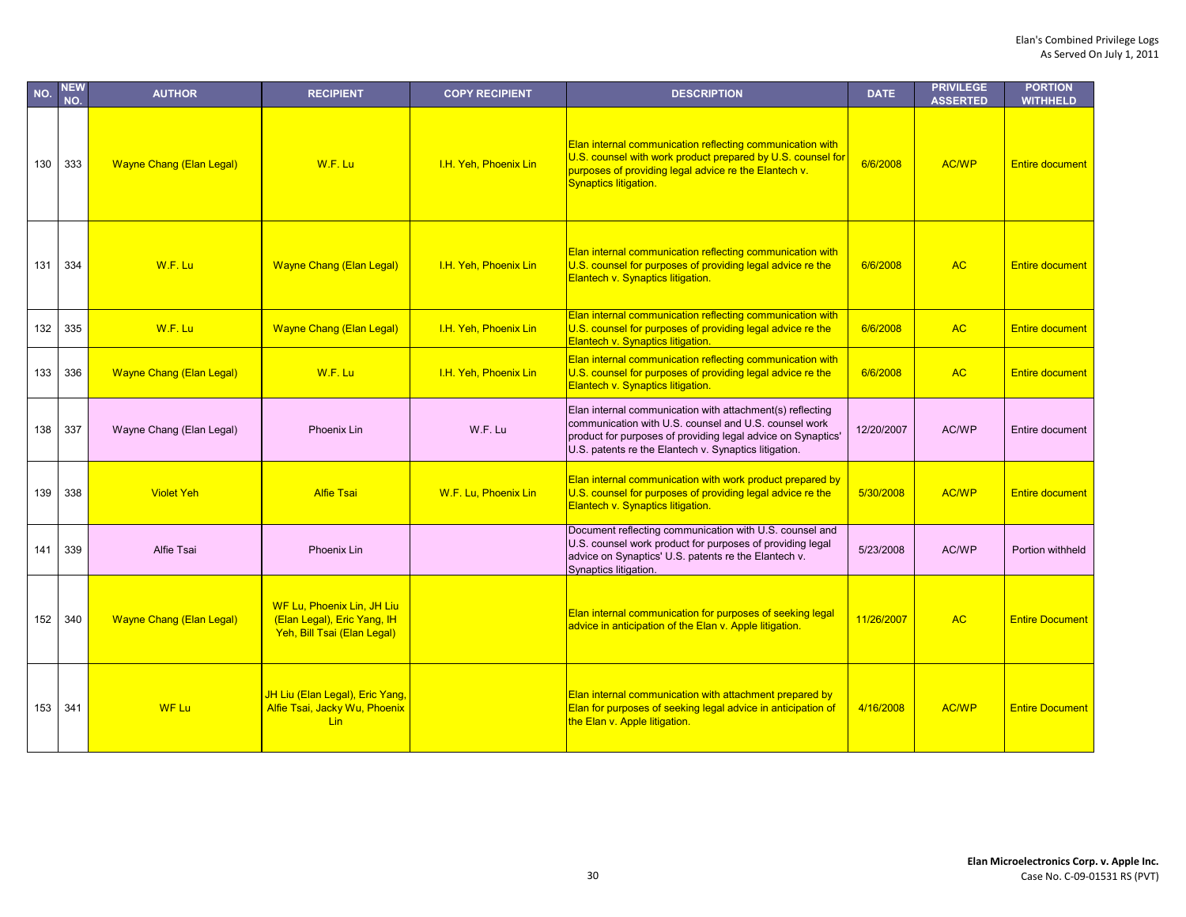| NO. | NEW NO. | AUTHOR | RECIPIENT | COPY RECIPIENT | DESCRIPTION | DATE | PRIVILEGE ASSERTED | PORTION WITHHELD |
|---|---|---|---|---|---|---|---|---|
| 130 | 333 | Wayne Chang (Elan Legal) | W.F. Lu | I.H. Yeh, Phoenix Lin | Elan internal communication reflecting communication with U.S. counsel with work product prepared by U.S. counsel for purposes of providing legal advice re the Elantech v. Synaptics litigation. | 6/6/2008 | AC/WP | Entire document |
| 131 | 334 | W.F. Lu | Wayne Chang (Elan Legal) | I.H. Yeh, Phoenix Lin | Elan internal communication reflecting communication with U.S. counsel for purposes of providing legal advice re the Elantech v. Synaptics litigation. | 6/6/2008 | AC | Entire document |
| 132 | 335 | W.F. Lu | Wayne Chang (Elan Legal) | I.H. Yeh, Phoenix Lin | Elan internal communication reflecting communication with U.S. counsel for purposes of providing legal advice re the Elantech v. Synaptics litigation. | 6/6/2008 | AC | Entire document |
| 133 | 336 | Wayne Chang (Elan Legal) | W.F. Lu | I.H. Yeh, Phoenix Lin | Elan internal communication reflecting communication with U.S. counsel for purposes of providing legal advice re the Elantech v. Synaptics litigation. | 6/6/2008 | AC | Entire document |
| 138 | 337 | Wayne Chang (Elan Legal) | Phoenix Lin | W.F. Lu | Elan internal communication with attachment(s) reflecting communication with U.S. counsel and U.S. counsel work product for purposes of providing legal advice on Synaptics' U.S. patents re the Elantech v. Synaptics litigation. | 12/20/2007 | AC/WP | Entire document |
| 139 | 338 | Violet Yeh | Alfie Tsai | W.F. Lu, Phoenix Lin | Elan internal communication with work product prepared by U.S. counsel for purposes of providing legal advice re the Elantech v. Synaptics litigation. | 5/30/2008 | AC/WP | Entire document |
| 141 | 339 | Alfie Tsai | Phoenix Lin | | Document reflecting communication with U.S. counsel and U.S. counsel work product for purposes of providing legal advice on Synaptics' U.S. patents re the Elantech v. Synaptics litigation. | 5/23/2008 | AC/WP | Portion withheld |
| 152 | 340 | Wayne Chang (Elan Legal) | WF Lu, Phoenix Lin, JH Liu (Elan Legal), Eric Yang, IH Yeh, Bill Tsai (Elan Legal) | | Elan internal communication for purposes of seeking legal advice in anticipation of the Elan v. Apple litigation. | 11/26/2007 | AC | Entire Document |
| 153 | 341 | WF Lu | JH Liu (Elan Legal), Eric Yang, Alfie Tsai, Jacky Wu, Phoenix Lin | | Elan internal communication with attachment prepared by Elan for purposes of seeking legal advice in anticipation of the Elan v. Apple litigation. | 4/16/2008 | AC/WP | Entire Document |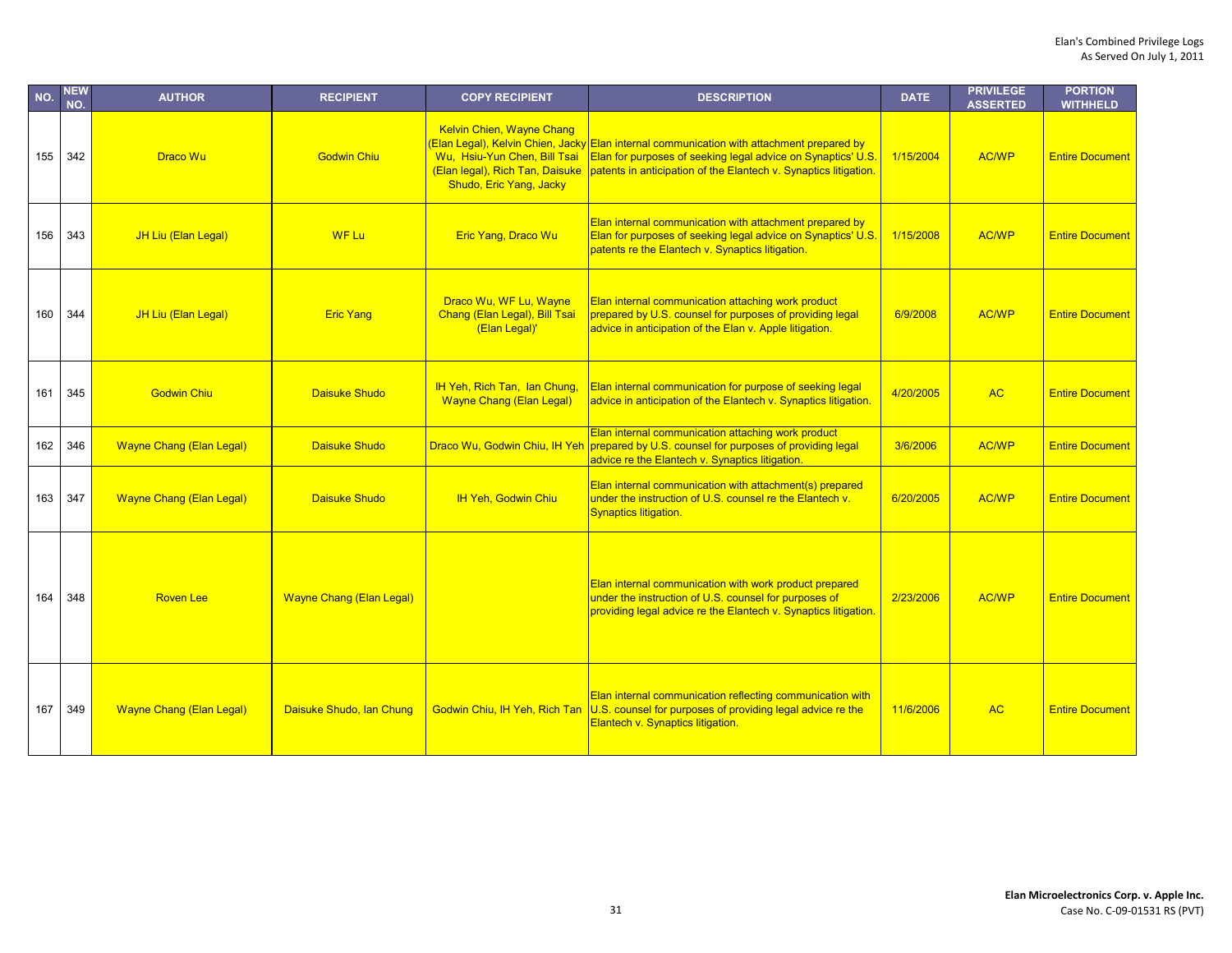| NO. | NEW NO. | AUTHOR | RECIPIENT | COPY RECIPIENT | DESCRIPTION | DATE | PRIVILEGE ASSERTED | PORTION WITHHELD |
|---|---|---|---|---|---|---|---|---|
| 155 | 342 | Draco Wu | Godwin Chiu | Kelvin Chien, Wayne Chang (Elan Legal), Kelvin Chien, Jacky Wu, Hsiu-Yun Chen, Bill Tsai (Elan legal), Rich Tan, Daisuke Shudo, Eric Yang, Jacky | Elan internal communication with attachment prepared by Elan for purposes of seeking legal advice on Synaptics' U.S. patents in anticipation of the Elantech v. Synaptics litigation. | 1/15/2004 | AC/WP | Entire Document |
| 156 | 343 | JH Liu (Elan Legal) | WF Lu | Eric Yang, Draco Wu | Elan internal communication with attachment prepared by Elan for purposes of seeking legal advice on Synaptics' U.S. patents re the Elantech v. Synaptics litigation. | 1/15/2008 | AC/WP | Entire Document |
| 160 | 344 | JH Liu (Elan Legal) | Eric Yang | Draco Wu, WF Lu, Wayne Chang (Elan Legal), Bill Tsai (Elan Legal)' | Elan internal communication attaching work product prepared by U.S. counsel for purposes of providing legal advice in anticipation of the Elan v. Apple litigation. | 6/9/2008 | AC/WP | Entire Document |
| 161 | 345 | Godwin Chiu | Daisuke Shudo | IH Yeh, Rich Tan, Ian Chung, Wayne Chang (Elan Legal) | Elan internal communication for purpose of seeking legal advice in anticipation of the Elantech v. Synaptics litigation. | 4/20/2005 | AC | Entire Document |
| 162 | 346 | Wayne Chang (Elan Legal) | Daisuke Shudo | Draco Wu, Godwin Chiu, IH Yeh | Elan internal communication attaching work product prepared by U.S. counsel for purposes of providing legal advice re the Elantech v. Synaptics litigation. | 3/6/2006 | AC/WP | Entire Document |
| 163 | 347 | Wayne Chang (Elan Legal) | Daisuke Shudo | IH Yeh, Godwin Chiu | Elan internal communication with attachment(s) prepared under the instruction of U.S. counsel re the Elantech v. Synaptics litigation. | 6/20/2005 | AC/WP | Entire Document |
| 164 | 348 | Roven Lee | Wayne Chang (Elan Legal) | | Elan internal communication with work product prepared under the instruction of U.S. counsel for purposes of providing legal advice re the Elantech v. Synaptics litigation. | 2/23/2006 | AC/WP | Entire Document |
| 167 | 349 | Wayne Chang (Elan Legal) | Daisuke Shudo, Ian Chung | Godwin Chiu, IH Yeh, Rich Tan | Elan internal communication reflecting communication with U.S. counsel for purposes of providing legal advice re the Elantech v. Synaptics litigation. | 11/6/2006 | AC | Entire Document |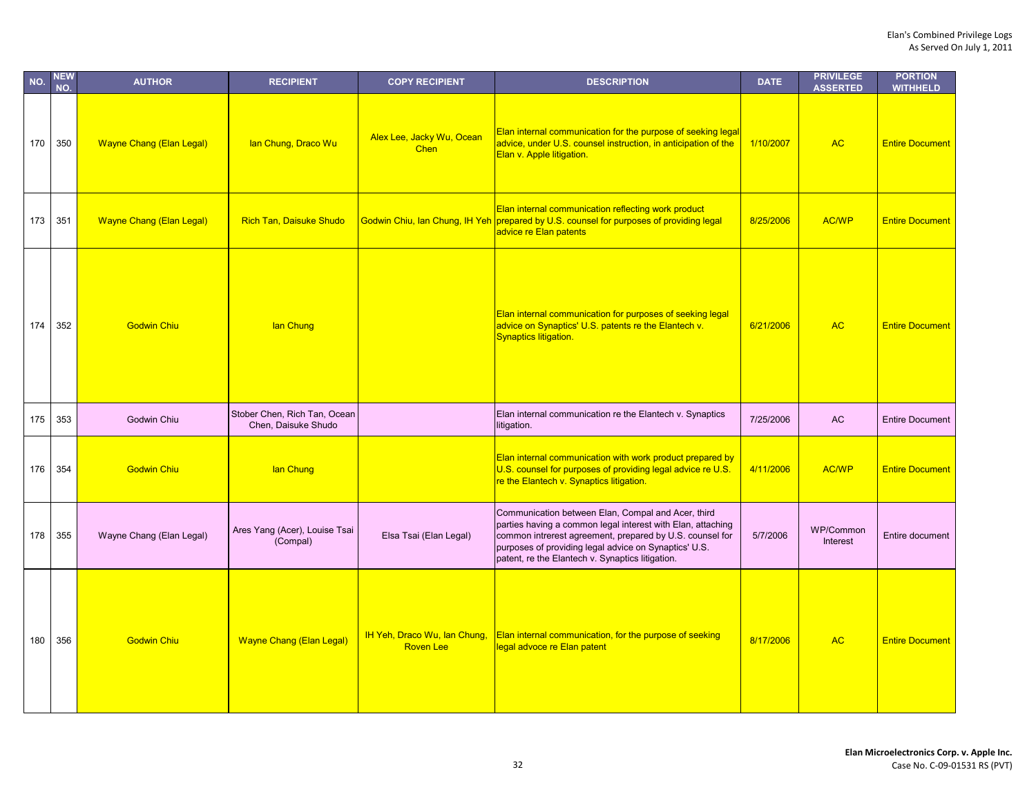| NO. | NEW NO. | AUTHOR | RECIPIENT | COPY RECIPIENT | DESCRIPTION | DATE | PRIVILEGE ASSERTED | PORTION WITHHELD |
|---|---|---|---|---|---|---|---|---|
| 170 | 350 | Wayne Chang (Elan Legal) | Ian Chung, Draco Wu | Alex Lee, Jacky Wu, Ocean Chen | Elan internal communication for the purpose of seeking legal advice, under U.S. counsel instruction, in anticipation of the Elan v. Apple litigation. | 1/10/2007 | AC | Entire Document |
| 173 | 351 | Wayne Chang (Elan Legal) | Rich Tan, Daisuke Shudo | Godwin Chiu, Ian Chung, IH Yeh | Elan internal communication reflecting work product prepared by U.S. counsel for purposes of providing legal advice re Elan patents | 8/25/2006 | AC/WP | Entire Document |
| 174 | 352 | Godwin Chiu | Ian Chung | | Elan internal communication for purposes of seeking legal advice on Synaptics' U.S. patents re the Elantech v. Synaptics litigation. | 6/21/2006 | AC | Entire Document |
| 175 | 353 | Godwin Chiu | Stober Chen, Rich Tan, Ocean Chen, Daisuke Shudo | | Elan internal communication re the Elantech v. Synaptics litigation. | 7/25/2006 | AC | Entire Document |
| 176 | 354 | Godwin Chiu | Ian Chung | | Elan internal communication with work product prepared by U.S. counsel for purposes of providing legal advice re U.S. re the Elantech v. Synaptics litigation. | 4/11/2006 | AC/WP | Entire Document |
| 178 | 355 | Wayne Chang (Elan Legal) | Ares Yang (Acer), Louise Tsai (Compal) | Elsa Tsai (Elan Legal) | Communication between Elan, Compal and Acer, third parties having a common legal interest with Elan, attaching common intrerest agreement, prepared by U.S. counsel for purposes of providing legal advice on Synaptics' U.S. patent, re the Elantech v. Synaptics litigation. | 5/7/2006 | WP/Common Interest | Entire document |
| 180 | 356 | Godwin Chiu | Wayne Chang (Elan Legal) | IH Yeh, Draco Wu, Ian Chung, Roven Lee | Elan internal communication, for the purpose of seeking legal advoce re Elan patent | 8/17/2006 | AC | Entire Document |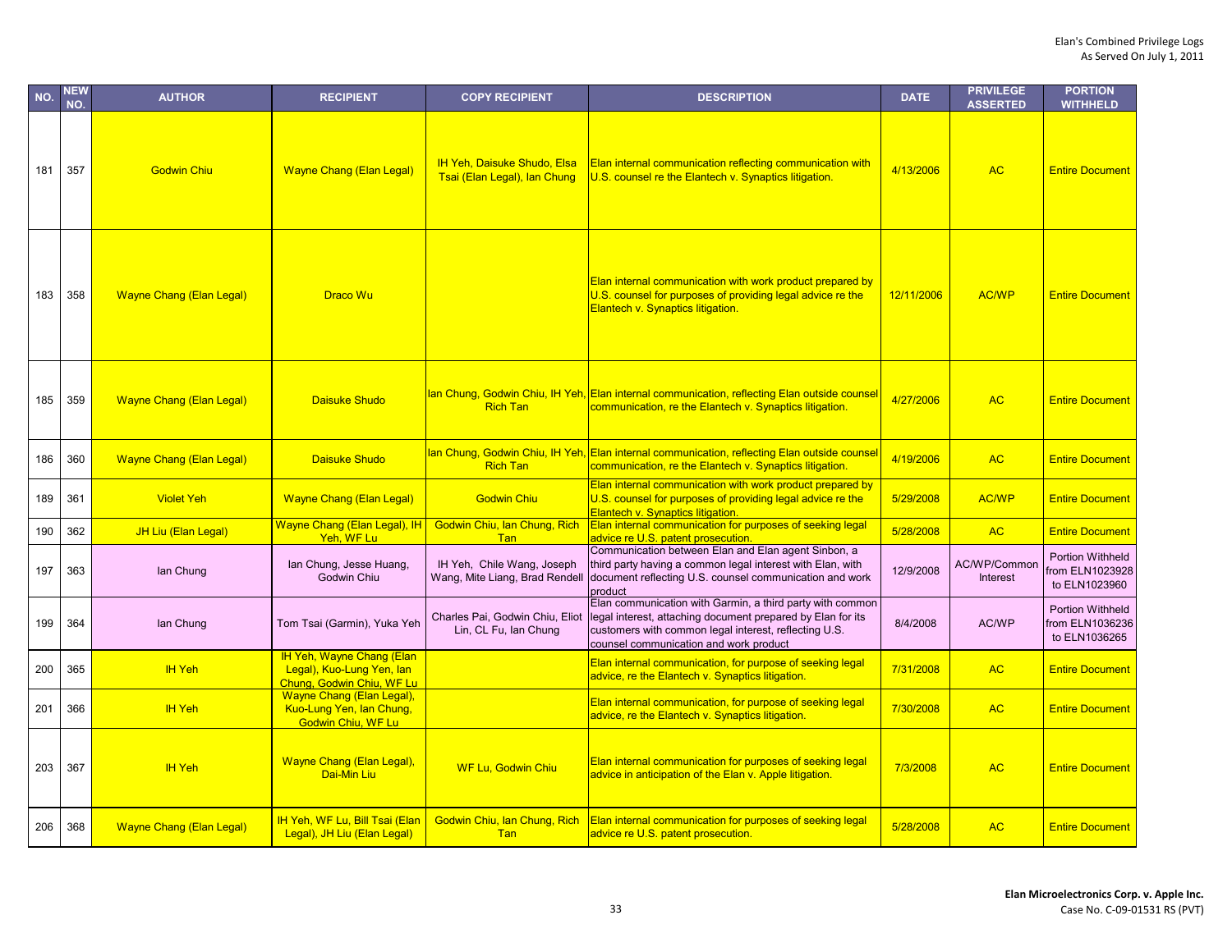| NO. | NEW NO. | AUTHOR | RECIPIENT | COPY RECIPIENT | DESCRIPTION | DATE | PRIVILEGE ASSERTED | PORTION WITHHELD |
|---|---|---|---|---|---|---|---|---|
| 181 | 357 | Godwin Chiu | Wayne Chang (Elan Legal) | IH Yeh, Daisuke Shudo, Elsa Tsai (Elan Legal), Ian Chung | Elan internal communication reflecting communication with U.S. counsel re the Elantech v. Synaptics litigation. | 4/13/2006 | AC | Entire Document |
| 183 | 358 | Wayne Chang (Elan Legal) | Draco Wu | | Elan internal communication with work product prepared by U.S. counsel for purposes of providing legal advice re the Elantech v. Synaptics litigation. | 12/11/2006 | AC/WP | Entire Document |
| 185 | 359 | Wayne Chang (Elan Legal) | Daisuke Shudo | Ian Chung, Godwin Chiu, IH Yeh, Rich Tan | Elan internal communication, reflecting Elan outside counsel communication, re the Elantech v. Synaptics litigation. | 4/27/2006 | AC | Entire Document |
| 186 | 360 | Wayne Chang (Elan Legal) | Daisuke Shudo | Ian Chung, Godwin Chiu, IH Yeh, Rich Tan | Elan internal communication, reflecting Elan outside counsel communication, re the Elantech v. Synaptics litigation. | 4/19/2006 | AC | Entire Document |
| 189 | 361 | Violet Yeh | Wayne Chang (Elan Legal) | Godwin Chiu | Elan internal communication with work product prepared by U.S. counsel for purposes of providing legal advice re the Elantech v. Synaptics litigation. | 5/29/2008 | AC/WP | Entire Document |
| 190 | 362 | JH Liu (Elan Legal) | Wayne Chang (Elan Legal), IH Yeh, WF Lu | Godwin Chiu, Ian Chung, Rich Tan | Elan internal communication for purposes of seeking legal advice re U.S. patent prosecution. | 5/28/2008 | AC | Entire Document |
| 197 | 363 | Ian Chung | Ian Chung, Jesse Huang, Godwin Chiu | IH Yeh, Chile Wang, Joseph Wang, Mite Liang, Brad Rendell | Communication between Elan and Elan agent Sinbon, a third party having a common legal interest with Elan, with document reflecting U.S. counsel communication and work product | 12/9/2008 | AC/WP/Common Interest | Portion Withheld from ELN1023928 to ELN1023960 |
| 199 | 364 | Ian Chung | Tom Tsai (Garmin), Yuka Yeh | Charles Pai, Godwin Chiu, Eliot Lin, CL Fu, Ian Chung | Elan communication with Garmin, a third party with common legal interest, attaching document prepared by Elan for its customers with common legal interest, reflecting U.S. counsel communication and work product | 8/4/2008 | AC/WP | Portion Withheld from ELN1036236 to ELN1036265 |
| 200 | 365 | IH Yeh | IH Yeh, Wayne Chang (Elan Legal), Kuo-Lung Yen, Ian Chung, Godwin Chiu, WF Lu | | Elan internal communication, for purpose of seeking legal advice, re the Elantech v. Synaptics litigation. | 7/31/2008 | AC | Entire Document |
| 201 | 366 | IH Yeh | Wayne Chang (Elan Legal), Kuo-Lung Yen, Ian Chung, Godwin Chiu, WF Lu | | Elan internal communication, for purpose of seeking legal advice, re the Elantech v. Synaptics litigation. | 7/30/2008 | AC | Entire Document |
| 203 | 367 | IH Yeh | Wayne Chang (Elan Legal), Dai-Min Liu | WF Lu, Godwin Chiu | Elan internal communication for purposes of seeking legal advice in anticipation of the Elan v. Apple litigation. | 7/3/2008 | AC | Entire Document |
| 206 | 368 | Wayne Chang (Elan Legal) | IH Yeh, WF Lu, Bill Tsai (Elan Legal), JH Liu (Elan Legal) | Godwin Chiu, Ian Chung, Rich Tan | Elan internal communication for purposes of seeking legal advice re U.S. patent prosecution. | 5/28/2008 | AC | Entire Document |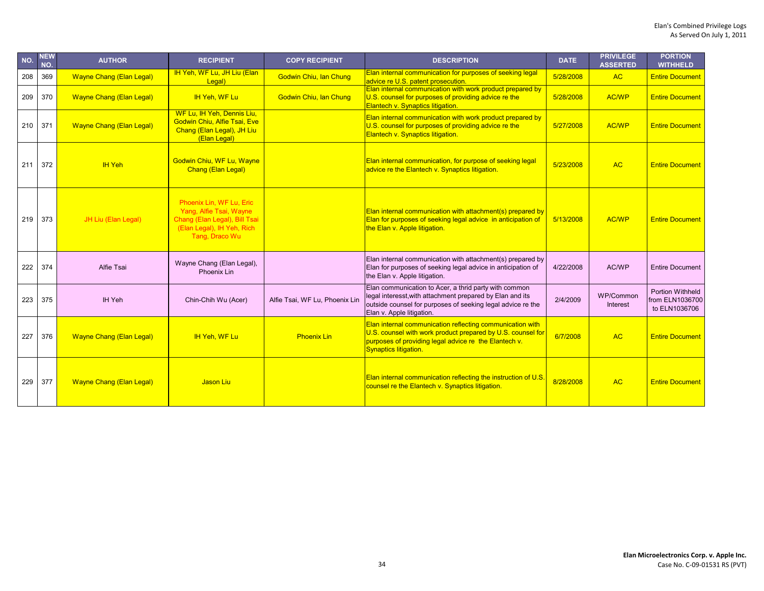| NO. | NEW NO. | AUTHOR | RECIPIENT | COPY RECIPIENT | DESCRIPTION | DATE | PRIVILEGE ASSERTED | PORTION WITHHELD |
|---|---|---|---|---|---|---|---|---|
| 208 | 369 | Wayne Chang (Elan Legal) | IH Yeh, WF Lu, JH Liu (Elan Legal) | Godwin Chiu, Ian Chung | Elan internal communication for purposes of seeking legal advice re U.S. patent prosecution. | 5/28/2008 | AC | Entire Document |
| 209 | 370 | Wayne Chang (Elan Legal) | IH Yeh, WF Lu | Godwin Chiu, Ian Chung | Elan internal communication with work product prepared by U.S. counsel for purposes of providing advice re the Elantech v. Synaptics litigation. | 5/28/2008 | AC/WP | Entire Document |
| 210 | 371 | Wayne Chang (Elan Legal) | WF Lu, IH Yeh, Dennis Liu, Godwin Chiu, Alfie Tsai, Eve Chang (Elan Legal), JH Liu (Elan Legal) | | Elan internal communication with work product prepared by U.S. counsel for purposes of providing advice re the Elantech v. Synaptics litigation. | 5/27/2008 | AC/WP | Entire Document |
| 211 | 372 | IH Yeh | Godwin Chiu, WF Lu, Wayne Chang (Elan Legal) | | Elan internal communication, for purpose of seeking legal advice re the Elantech v. Synaptics litigation. | 5/23/2008 | AC | Entire Document |
| 219 | 373 | JH Liu (Elan Legal) | Phoenix Lin, WF Lu, Eric Yang, Alfie Tsai, Wayne Chang (Elan Legal), Bill Tsai (Elan Legal), IH Yeh, Rich Tang, Draco Wu | | Elan internal communication with attachment(s) prepared by Elan for purposes of seeking legal advice in anticipation of the Elan v. Apple litigation. | 5/13/2008 | AC/WP | Entire Document |
| 222 | 374 | Alfie Tsai | Wayne Chang (Elan Legal), Phoenix Lin | | Elan internal communication with attachment(s) prepared by Elan for purposes of seeking legal advice in anticipation of the Elan v. Apple litigation. | 4/22/2008 | AC/WP | Entire Document |
| 223 | 375 | IH Yeh | Chin-Chih Wu (Acer) | Alfie Tsai, WF Lu, Phoenix Lin | Elan communication to Acer, a thrid party with common legal interesst,with attachment prepared by Elan and its outside counsel for purposes of seeking legal advice re the Elan v. Apple litigation. | 2/4/2009 | WP/Common Interest | Portion Withheld from ELN1036700 to ELN1036706 |
| 227 | 376 | Wayne Chang (Elan Legal) | IH Yeh, WF Lu | Phoenix Lin | Elan internal communication reflecting communication with U.S. counsel with work product prepared by U.S. counsel for purposes of providing legal advice re the Elantech v. Synaptics litigation. | 6/7/2008 | AC | Entire Document |
| 229 | 377 | Wayne Chang (Elan Legal) | Jason Liu | | Elan internal communication reflecting the instruction of U.S. counsel re the Elantech v. Synaptics litigation. | 8/28/2008 | AC | Entire Document |